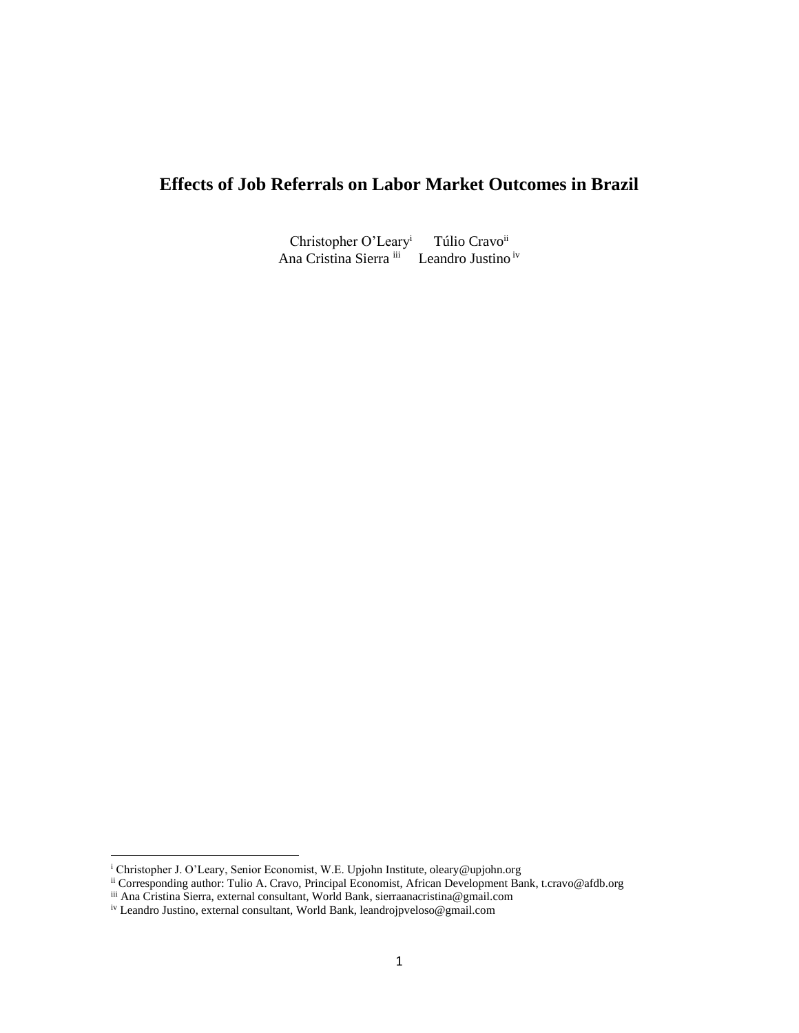# Effects of Job Referrals on Labor Market Outcomes in Brazil

Christopher O'Leary[i] Túlio Cravo[ii]
Ana Cristina Sierra [iii] Leandro Justino [iv]

---

[i] Christopher J. O'Leary, Senior Economist, W.E. Upjohn Institute, oleary@upjohn.org

[ii] Corresponding author: Tulio A. Cravo, Principal Economist, African Development Bank, t.cravo@afdb.org

[iii] Ana Cristina Sierra, external consultant, World Bank, sierraanacristina@gmail.com

[iv] Leandro Justino, external consultant, World Bank, leandrojpveloso@gmail.com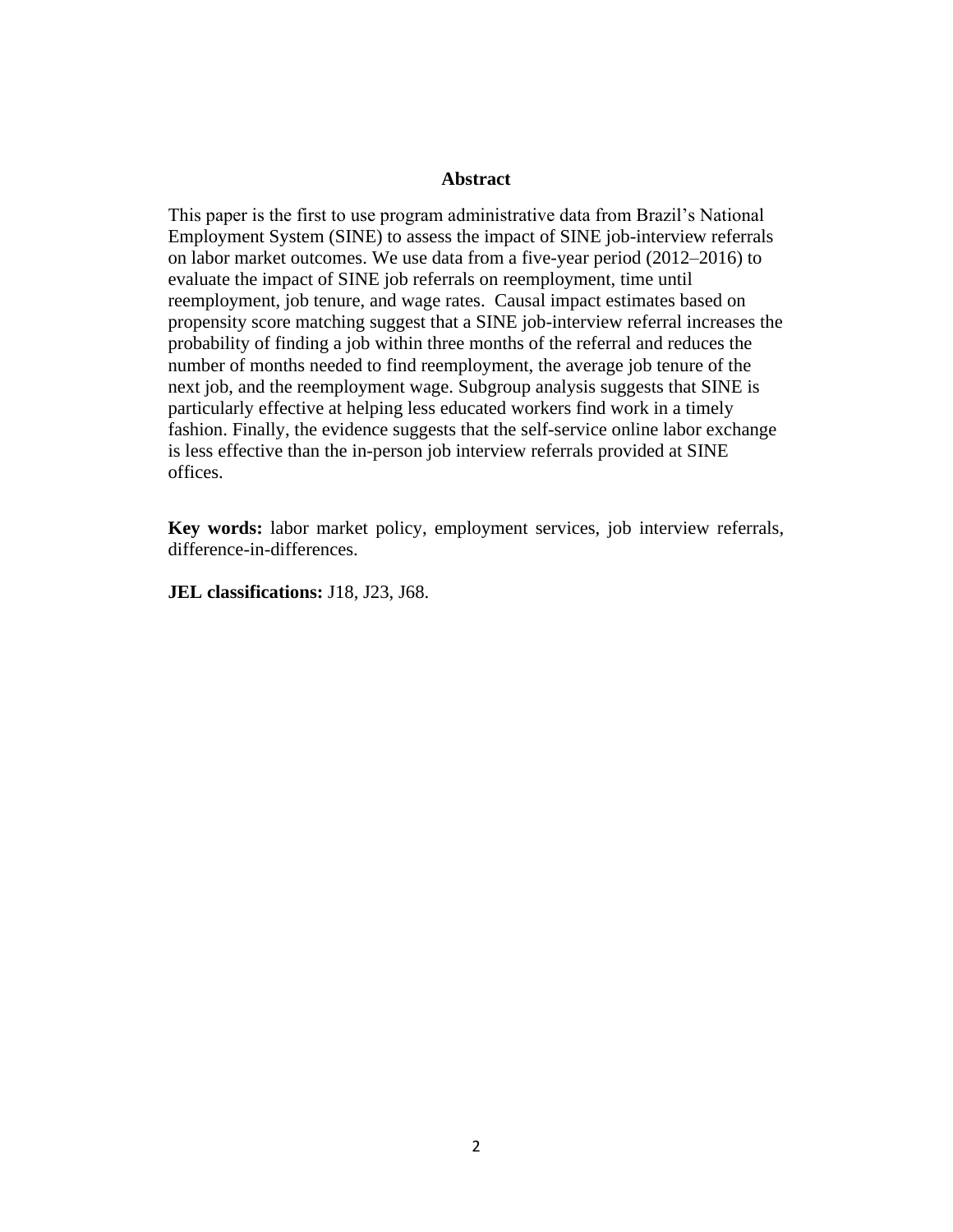# Abstract

This paper is the first to use program administrative data from Brazil's National Employment System (SINE) to assess the impact of SINE job-interview referrals on labor market outcomes. We use data from a five-year period (2012–2016) to evaluate the impact of SINE job referrals on reemployment, time until reemployment, job tenure, and wage rates. Causal impact estimates based on propensity score matching suggest that a SINE job-interview referral increases the probability of finding a job within three months of the referral and reduces the number of months needed to find reemployment, the average job tenure of the next job, and the reemployment wage. Subgroup analysis suggests that SINE is particularly effective at helping less educated workers find work in a timely fashion. Finally, the evidence suggests that the self-service online labor exchange is less effective than the in-person job interview referrals provided at SINE offices.

**Key words:** labor market policy, employment services, job interview referrals, difference-in-differences.

**JEL classifications:** J18, J23, J68.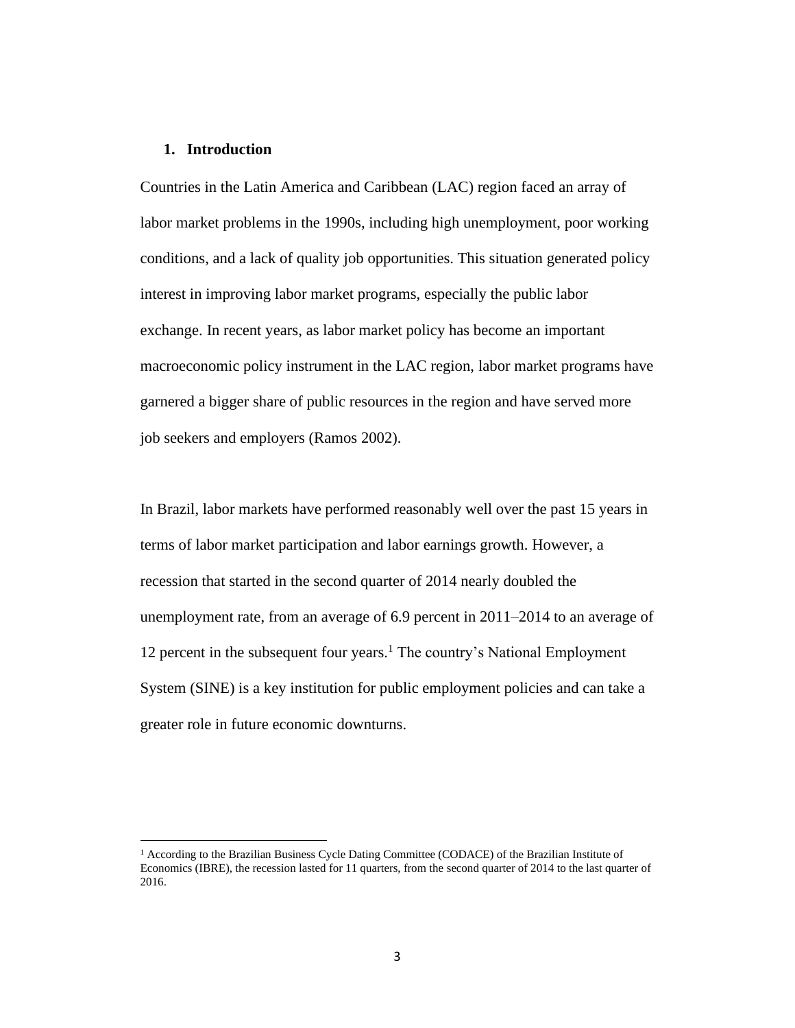## 1. Introduction

Countries in the Latin America and Caribbean (LAC) region faced an array of labor market problems in the 1990s, including high unemployment, poor working conditions, and a lack of quality job opportunities. This situation generated policy interest in improving labor market programs, especially the public labor exchange. In recent years, as labor market policy has become an important macroeconomic policy instrument in the LAC region, labor market programs have garnered a bigger share of public resources in the region and have served more job seekers and employers (Ramos 2002).

In Brazil, labor markets have performed reasonably well over the past 15 years in terms of labor market participation and labor earnings growth. However, a recession that started in the second quarter of 2014 nearly doubled the unemployment rate, from an average of 6.9 percent in 2011–2014 to an average of 12 percent in the subsequent four years.[1] The country's National Employment System (SINE) is a key institution for public employment policies and can take a greater role in future economic downturns.

[1] According to the Brazilian Business Cycle Dating Committee (CODACE) of the Brazilian Institute of Economics (IBRE), the recession lasted for 11 quarters, from the second quarter of 2014 to the last quarter of 2016.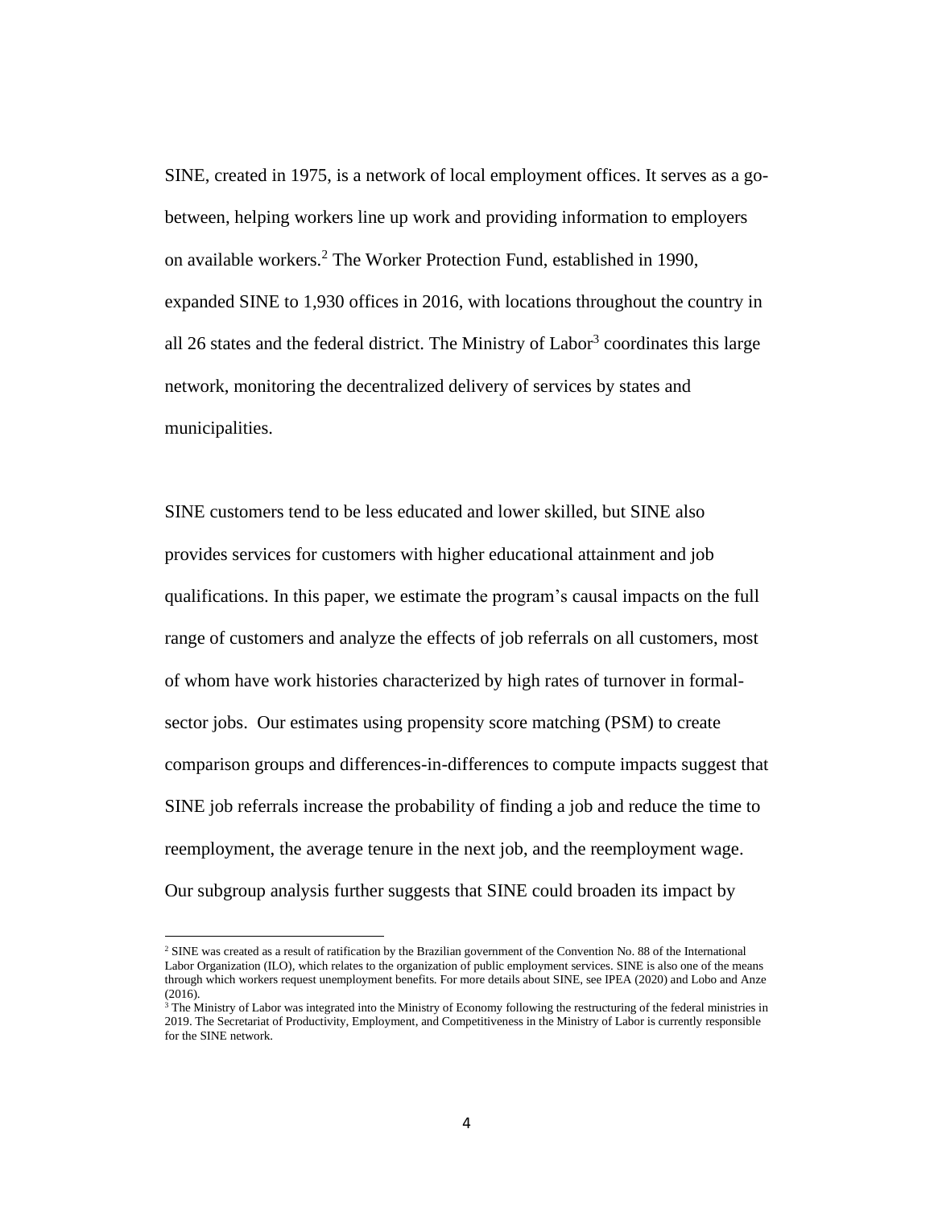SINE, created in 1975, is a network of local employment offices. It serves as a go-between, helping workers line up work and providing information to employers on available workers.[2] The Worker Protection Fund, established in 1990, expanded SINE to 1,930 offices in 2016, with locations throughout the country in all 26 states and the federal district. The Ministry of Labor[3] coordinates this large network, monitoring the decentralized delivery of services by states and municipalities.

SINE customers tend to be less educated and lower skilled, but SINE also provides services for customers with higher educational attainment and job qualifications. In this paper, we estimate the program's causal impacts on the full range of customers and analyze the effects of job referrals on all customers, most of whom have work histories characterized by high rates of turnover in formal-sector jobs. Our estimates using propensity score matching (PSM) to create comparison groups and differences-in-differences to compute impacts suggest that SINE job referrals increase the probability of finding a job and reduce the time to reemployment, the average tenure in the next job, and the reemployment wage. Our subgroup analysis further suggests that SINE could broaden its impact by

[2] SINE was created as a result of ratification by the Brazilian government of the Convention No. 88 of the International Labor Organization (ILO), which relates to the organization of public employment services. SINE is also one of the means through which workers request unemployment benefits. For more details about SINE, see IPEA (2020) and Lobo and Anze (2016).

[3] The Ministry of Labor was integrated into the Ministry of Economy following the restructuring of the federal ministries in 2019. The Secretariat of Productivity, Employment, and Competitiveness in the Ministry of Labor is currently responsible for the SINE network.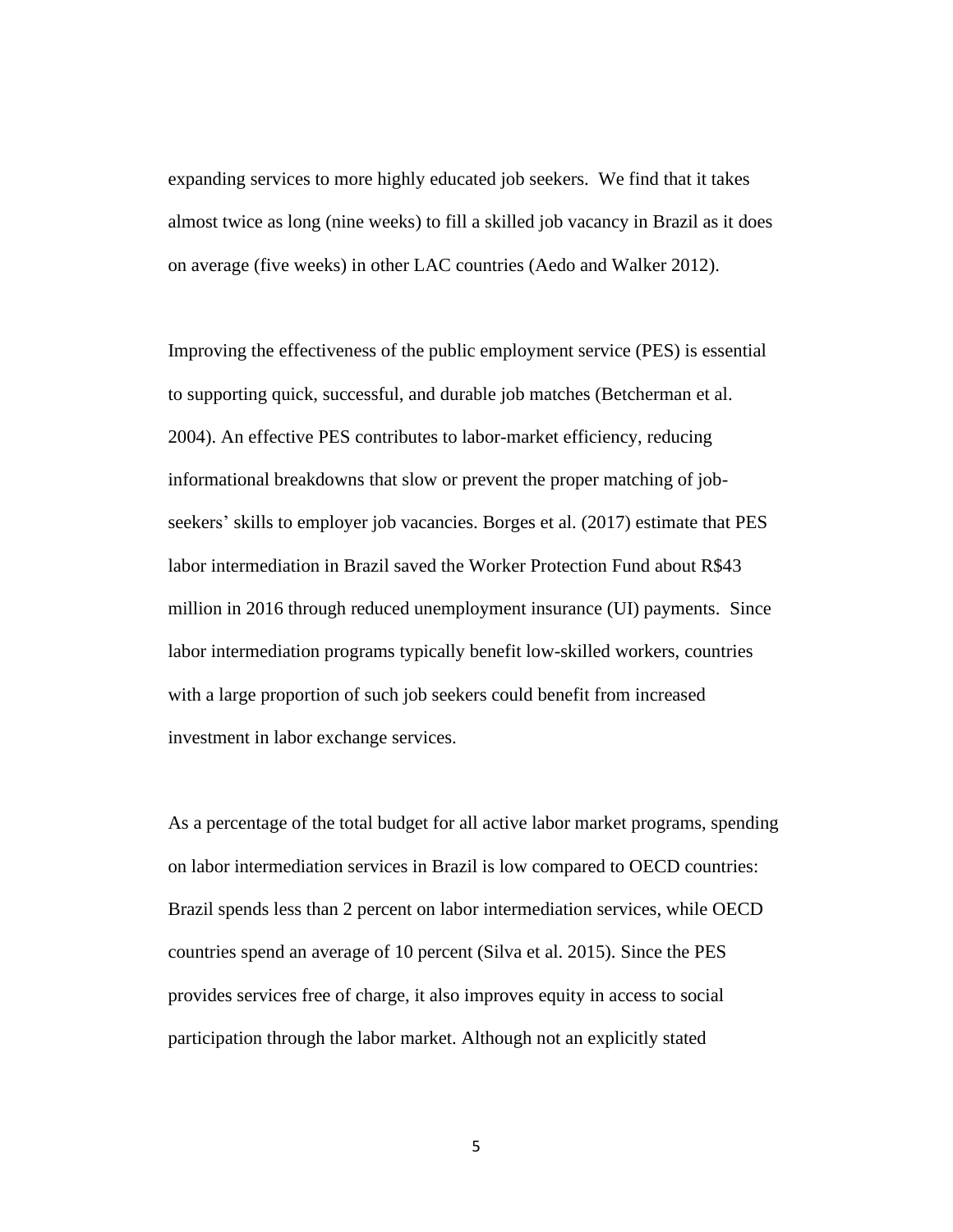expanding services to more highly educated job seekers.  We find that it takes almost twice as long (nine weeks) to fill a skilled job vacancy in Brazil as it does on average (five weeks) in other LAC countries (Aedo and Walker 2012).

Improving the effectiveness of the public employment service (PES) is essential to supporting quick, successful, and durable job matches (Betcherman et al. 2004). An effective PES contributes to labor-market efficiency, reducing informational breakdowns that slow or prevent the proper matching of job-seekers' skills to employer job vacancies. Borges et al. (2017) estimate that PES labor intermediation in Brazil saved the Worker Protection Fund about R$43 million in 2016 through reduced unemployment insurance (UI) payments.  Since labor intermediation programs typically benefit low-skilled workers, countries with a large proportion of such job seekers could benefit from increased investment in labor exchange services.

As a percentage of the total budget for all active labor market programs, spending on labor intermediation services in Brazil is low compared to OECD countries: Brazil spends less than 2 percent on labor intermediation services, while OECD countries spend an average of 10 percent (Silva et al. 2015). Since the PES provides services free of charge, it also improves equity in access to social participation through the labor market. Although not an explicitly stated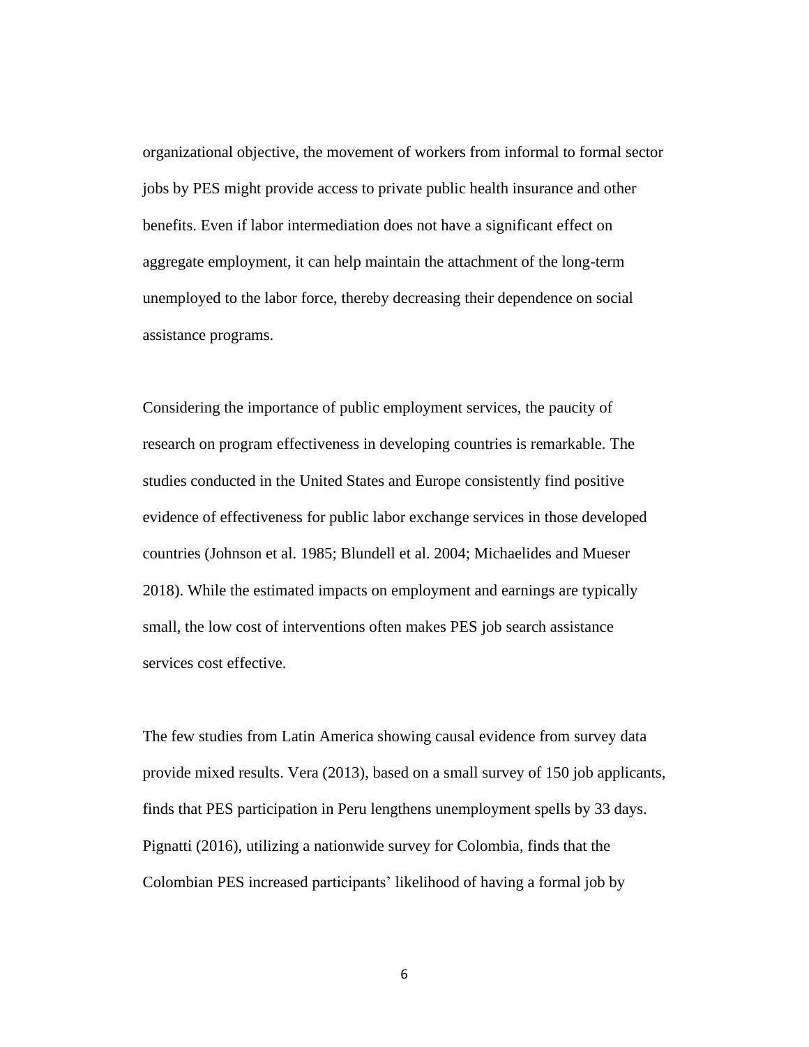organizational objective, the movement of workers from informal to formal sector jobs by PES might provide access to private public health insurance and other benefits. Even if labor intermediation does not have a significant effect on aggregate employment, it can help maintain the attachment of the long-term unemployed to the labor force, thereby decreasing their dependence on social assistance programs.

Considering the importance of public employment services, the paucity of research on program effectiveness in developing countries is remarkable. The studies conducted in the United States and Europe consistently find positive evidence of effectiveness for public labor exchange services in those developed countries (Johnson et al. 1985; Blundell et al. 2004; Michaelides and Mueser 2018). While the estimated impacts on employment and earnings are typically small, the low cost of interventions often makes PES job search assistance services cost effective.

The few studies from Latin America showing causal evidence from survey data provide mixed results. Vera (2013), based on a small survey of 150 job applicants, finds that PES participation in Peru lengthens unemployment spells by 33 days. Pignatti (2016), utilizing a nationwide survey for Colombia, finds that the Colombian PES increased participants' likelihood of having a formal job by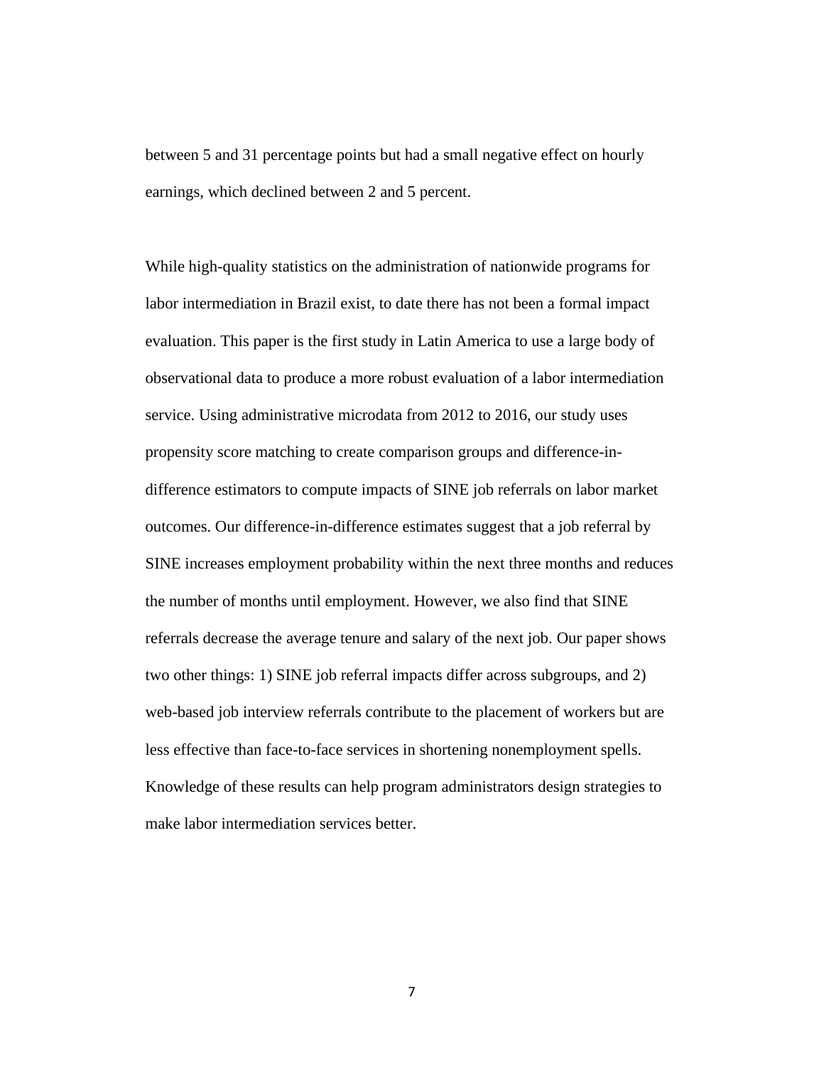between 5 and 31 percentage points but had a small negative effect on hourly earnings, which declined between 2 and 5 percent.

While high-quality statistics on the administration of nationwide programs for labor intermediation in Brazil exist, to date there has not been a formal impact evaluation. This paper is the first study in Latin America to use a large body of observational data to produce a more robust evaluation of a labor intermediation service. Using administrative microdata from 2012 to 2016, our study uses propensity score matching to create comparison groups and difference-in-difference estimators to compute impacts of SINE job referrals on labor market outcomes. Our difference-in-difference estimates suggest that a job referral by SINE increases employment probability within the next three months and reduces the number of months until employment. However, we also find that SINE referrals decrease the average tenure and salary of the next job. Our paper shows two other things: 1) SINE job referral impacts differ across subgroups, and 2) web-based job interview referrals contribute to the placement of workers but are less effective than face-to-face services in shortening nonemployment spells. Knowledge of these results can help program administrators design strategies to make labor intermediation services better.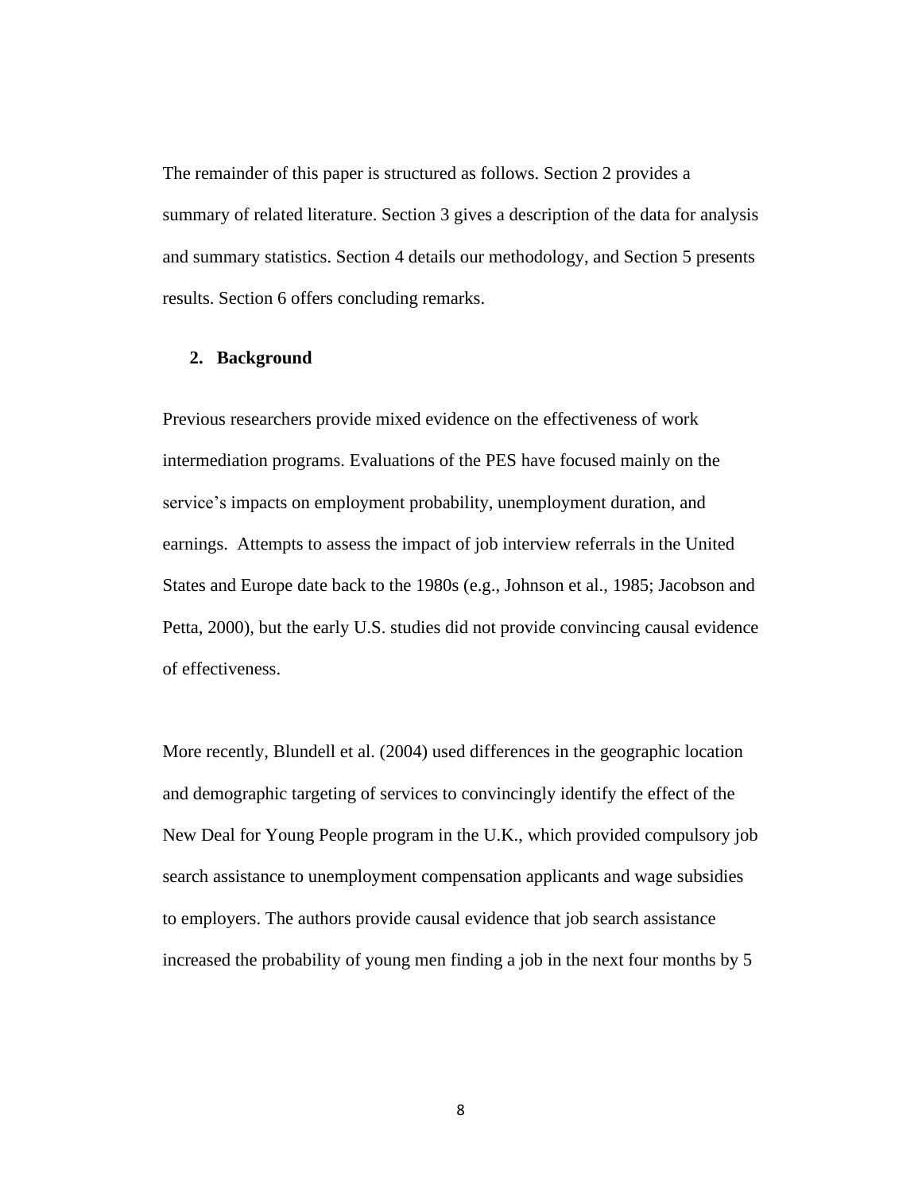The remainder of this paper is structured as follows. Section 2 provides a summary of related literature. Section 3 gives a description of the data for analysis and summary statistics. Section 4 details our methodology, and Section 5 presents results. Section 6 offers concluding remarks.

## 2. Background

Previous researchers provide mixed evidence on the effectiveness of work intermediation programs. Evaluations of the PES have focused mainly on the service's impacts on employment probability, unemployment duration, and earnings. Attempts to assess the impact of job interview referrals in the United States and Europe date back to the 1980s (e.g., Johnson et al., 1985; Jacobson and Petta, 2000), but the early U.S. studies did not provide convincing causal evidence of effectiveness.

More recently, Blundell et al. (2004) used differences in the geographic location and demographic targeting of services to convincingly identify the effect of the New Deal for Young People program in the U.K., which provided compulsory job search assistance to unemployment compensation applicants and wage subsidies to employers. The authors provide causal evidence that job search assistance increased the probability of young men finding a job in the next four months by 5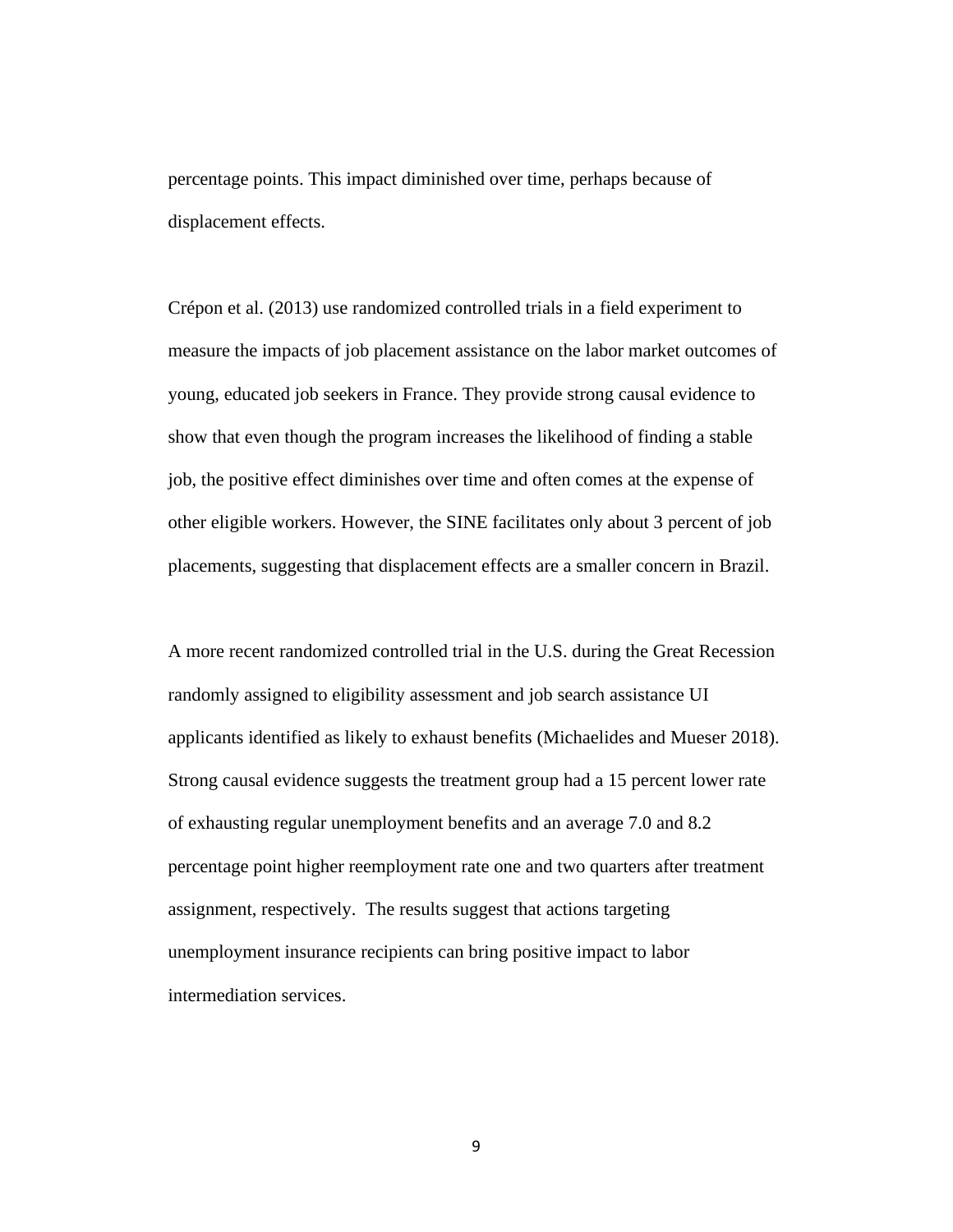percentage points. This impact diminished over time, perhaps because of displacement effects.

Crépon et al. (2013) use randomized controlled trials in a field experiment to measure the impacts of job placement assistance on the labor market outcomes of young, educated job seekers in France. They provide strong causal evidence to show that even though the program increases the likelihood of finding a stable job, the positive effect diminishes over time and often comes at the expense of other eligible workers. However, the SINE facilitates only about 3 percent of job placements, suggesting that displacement effects are a smaller concern in Brazil.

A more recent randomized controlled trial in the U.S. during the Great Recession randomly assigned to eligibility assessment and job search assistance UI applicants identified as likely to exhaust benefits (Michaelides and Mueser 2018). Strong causal evidence suggests the treatment group had a 15 percent lower rate of exhausting regular unemployment benefits and an average 7.0 and 8.2 percentage point higher reemployment rate one and two quarters after treatment assignment, respectively. The results suggest that actions targeting unemployment insurance recipients can bring positive impact to labor intermediation services.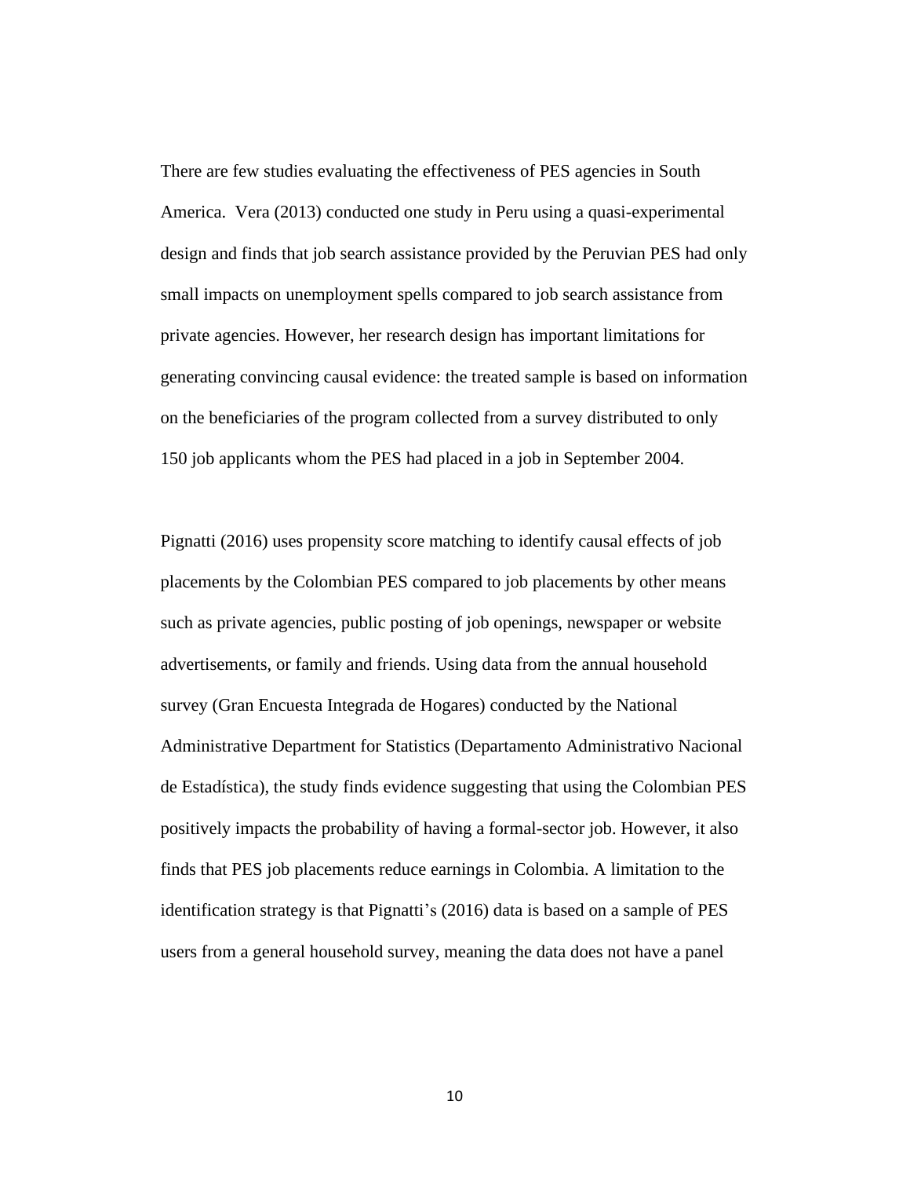There are few studies evaluating the effectiveness of PES agencies in South America. Vera (2013) conducted one study in Peru using a quasi-experimental design and finds that job search assistance provided by the Peruvian PES had only small impacts on unemployment spells compared to job search assistance from private agencies. However, her research design has important limitations for generating convincing causal evidence: the treated sample is based on information on the beneficiaries of the program collected from a survey distributed to only 150 job applicants whom the PES had placed in a job in September 2004.

Pignatti (2016) uses propensity score matching to identify causal effects of job placements by the Colombian PES compared to job placements by other means such as private agencies, public posting of job openings, newspaper or website advertisements, or family and friends. Using data from the annual household survey (Gran Encuesta Integrada de Hogares) conducted by the National Administrative Department for Statistics (Departamento Administrativo Nacional de Estadística), the study finds evidence suggesting that using the Colombian PES positively impacts the probability of having a formal-sector job. However, it also finds that PES job placements reduce earnings in Colombia. A limitation to the identification strategy is that Pignatti's (2016) data is based on a sample of PES users from a general household survey, meaning the data does not have a panel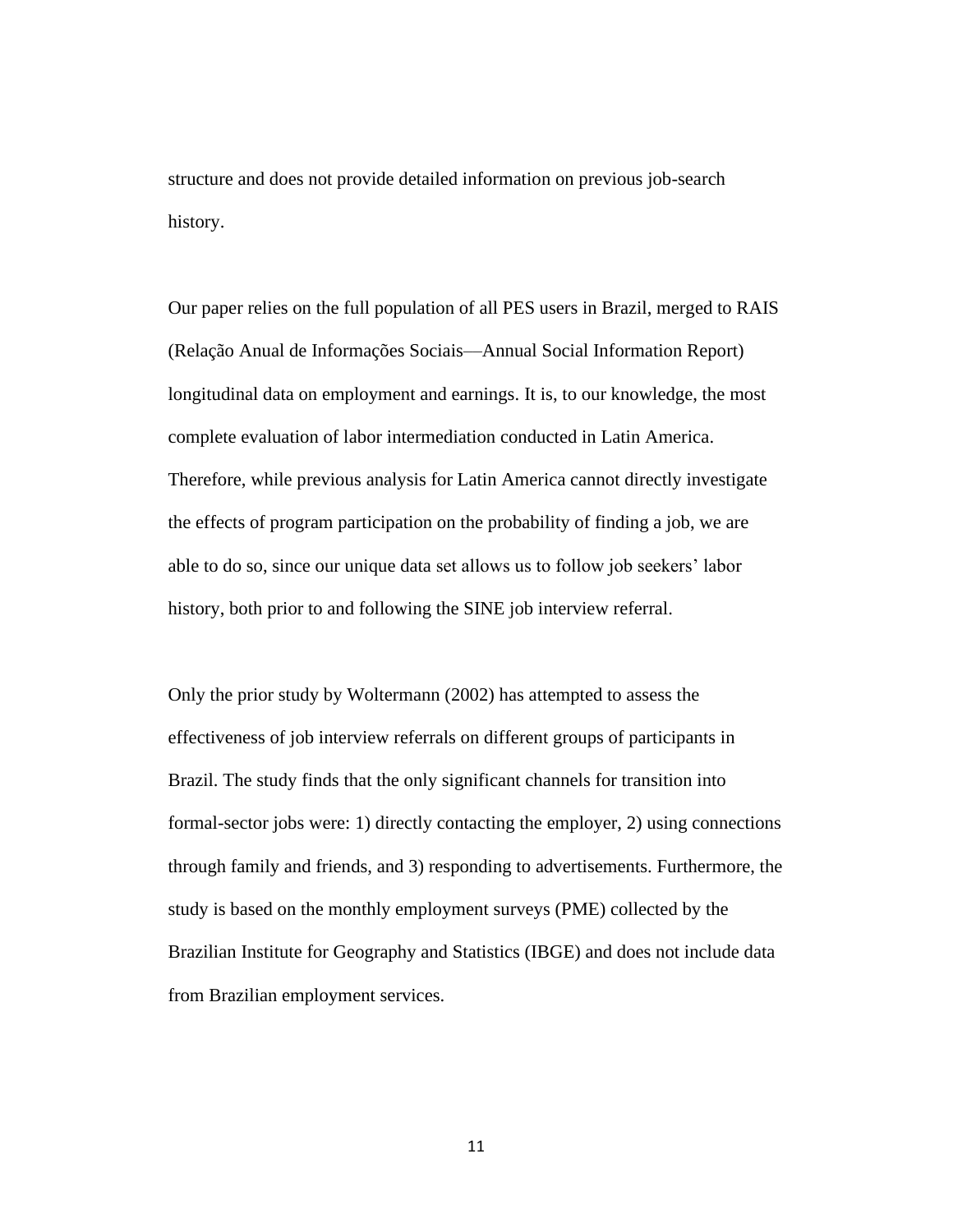structure and does not provide detailed information on previous job-search history.

Our paper relies on the full population of all PES users in Brazil, merged to RAIS (Relação Anual de Informações Sociais—Annual Social Information Report) longitudinal data on employment and earnings. It is, to our knowledge, the most complete evaluation of labor intermediation conducted in Latin America. Therefore, while previous analysis for Latin America cannot directly investigate the effects of program participation on the probability of finding a job, we are able to do so, since our unique data set allows us to follow job seekers' labor history, both prior to and following the SINE job interview referral.

Only the prior study by Woltermann (2002) has attempted to assess the effectiveness of job interview referrals on different groups of participants in Brazil. The study finds that the only significant channels for transition into formal-sector jobs were: 1) directly contacting the employer, 2) using connections through family and friends, and 3) responding to advertisements. Furthermore, the study is based on the monthly employment surveys (PME) collected by the Brazilian Institute for Geography and Statistics (IBGE) and does not include data from Brazilian employment services.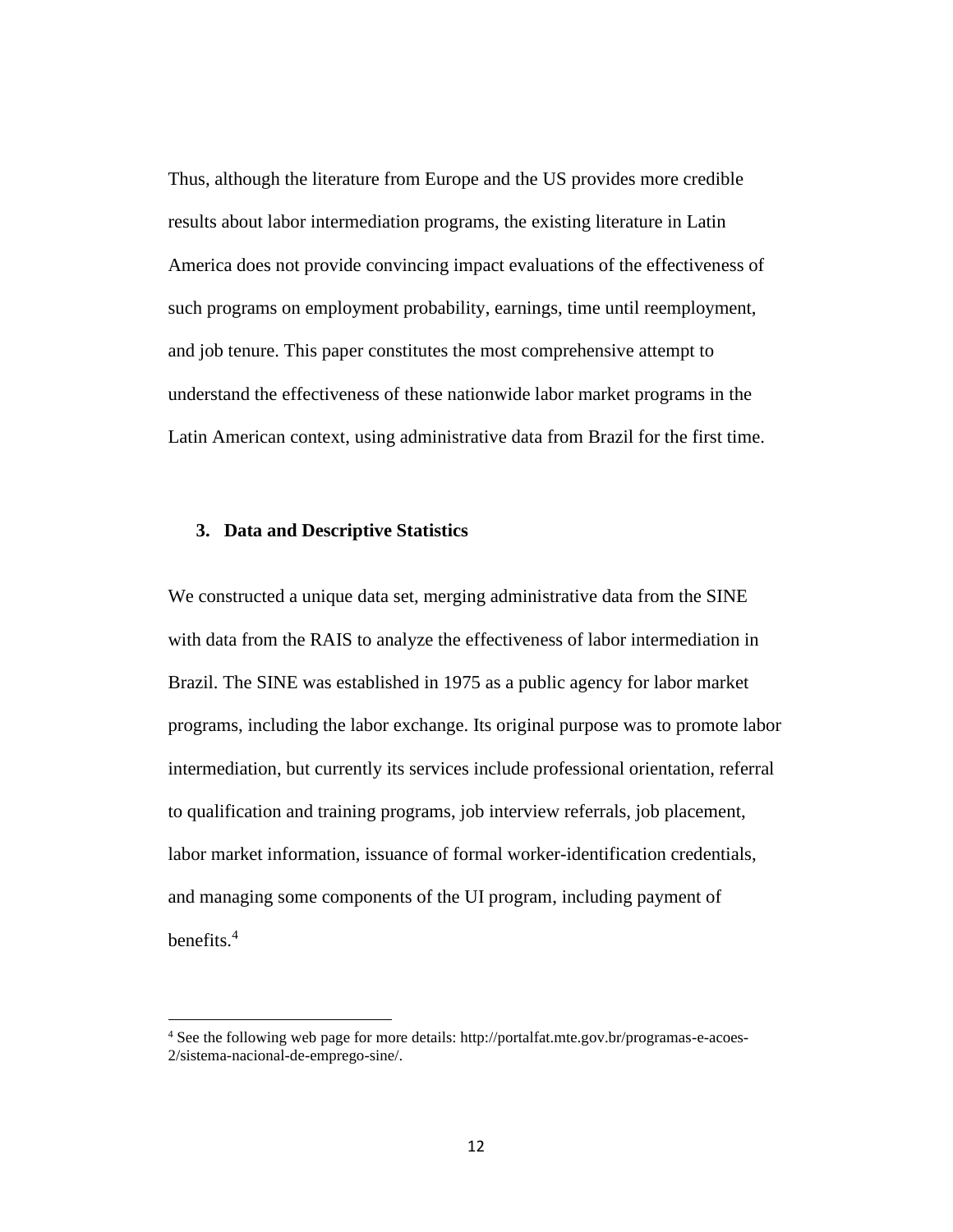Thus, although the literature from Europe and the US provides more credible results about labor intermediation programs, the existing literature in Latin America does not provide convincing impact evaluations of the effectiveness of such programs on employment probability, earnings, time until reemployment, and job tenure. This paper constitutes the most comprehensive attempt to understand the effectiveness of these nationwide labor market programs in the Latin American context, using administrative data from Brazil for the first time.

## 3. Data and Descriptive Statistics

We constructed a unique data set, merging administrative data from the SINE with data from the RAIS to analyze the effectiveness of labor intermediation in Brazil. The SINE was established in 1975 as a public agency for labor market programs, including the labor exchange. Its original purpose was to promote labor intermediation, but currently its services include professional orientation, referral to qualification and training programs, job interview referrals, job placement, labor market information, issuance of formal worker-identification credentials, and managing some components of the UI program, including payment of benefits.[4]

---

[4] See the following web page for more details: http://portalfat.mte.gov.br/programas-e-acoes-2/sistema-nacional-de-emprego-sine/.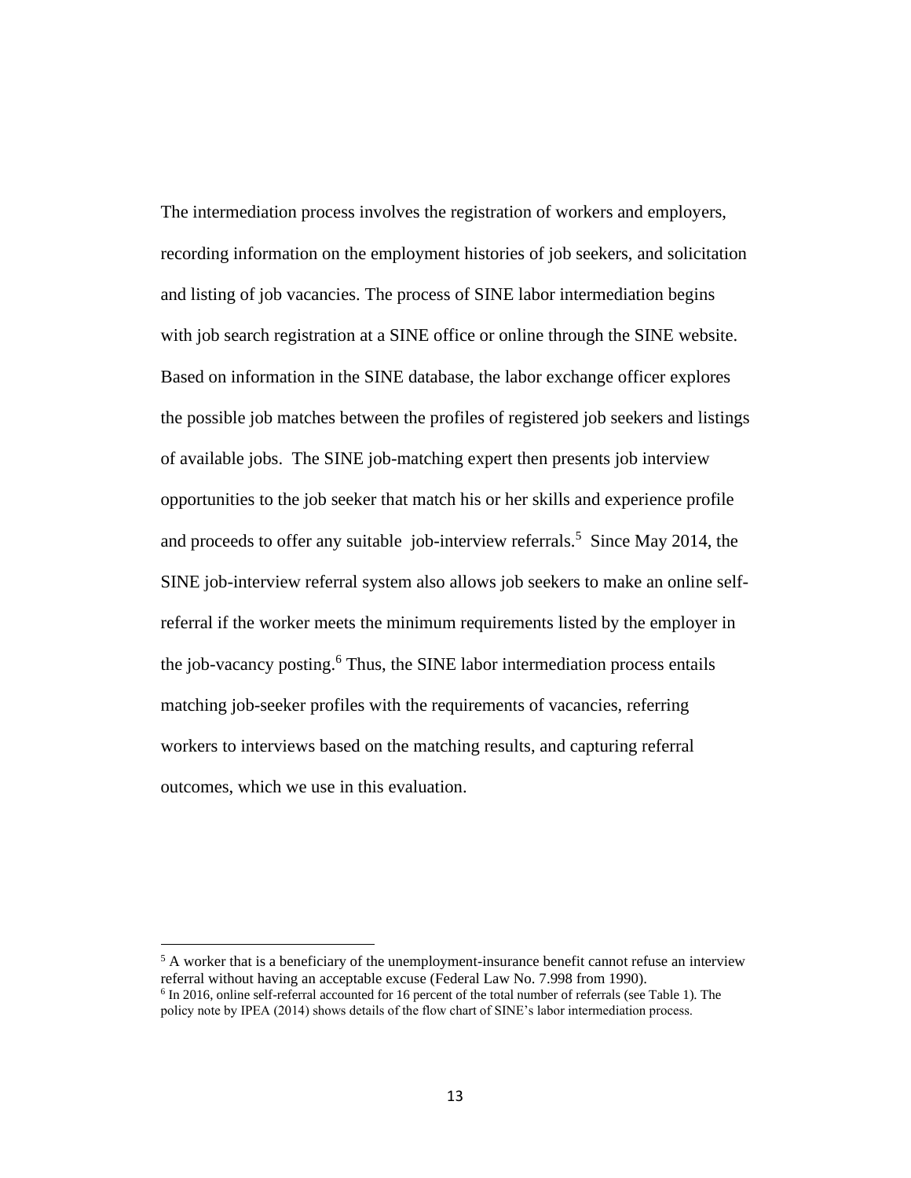The intermediation process involves the registration of workers and employers, recording information on the employment histories of job seekers, and solicitation and listing of job vacancies. The process of SINE labor intermediation begins with job search registration at a SINE office or online through the SINE website. Based on information in the SINE database, the labor exchange officer explores the possible job matches between the profiles of registered job seekers and listings of available jobs. The SINE job-matching expert then presents job interview opportunities to the job seeker that match his or her skills and experience profile and proceeds to offer any suitable job-interview referrals.[5] Since May 2014, the SINE job-interview referral system also allows job seekers to make an online self-referral if the worker meets the minimum requirements listed by the employer in the job-vacancy posting.[6] Thus, the SINE labor intermediation process entails matching job-seeker profiles with the requirements of vacancies, referring workers to interviews based on the matching results, and capturing referral outcomes, which we use in this evaluation.

[5] A worker that is a beneficiary of the unemployment-insurance benefit cannot refuse an interview referral without having an acceptable excuse (Federal Law No. 7.998 from 1990).

[6] In 2016, online self-referral accounted for 16 percent of the total number of referrals (see Table 1). The policy note by IPEA (2014) shows details of the flow chart of SINE's labor intermediation process.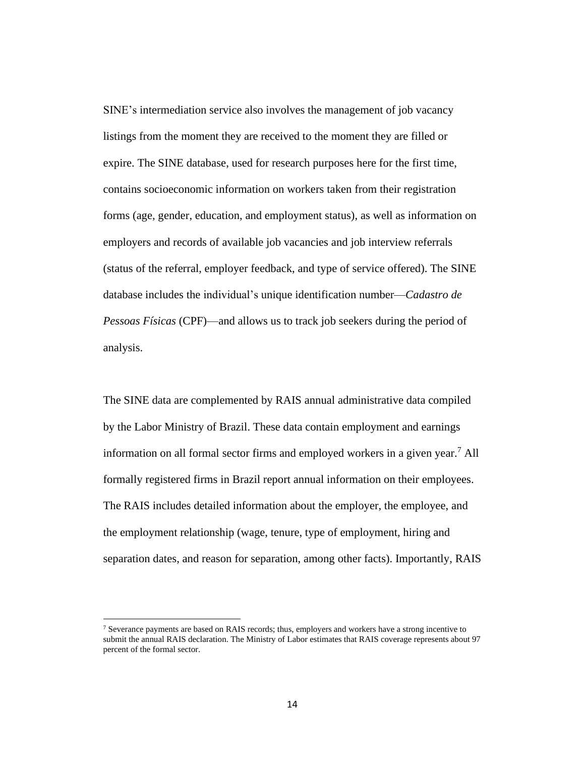SINE's intermediation service also involves the management of job vacancy listings from the moment they are received to the moment they are filled or expire. The SINE database, used for research purposes here for the first time, contains socioeconomic information on workers taken from their registration forms (age, gender, education, and employment status), as well as information on employers and records of available job vacancies and job interview referrals (status of the referral, employer feedback, and type of service offered). The SINE database includes the individual's unique identification number—*Cadastro de Pessoas Físicas* (CPF)—and allows us to track job seekers during the period of analysis.

The SINE data are complemented by RAIS annual administrative data compiled by the Labor Ministry of Brazil. These data contain employment and earnings information on all formal sector firms and employed workers in a given year.[7] All formally registered firms in Brazil report annual information on their employees. The RAIS includes detailed information about the employer, the employee, and the employment relationship (wage, tenure, type of employment, hiring and separation dates, and reason for separation, among other facts). Importantly, RAIS

---

[7] Severance payments are based on RAIS records; thus, employers and workers have a strong incentive to submit the annual RAIS declaration. The Ministry of Labor estimates that RAIS coverage represents about 97 percent of the formal sector.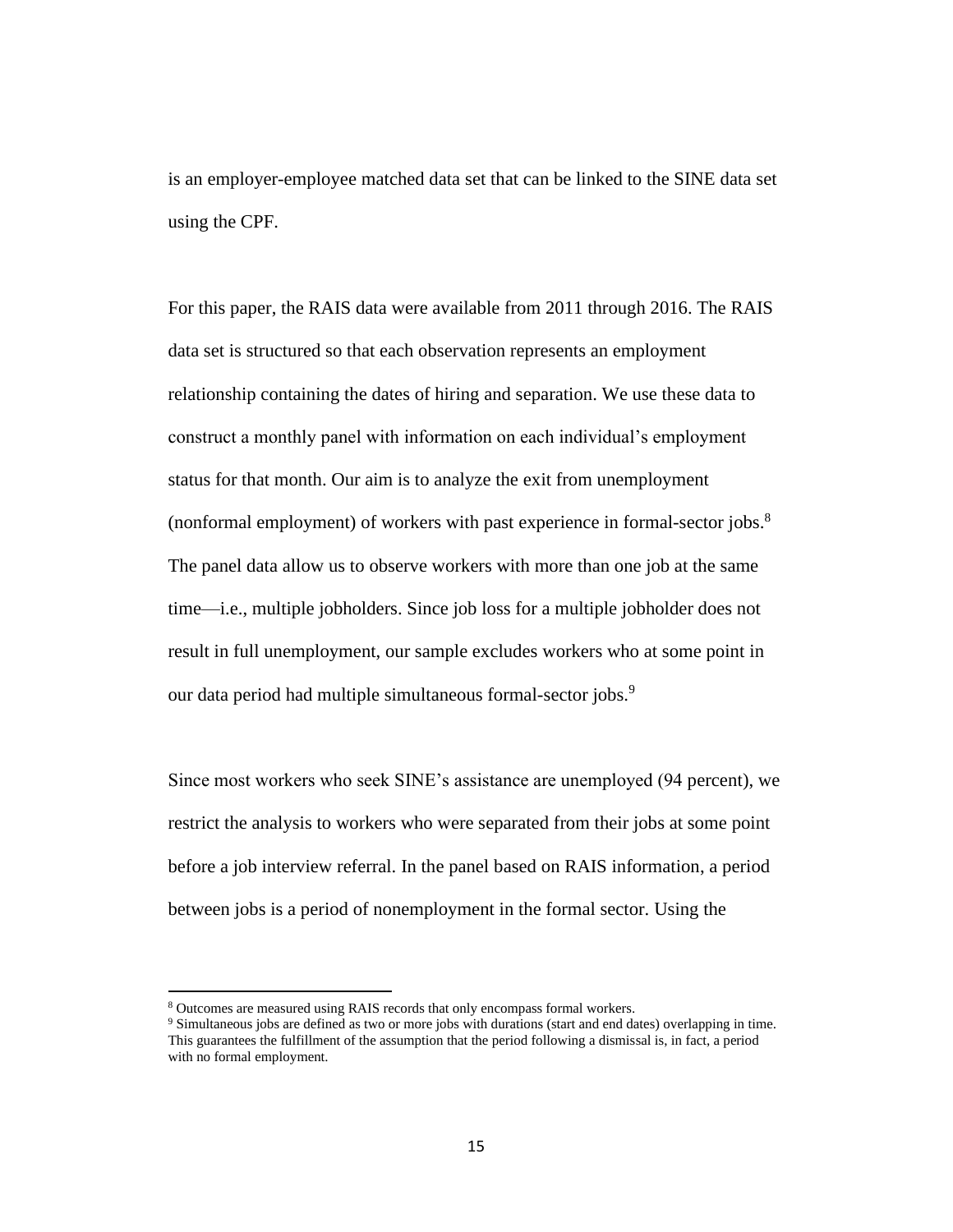is an employer-employee matched data set that can be linked to the SINE data set using the CPF.

For this paper, the RAIS data were available from 2011 through 2016. The RAIS data set is structured so that each observation represents an employment relationship containing the dates of hiring and separation. We use these data to construct a monthly panel with information on each individual's employment status for that month. Our aim is to analyze the exit from unemployment (nonformal employment) of workers with past experience in formal-sector jobs.[8] The panel data allow us to observe workers with more than one job at the same time—i.e., multiple jobholders. Since job loss for a multiple jobholder does not result in full unemployment, our sample excludes workers who at some point in our data period had multiple simultaneous formal-sector jobs.[9]

Since most workers who seek SINE's assistance are unemployed (94 percent), we restrict the analysis to workers who were separated from their jobs at some point before a job interview referral. In the panel based on RAIS information, a period between jobs is a period of nonemployment in the formal sector. Using the

[8] Outcomes are measured using RAIS records that only encompass formal workers.

[9] Simultaneous jobs are defined as two or more jobs with durations (start and end dates) overlapping in time. This guarantees the fulfillment of the assumption that the period following a dismissal is, in fact, a period with no formal employment.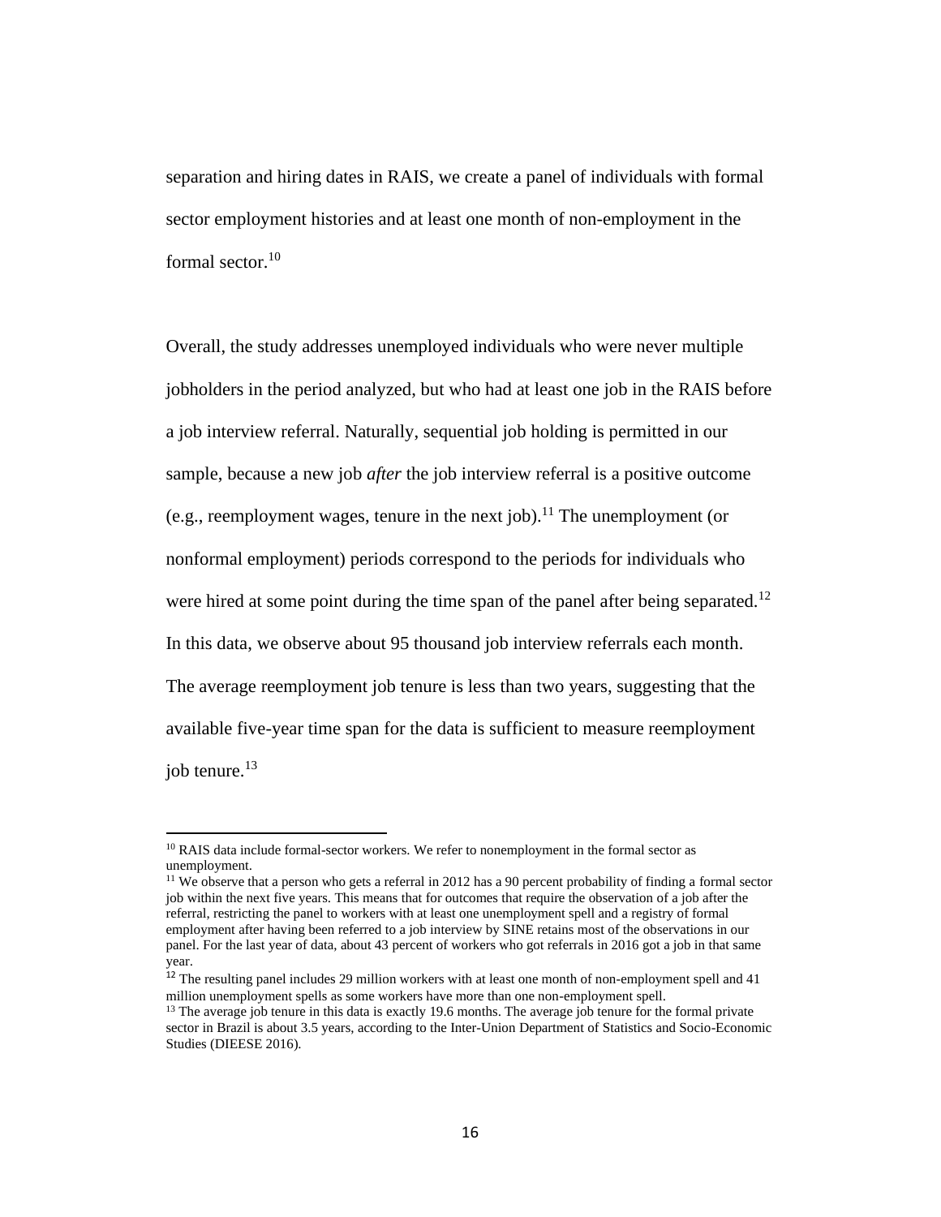separation and hiring dates in RAIS, we create a panel of individuals with formal sector employment histories and at least one month of non-employment in the formal sector.[10]

Overall, the study addresses unemployed individuals who were never multiple jobholders in the period analyzed, but who had at least one job in the RAIS before a job interview referral. Naturally, sequential job holding is permitted in our sample, because a new job *after* the job interview referral is a positive outcome (e.g., reemployment wages, tenure in the next job).[11] The unemployment (or nonformal employment) periods correspond to the periods for individuals who were hired at some point during the time span of the panel after being separated.[12] In this data, we observe about 95 thousand job interview referrals each month. The average reemployment job tenure is less than two years, suggesting that the available five-year time span for the data is sufficient to measure reemployment job tenure.[13]

---

[10] RAIS data include formal-sector workers. We refer to nonemployment in the formal sector as unemployment.

[11] We observe that a person who gets a referral in 2012 has a 90 percent probability of finding a formal sector job within the next five years. This means that for outcomes that require the observation of a job after the referral, restricting the panel to workers with at least one unemployment spell and a registry of formal employment after having been referred to a job interview by SINE retains most of the observations in our panel. For the last year of data, about 43 percent of workers who got referrals in 2016 got a job in that same year.

[12] The resulting panel includes 29 million workers with at least one month of non-employment spell and 41 million unemployment spells as some workers have more than one non-employment spell.

[13] The average job tenure in this data is exactly 19.6 months. The average job tenure for the formal private sector in Brazil is about 3.5 years, according to the Inter-Union Department of Statistics and Socio-Economic Studies (DIEESE 2016).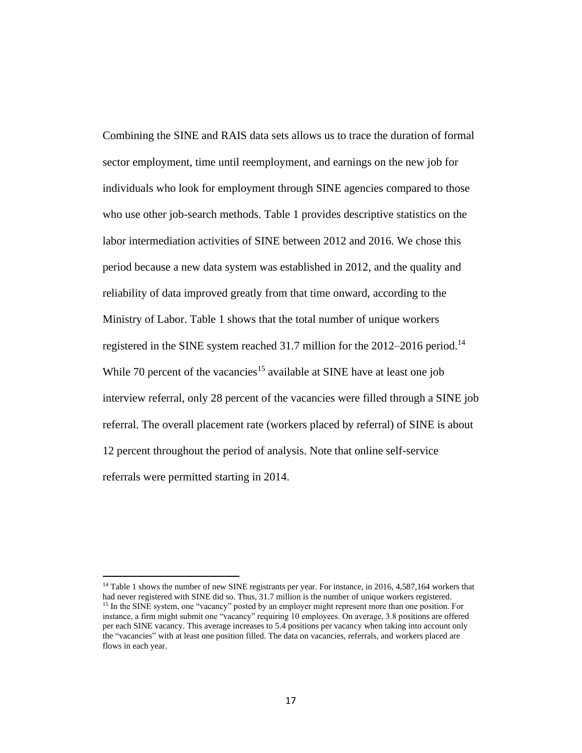Combining the SINE and RAIS data sets allows us to trace the duration of formal sector employment, time until reemployment, and earnings on the new job for individuals who look for employment through SINE agencies compared to those who use other job-search methods. Table 1 provides descriptive statistics on the labor intermediation activities of SINE between 2012 and 2016. We chose this period because a new data system was established in 2012, and the quality and reliability of data improved greatly from that time onward, according to the Ministry of Labor. Table 1 shows that the total number of unique workers registered in the SINE system reached 31.7 million for the 2012–2016 period.[14] While 70 percent of the vacancies[15] available at SINE have at least one job interview referral, only 28 percent of the vacancies were filled through a SINE job referral. The overall placement rate (workers placed by referral) of SINE is about 12 percent throughout the period of analysis. Note that online self-service referrals were permitted starting in 2014.

---

[14] Table 1 shows the number of new SINE registrants per year. For instance, in 2016, 4,587,164 workers that had never registered with SINE did so. Thus, 31.7 million is the number of unique workers registered.

[15] In the SINE system, one "vacancy" posted by an employer might represent more than one position. For instance, a firm might submit one "vacancy" requiring 10 employees. On average, 3.8 positions are offered per each SINE vacancy. This average increases to 5.4 positions per vacancy when taking into account only the "vacancies" with at least one position filled. The data on vacancies, referrals, and workers placed are flows in each year.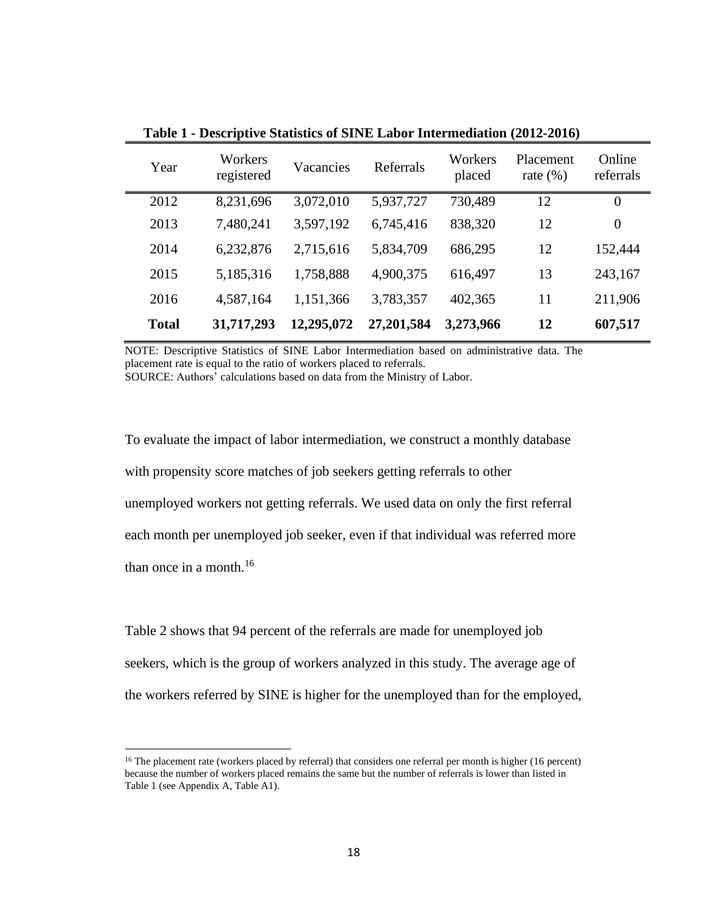**Table 1 - Descriptive Statistics of SINE Labor Intermediation (2012-2016)**

| Year | Workers registered | Vacancies | Referrals | Workers placed | Placement rate (%) | Online referrals |
|---|---|---|---|---|---|---|
| 2012 | 8,231,696 | 3,072,010 | 5,937,727 | 730,489 | 12 | 0 |
| 2013 | 7,480,241 | 3,597,192 | 6,745,416 | 838,320 | 12 | 0 |
| 2014 | 6,232,876 | 2,715,616 | 5,834,709 | 686,295 | 12 | 152,444 |
| 2015 | 5,185,316 | 1,758,888 | 4,900,375 | 616,497 | 13 | 243,167 |
| 2016 | 4,587,164 | 1,151,366 | 3,783,357 | 402,365 | 11 | 211,906 |
| **Total** | **31,717,293** | **12,295,072** | **27,201,584** | **3,273,966** | **12** | **607,517** |

NOTE: Descriptive Statistics of SINE Labor Intermediation based on administrative data. The placement rate is equal to the ratio of workers placed to referrals.
SOURCE: Authors' calculations based on data from the Ministry of Labor.

To evaluate the impact of labor intermediation, we construct a monthly database with propensity score matches of job seekers getting referrals to other unemployed workers not getting referrals. We used data on only the first referral each month per unemployed job seeker, even if that individual was referred more than once in a month.[16]

Table 2 shows that 94 percent of the referrals are made for unemployed job seekers, which is the group of workers analyzed in this study. The average age of the workers referred by SINE is higher for the unemployed than for the employed,

[16] The placement rate (workers placed by referral) that considers one referral per month is higher (16 percent) because the number of workers placed remains the same but the number of referrals is lower than listed in Table 1 (see Appendix A, Table A1).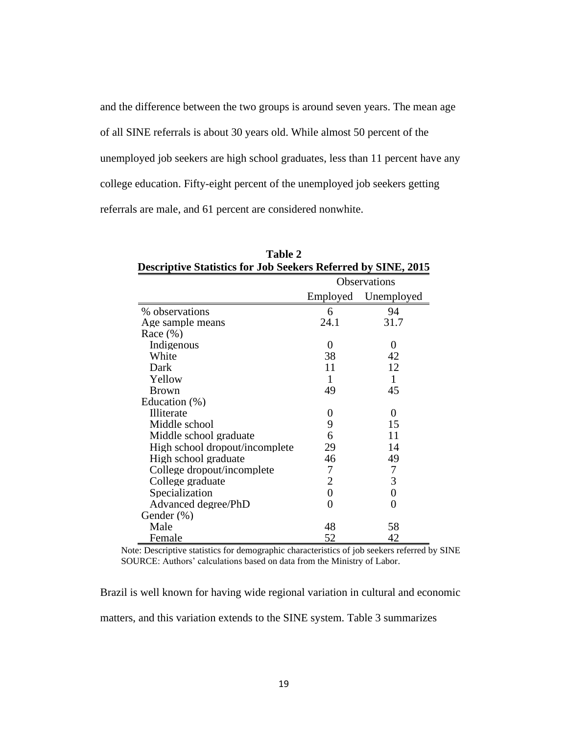and the difference between the two groups is around seven years. The mean age of all SINE referrals is about 30 years old. While almost 50 percent of the unemployed job seekers are high school graduates, less than 11 percent have any college education. Fifty-eight percent of the unemployed job seekers getting referrals are male, and 61 percent are considered nonwhite.

**Table 2**
**Descriptive Statistics for Job Seekers Referred by SINE, 2015**

| | Observations | |
|---|---|---|
| | Employed | Unemployed |
| % observations | 6 | 94 |
| Age sample means | 24.1 | 31.7 |
| Race (%) | | |
| Indigenous | 0 | 0 |
| White | 38 | 42 |
| Dark | 11 | 12 |
| Yellow | 1 | 1 |
| Brown | 49 | 45 |
| Education (%) | | |
| Illiterate | 0 | 0 |
| Middle school | 9 | 15 |
| Middle school graduate | 6 | 11 |
| High school dropout/incomplete | 29 | 14 |
| High school graduate | 46 | 49 |
| College dropout/incomplete | 7 | 7 |
| College graduate | 2 | 3 |
| Specialization | 0 | 0 |
| Advanced degree/PhD | 0 | 0 |
| Gender (%) | | |
| Male | 48 | 58 |
| Female | 52 | 42 |

Note: Descriptive statistics for demographic characteristics of job seekers referred by SINE
SOURCE: Authors' calculations based on data from the Ministry of Labor.

Brazil is well known for having wide regional variation in cultural and economic matters, and this variation extends to the SINE system. Table 3 summarizes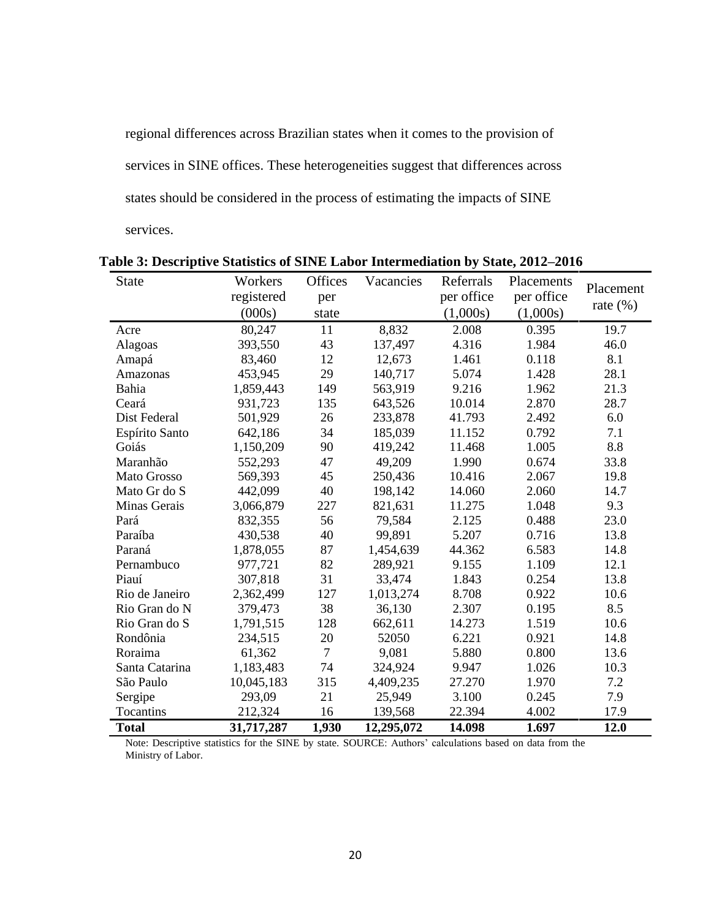regional differences across Brazilian states when it comes to the provision of services in SINE offices. These heterogeneities suggest that differences across states should be considered in the process of estimating the impacts of SINE services.

**Table 3: Descriptive Statistics of SINE Labor Intermediation by State, 2012–2016**

| State | Workers registered (000s) | Offices per state | Vacancies | Referrals per office (1,000s) | Placements per office (1,000s) | Placement rate (%) |
|---|---|---|---|---|---|---|
| Acre | 80,247 | 11 | 8,832 | 2.008 | 0.395 | 19.7 |
| Alagoas | 393,550 | 43 | 137,497 | 4.316 | 1.984 | 46.0 |
| Amapá | 83,460 | 12 | 12,673 | 1.461 | 0.118 | 8.1 |
| Amazonas | 453,945 | 29 | 140,717 | 5.074 | 1.428 | 28.1 |
| Bahia | 1,859,443 | 149 | 563,919 | 9.216 | 1.962 | 21.3 |
| Ceará | 931,723 | 135 | 643,526 | 10.014 | 2.870 | 28.7 |
| Dist Federal | 501,929 | 26 | 233,878 | 41.793 | 2.492 | 6.0 |
| Espírito Santo | 642,186 | 34 | 185,039 | 11.152 | 0.792 | 7.1 |
| Goiás | 1,150,209 | 90 | 419,242 | 11.468 | 1.005 | 8.8 |
| Maranhão | 552,293 | 47 | 49,209 | 1.990 | 0.674 | 33.8 |
| Mato Grosso | 569,393 | 45 | 250,436 | 10.416 | 2.067 | 19.8 |
| Mato Gr do S | 442,099 | 40 | 198,142 | 14.060 | 2.060 | 14.7 |
| Minas Gerais | 3,066,879 | 227 | 821,631 | 11.275 | 1.048 | 9.3 |
| Pará | 832,355 | 56 | 79,584 | 2.125 | 0.488 | 23.0 |
| Paraíba | 430,538 | 40 | 99,891 | 5.207 | 0.716 | 13.8 |
| Paraná | 1,878,055 | 87 | 1,454,639 | 44.362 | 6.583 | 14.8 |
| Pernambuco | 977,721 | 82 | 289,921 | 9.155 | 1.109 | 12.1 |
| Piauí | 307,818 | 31 | 33,474 | 1.843 | 0.254 | 13.8 |
| Rio de Janeiro | 2,362,499 | 127 | 1,013,274 | 8.708 | 0.922 | 10.6 |
| Rio Gran do N | 379,473 | 38 | 36,130 | 2.307 | 0.195 | 8.5 |
| Rio Gran do S | 1,791,515 | 128 | 662,611 | 14.273 | 1.519 | 10.6 |
| Rondônia | 234,515 | 20 | 52050 | 6.221 | 0.921 | 14.8 |
| Roraima | 61,362 | 7 | 9,081 | 5.880 | 0.800 | 13.6 |
| Santa Catarina | 1,183,483 | 74 | 324,924 | 9.947 | 1.026 | 10.3 |
| São Paulo | 10,045,183 | 315 | 4,409,235 | 27.270 | 1.970 | 7.2 |
| Sergipe | 293,09 | 21 | 25,949 | 3.100 | 0.245 | 7.9 |
| Tocantins | 212,324 | 16 | 139,568 | 22.394 | 4.002 | 17.9 |
| **Total** | **31,717,287** | **1,930** | **12,295,072** | **14.098** | **1.697** | **12.0** |

Note: Descriptive statistics for the SINE by state. SOURCE: Authors' calculations based on data from the Ministry of Labor.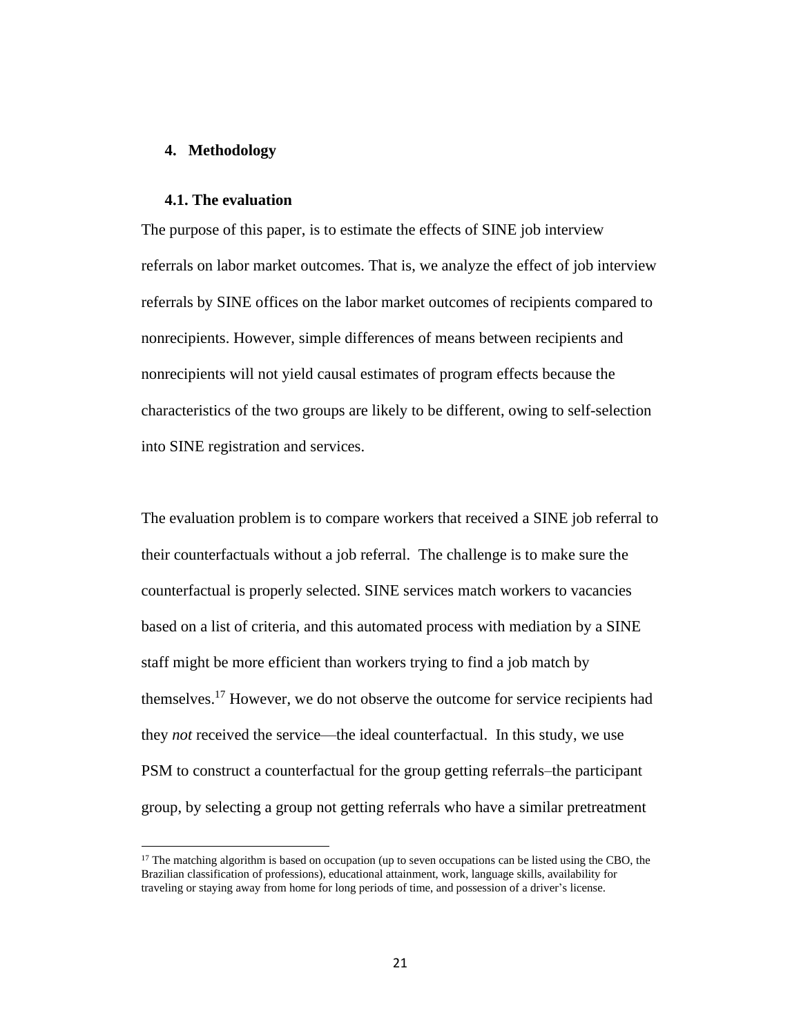## 4. Methodology

### 4.1. The evaluation

The purpose of this paper, is to estimate the effects of SINE job interview referrals on labor market outcomes. That is, we analyze the effect of job interview referrals by SINE offices on the labor market outcomes of recipients compared to nonrecipients. However, simple differences of means between recipients and nonrecipients will not yield causal estimates of program effects because the characteristics of the two groups are likely to be different, owing to self-selection into SINE registration and services.

The evaluation problem is to compare workers that received a SINE job referral to their counterfactuals without a job referral. The challenge is to make sure the counterfactual is properly selected. SINE services match workers to vacancies based on a list of criteria, and this automated process with mediation by a SINE staff might be more efficient than workers trying to find a job match by themselves.[17] However, we do not observe the outcome for service recipients had they *not* received the service—the ideal counterfactual. In this study, we use PSM to construct a counterfactual for the group getting referrals–the participant group, by selecting a group not getting referrals who have a similar pretreatment

[17] The matching algorithm is based on occupation (up to seven occupations can be listed using the CBO, the Brazilian classification of professions), educational attainment, work, language skills, availability for traveling or staying away from home for long periods of time, and possession of a driver's license.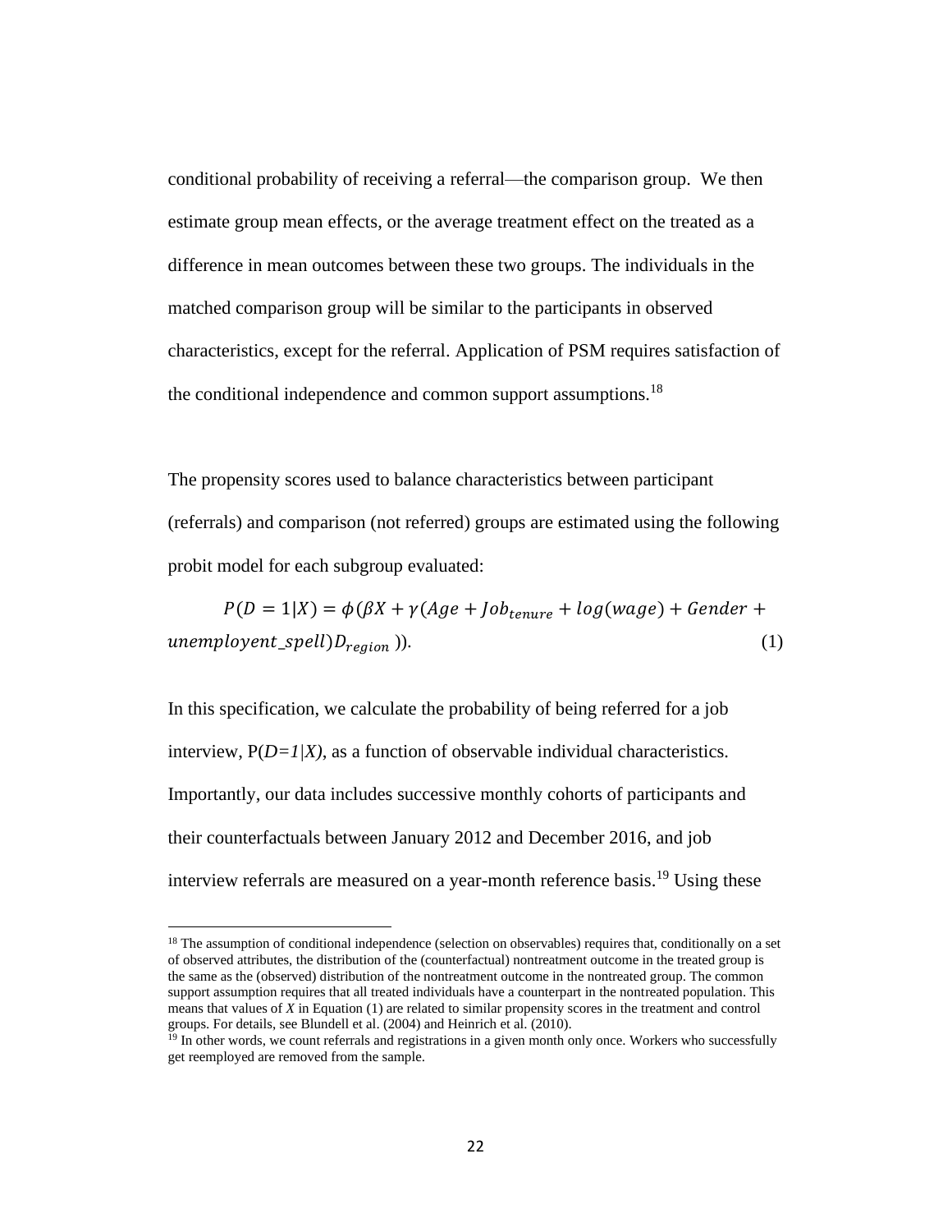conditional probability of receiving a referral—the comparison group. We then estimate group mean effects, or the average treatment effect on the treated as a difference in mean outcomes between these two groups. The individuals in the matched comparison group will be similar to the participants in observed characteristics, except for the referral. Application of PSM requires satisfaction of the conditional independence and common support assumptions.[18]

The propensity scores used to balance characteristics between participant (referrals) and comparison (not referred) groups are estimated using the following probit model for each subgroup evaluated:

$$P(D=1|X) = \phi(\beta X + \gamma(Age + Job_{tenure} + log(wage) + Gender + unemployent\_spell)D_{region})). \quad (1)$$

In this specification, we calculate the probability of being referred for a job interview, P(*D=1|X)*, as a function of observable individual characteristics. Importantly, our data includes successive monthly cohorts of participants and their counterfactuals between January 2012 and December 2016, and job interview referrals are measured on a year-month reference basis.[19] Using these

---

[18] The assumption of conditional independence (selection on observables) requires that, conditionally on a set of observed attributes, the distribution of the (counterfactual) nontreatment outcome in the treated group is the same as the (observed) distribution of the nontreatment outcome in the nontreated group. The common support assumption requires that all treated individuals have a counterpart in the nontreated population. This means that values of *X* in Equation (1) are related to similar propensity scores in the treatment and control groups. For details, see Blundell et al. (2004) and Heinrich et al. (2010).

[19] In other words, we count referrals and registrations in a given month only once. Workers who successfully get reemployed are removed from the sample.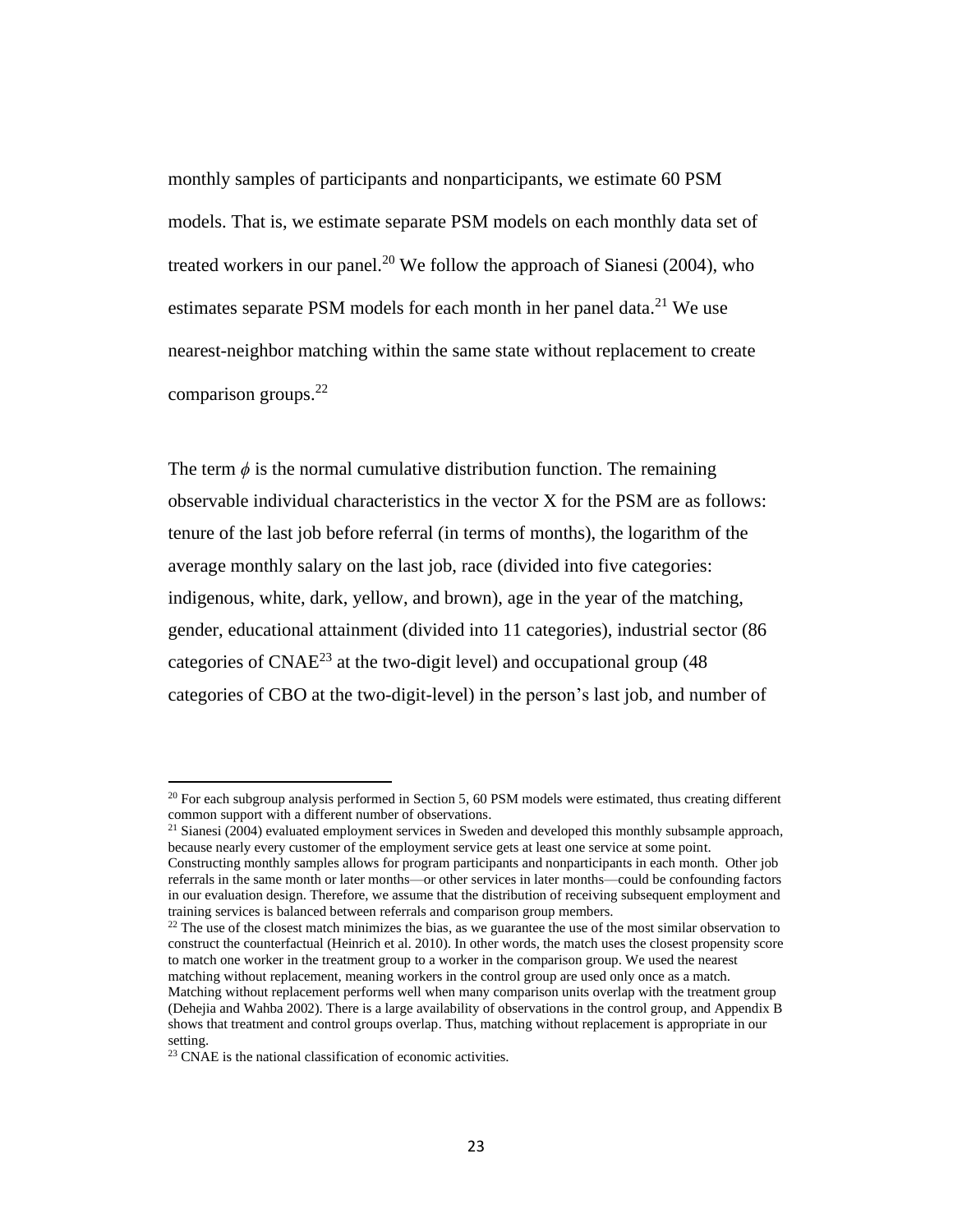monthly samples of participants and nonparticipants, we estimate 60 PSM models. That is, we estimate separate PSM models on each monthly data set of treated workers in our panel.[20] We follow the approach of Sianesi (2004), who estimates separate PSM models for each month in her panel data.[21] We use nearest-neighbor matching within the same state without replacement to create comparison groups.[22]

The term $\phi$ is the normal cumulative distribution function. The remaining observable individual characteristics in the vector X for the PSM are as follows: tenure of the last job before referral (in terms of months), the logarithm of the average monthly salary on the last job, race (divided into five categories: indigenous, white, dark, yellow, and brown), age in the year of the matching, gender, educational attainment (divided into 11 categories), industrial sector (86 categories of CNAE[23] at the two-digit level) and occupational group (48 categories of CBO at the two-digit-level) in the person's last job, and number of

---

[20] For each subgroup analysis performed in Section 5, 60 PSM models were estimated, thus creating different common support with a different number of observations.

[21] Sianesi (2004) evaluated employment services in Sweden and developed this monthly subsample approach, because nearly every customer of the employment service gets at least one service at some point. Constructing monthly samples allows for program participants and nonparticipants in each month. Other job referrals in the same month or later months—or other services in later months—could be confounding factors in our evaluation design. Therefore, we assume that the distribution of receiving subsequent employment and training services is balanced between referrals and comparison group members.

[22] The use of the closest match minimizes the bias, as we guarantee the use of the most similar observation to construct the counterfactual (Heinrich et al. 2010). In other words, the match uses the closest propensity score to match one worker in the treatment group to a worker in the comparison group. We used the nearest matching without replacement, meaning workers in the control group are used only once as a match. Matching without replacement performs well when many comparison units overlap with the treatment group (Dehejia and Wahba 2002). There is a large availability of observations in the control group, and Appendix B shows that treatment and control groups overlap. Thus, matching without replacement is appropriate in our setting.

[23] CNAE is the national classification of economic activities.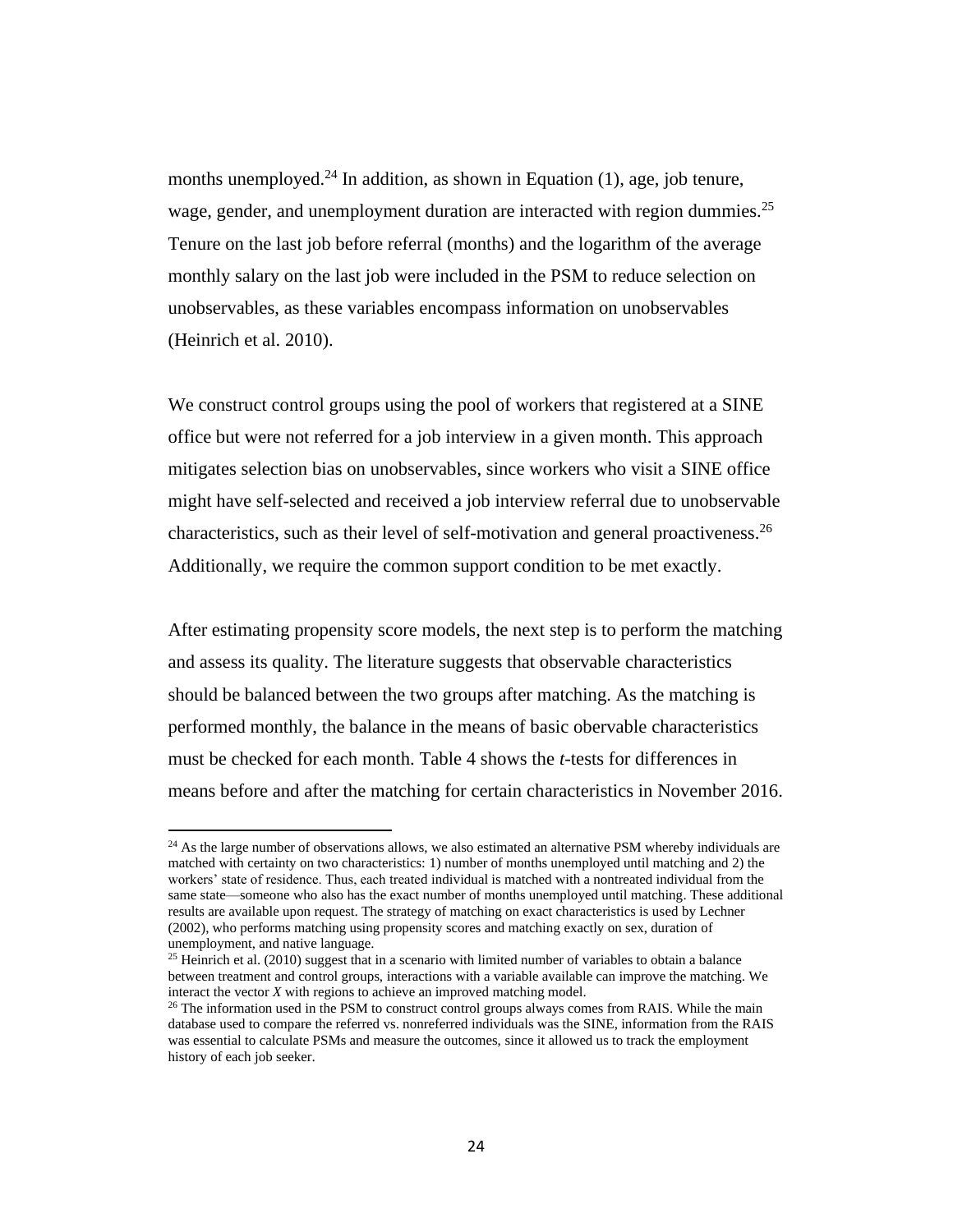months unemployed.[24] In addition, as shown in Equation (1), age, job tenure, wage, gender, and unemployment duration are interacted with region dummies.[25] Tenure on the last job before referral (months) and the logarithm of the average monthly salary on the last job were included in the PSM to reduce selection on unobservables, as these variables encompass information on unobservables (Heinrich et al. 2010).

We construct control groups using the pool of workers that registered at a SINE office but were not referred for a job interview in a given month. This approach mitigates selection bias on unobservables, since workers who visit a SINE office might have self-selected and received a job interview referral due to unobservable characteristics, such as their level of self-motivation and general proactiveness.[26] Additionally, we require the common support condition to be met exactly.

After estimating propensity score models, the next step is to perform the matching and assess its quality. The literature suggests that observable characteristics should be balanced between the two groups after matching. As the matching is performed monthly, the balance in the means of basic obervable characteristics must be checked for each month. Table 4 shows the *t*-tests for differences in means before and after the matching for certain characteristics in November 2016.

[24] As the large number of observations allows, we also estimated an alternative PSM whereby individuals are matched with certainty on two characteristics: 1) number of months unemployed until matching and 2) the workers' state of residence. Thus, each treated individual is matched with a nontreated individual from the same state—someone who also has the exact number of months unemployed until matching. These additional results are available upon request. The strategy of matching on exact characteristics is used by Lechner (2002), who performs matching using propensity scores and matching exactly on sex, duration of unemployment, and native language.

[25] Heinrich et al. (2010) suggest that in a scenario with limited number of variables to obtain a balance between treatment and control groups, interactions with a variable available can improve the matching. We interact the vector $X$ with regions to achieve an improved matching model.

[26] The information used in the PSM to construct control groups always comes from RAIS. While the main database used to compare the referred vs. nonreferred individuals was the SINE, information from the RAIS was essential to calculate PSMs and measure the outcomes, since it allowed us to track the employment history of each job seeker.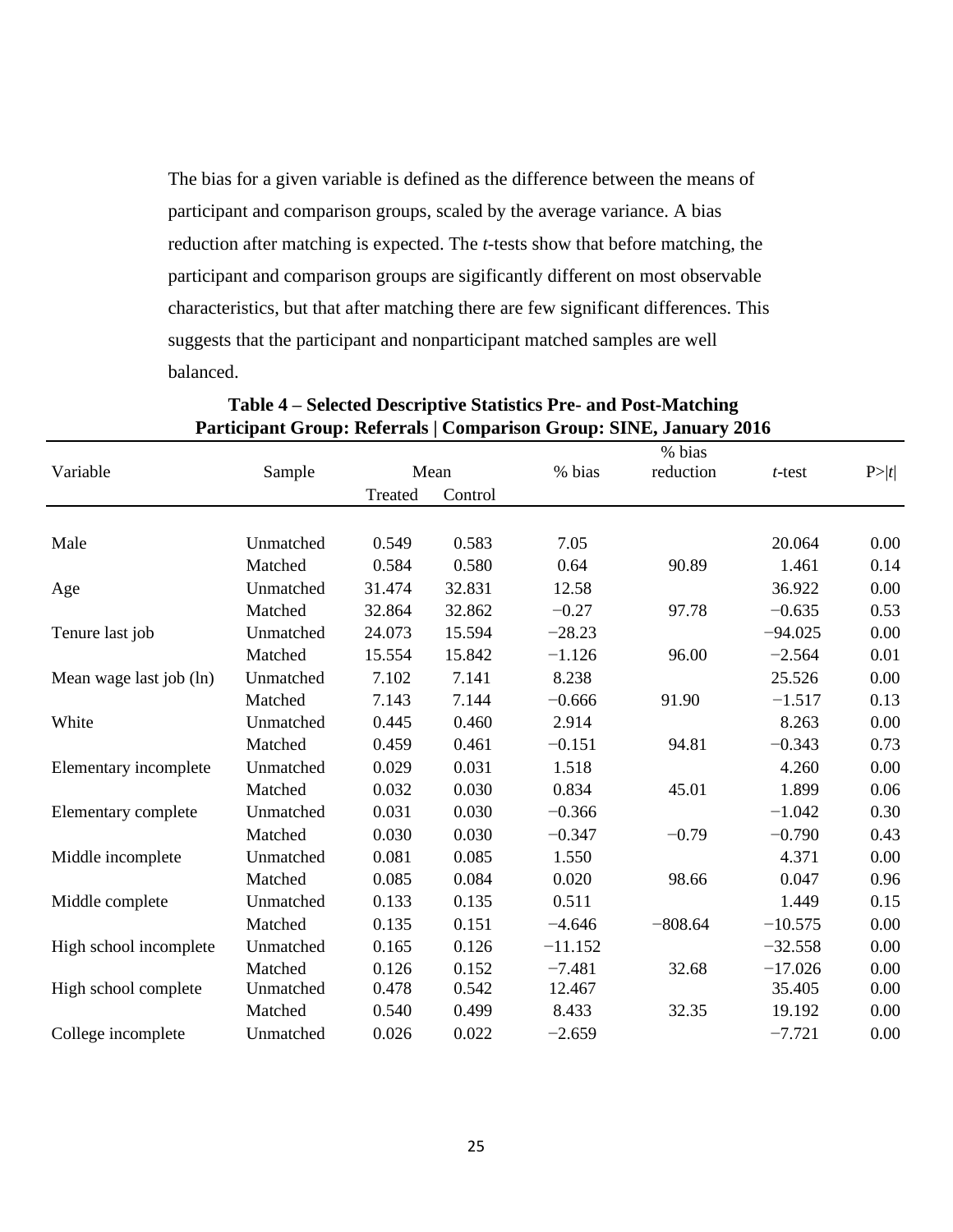The bias for a given variable is defined as the difference between the means of participant and comparison groups, scaled by the average variance. A bias reduction after matching is expected. The *t*-tests show that before matching, the participant and comparison groups are sigificantly different on most observable characteristics, but that after matching there are few significant differences. This suggests that the participant and nonparticipant matched samples are well balanced.

**Table 4 – Selected Descriptive Statistics Pre- and Post-Matching**
**Participant Group: Referrals | Comparison Group: SINE, January 2016**

| Variable | Sample | Mean | | % bias | % bias reduction | *t*-test | P>\|*t*\| |
|---|---|---|---|---|---|---|---|
| | | Treated | Control | | | | |
| Male | Unmatched | 0.549 | 0.583 | 7.05 | | 20.064 | 0.00 |
| | Matched | 0.584 | 0.580 | 0.64 | 90.89 | 1.461 | 0.14 |
| Age | Unmatched | 31.474 | 32.831 | 12.58 | | 36.922 | 0.00 |
| | Matched | 32.864 | 32.862 | −0.27 | 97.78 | −0.635 | 0.53 |
| Tenure last job | Unmatched | 24.073 | 15.594 | −28.23 | | −94.025 | 0.00 |
| | Matched | 15.554 | 15.842 | −1.126 | 96.00 | −2.564 | 0.01 |
| Mean wage last job (ln) | Unmatched | 7.102 | 7.141 | 8.238 | | 25.526 | 0.00 |
| | Matched | 7.143 | 7.144 | −0.666 | 91.90 | −1.517 | 0.13 |
| White | Unmatched | 0.445 | 0.460 | 2.914 | | 8.263 | 0.00 |
| | Matched | 0.459 | 0.461 | −0.151 | 94.81 | −0.343 | 0.73 |
| Elementary incomplete | Unmatched | 0.029 | 0.031 | 1.518 | | 4.260 | 0.00 |
| | Matched | 0.032 | 0.030 | 0.834 | 45.01 | 1.899 | 0.06 |
| Elementary complete | Unmatched | 0.031 | 0.030 | −0.366 | | −1.042 | 0.30 |
| | Matched | 0.030 | 0.030 | −0.347 | −0.79 | −0.790 | 0.43 |
| Middle incomplete | Unmatched | 0.081 | 0.085 | 1.550 | | 4.371 | 0.00 |
| | Matched | 0.085 | 0.084 | 0.020 | 98.66 | 0.047 | 0.96 |
| Middle complete | Unmatched | 0.133 | 0.135 | 0.511 | | 1.449 | 0.15 |
| | Matched | 0.135 | 0.151 | −4.646 | −808.64 | −10.575 | 0.00 |
| High school incomplete | Unmatched | 0.165 | 0.126 | −11.152 | | −32.558 | 0.00 |
| | Matched | 0.126 | 0.152 | −7.481 | 32.68 | −17.026 | 0.00 |
| High school complete | Unmatched | 0.478 | 0.542 | 12.467 | | 35.405 | 0.00 |
| | Matched | 0.540 | 0.499 | 8.433 | 32.35 | 19.192 | 0.00 |
| College incomplete | Unmatched | 0.026 | 0.022 | −2.659 | | −7.721 | 0.00 |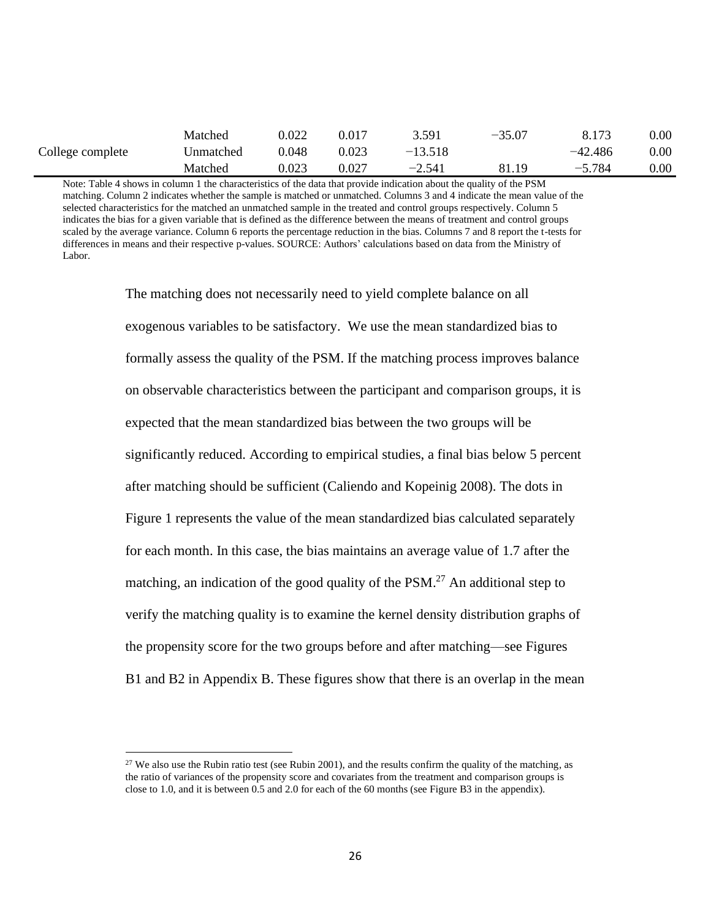| | Matched | 0.022 | 0.017 | 3.591 | −35.07 | 8.173 | 0.00 |
|---|---|---|---|---|---|---|---|
| College complete | Unmatched | 0.048 | 0.023 | −13.518 | | −42.486 | 0.00 |
| | Matched | 0.023 | 0.027 | −2.541 | 81.19 | −5.784 | 0.00 |

Note: Table 4 shows in column 1 the characteristics of the data that provide indication about the quality of the PSM matching. Column 2 indicates whether the sample is matched or unmatched. Columns 3 and 4 indicate the mean value of the selected characteristics for the matched an unmatched sample in the treated and control groups respectively. Column 5 indicates the bias for a given variable that is defined as the difference between the means of treatment and control groups scaled by the average variance. Column 6 reports the percentage reduction in the bias. Columns 7 and 8 report the t-tests for differences in means and their respective p-values. SOURCE: Authors' calculations based on data from the Ministry of Labor.

The matching does not necessarily need to yield complete balance on all exogenous variables to be satisfactory. We use the mean standardized bias to formally assess the quality of the PSM. If the matching process improves balance on observable characteristics between the participant and comparison groups, it is expected that the mean standardized bias between the two groups will be significantly reduced. According to empirical studies, a final bias below 5 percent after matching should be sufficient (Caliendo and Kopeinig 2008). The dots in Figure 1 represents the value of the mean standardized bias calculated separately for each month. In this case, the bias maintains an average value of 1.7 after the matching, an indication of the good quality of the PSM.[27] An additional step to verify the matching quality is to examine the kernel density distribution graphs of the propensity score for the two groups before and after matching—see Figures B1 and B2 in Appendix B. These figures show that there is an overlap in the mean

[27] We also use the Rubin ratio test (see Rubin 2001), and the results confirm the quality of the matching, as the ratio of variances of the propensity score and covariates from the treatment and comparison groups is close to 1.0, and it is between 0.5 and 2.0 for each of the 60 months (see Figure B3 in the appendix).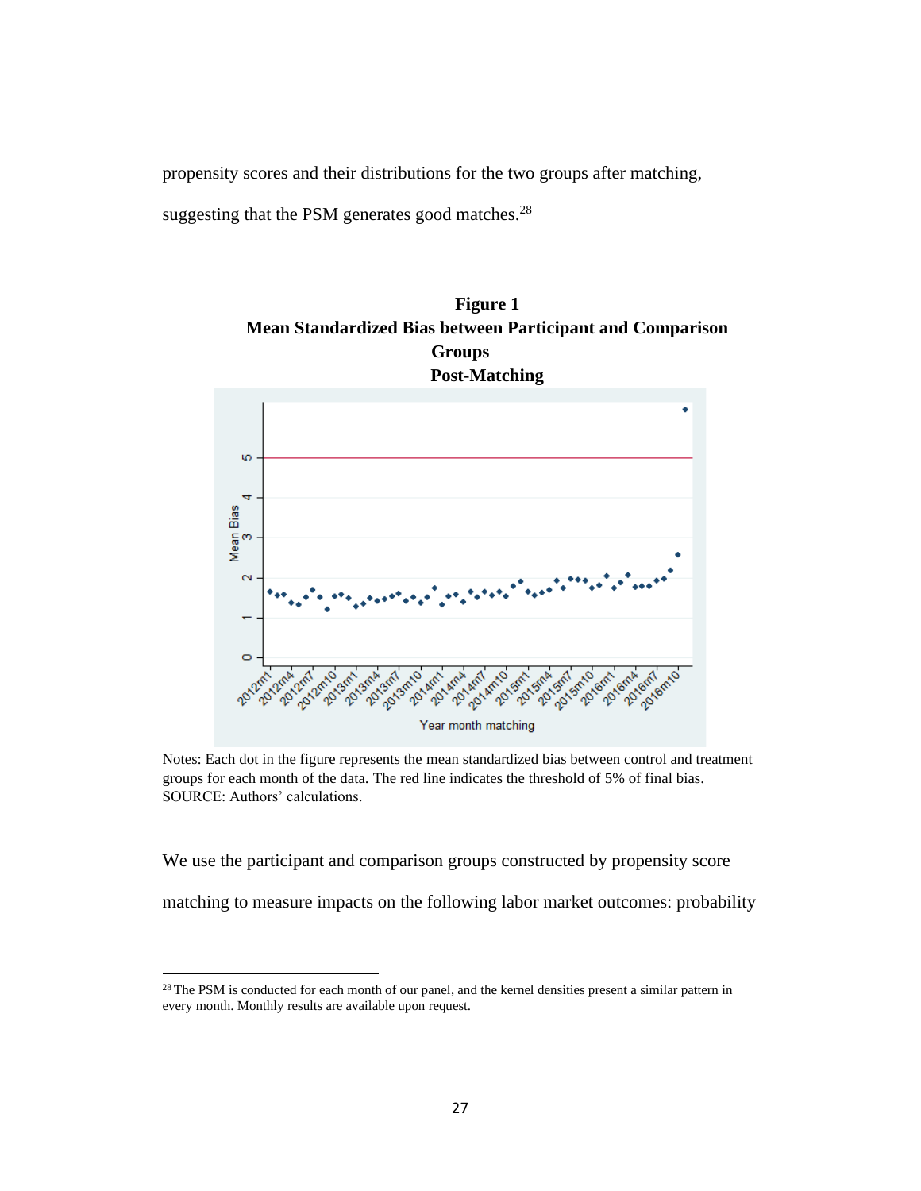propensity scores and their distributions for the two groups after matching, suggesting that the PSM generates good matches.[28]

**Figure 1**
**Mean Standardized Bias between Participant and Comparison Groups Post-Matching**

Notes: Each dot in the figure represents the mean standardized bias between control and treatment groups for each month of the data. The red line indicates the threshold of 5% of final bias.
SOURCE: Authors' calculations.

We use the participant and comparison groups constructed by propensity score matching to measure impacts on the following labor market outcomes: probability

[28] The PSM is conducted for each month of our panel, and the kernel densities present a similar pattern in every month. Monthly results are available upon request.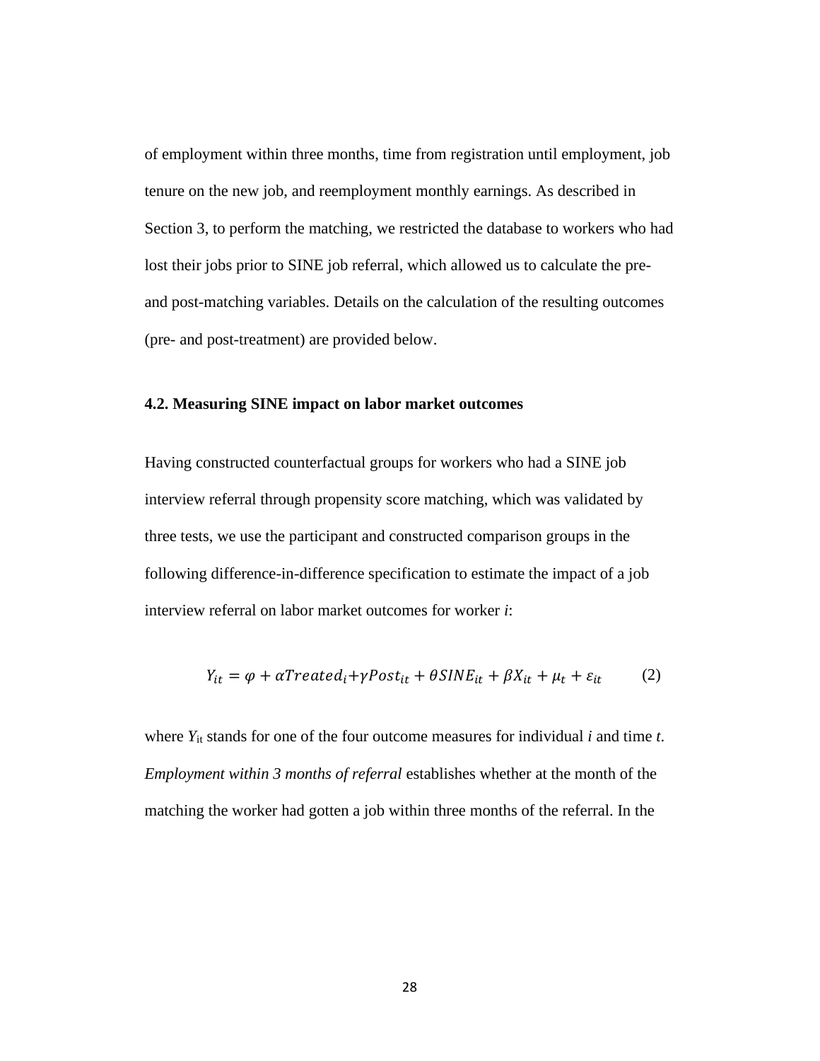of employment within three months, time from registration until employment, job tenure on the new job, and reemployment monthly earnings. As described in Section 3, to perform the matching, we restricted the database to workers who had lost their jobs prior to SINE job referral, which allowed us to calculate the pre- and post-matching variables. Details on the calculation of the resulting outcomes (pre- and post-treatment) are provided below.

### 4.2. Measuring SINE impact on labor market outcomes

Having constructed counterfactual groups for workers who had a SINE job interview referral through propensity score matching, which was validated by three tests, we use the participant and constructed comparison groups in the following difference-in-difference specification to estimate the impact of a job interview referral on labor market outcomes for worker *i*:

$$Y_{it} = \varphi + \alpha Treated_i + \gamma Post_{it} + \theta SINE_{it} + \beta X_{it} + \mu_t + \varepsilon_{it} \qquad (2)$$

where $Y_{it}$ stands for one of the four outcome measures for individual *i* and time *t*. *Employment within 3 months of referral* establishes whether at the month of the matching the worker had gotten a job within three months of the referral. In the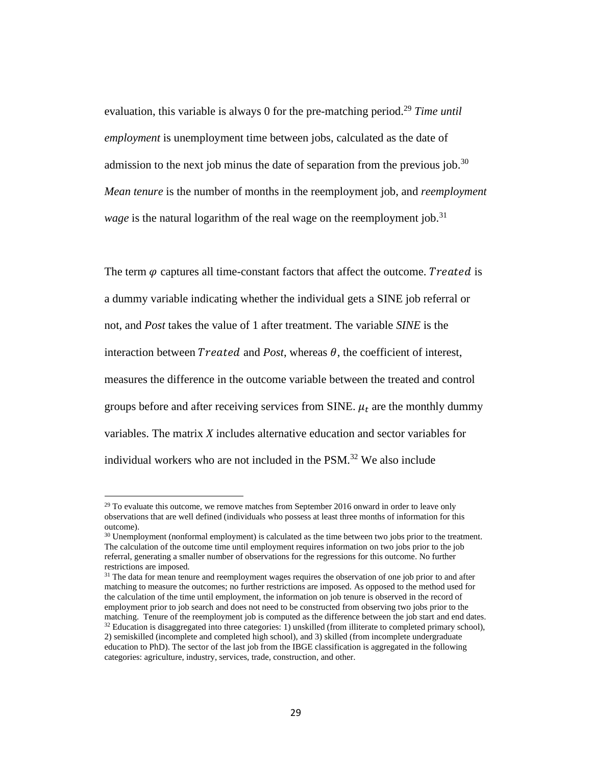evaluation, this variable is always 0 for the pre-matching period.[29] *Time until employment* is unemployment time between jobs, calculated as the date of admission to the next job minus the date of separation from the previous job.[30] *Mean tenure* is the number of months in the reemployment job, and *reemployment wage* is the natural logarithm of the real wage on the reemployment job.[31]

The term $\varphi$ captures all time-constant factors that affect the outcome. $Treated$ is a dummy variable indicating whether the individual gets a SINE job referral or not, and *Post* takes the value of 1 after treatment. The variable *SINE* is the interaction between $Treated$ and *Post*, whereas $\theta$, the coefficient of interest, measures the difference in the outcome variable between the treated and control groups before and after receiving services from SINE. $\mu_t$ are the monthly dummy variables. The matrix *X* includes alternative education and sector variables for individual workers who are not included in the PSM.[32] We also include

---

[29] To evaluate this outcome, we remove matches from September 2016 onward in order to leave only observations that are well defined (individuals who possess at least three months of information for this outcome).

[30] Unemployment (nonformal employment) is calculated as the time between two jobs prior to the treatment. The calculation of the outcome time until employment requires information on two jobs prior to the job referral, generating a smaller number of observations for the regressions for this outcome. No further restrictions are imposed.

[31] The data for mean tenure and reemployment wages requires the observation of one job prior to and after matching to measure the outcomes; no further restrictions are imposed. As opposed to the method used for the calculation of the time until employment, the information on job tenure is observed in the record of employment prior to job search and does not need to be constructed from observing two jobs prior to the matching. Tenure of the reemployment job is computed as the difference between the job start and end dates.

[32] Education is disaggregated into three categories: 1) unskilled (from illiterate to completed primary school), 2) semiskilled (incomplete and completed high school), and 3) skilled (from incomplete undergraduate education to PhD). The sector of the last job from the IBGE classification is aggregated in the following categories: agriculture, industry, services, trade, construction, and other.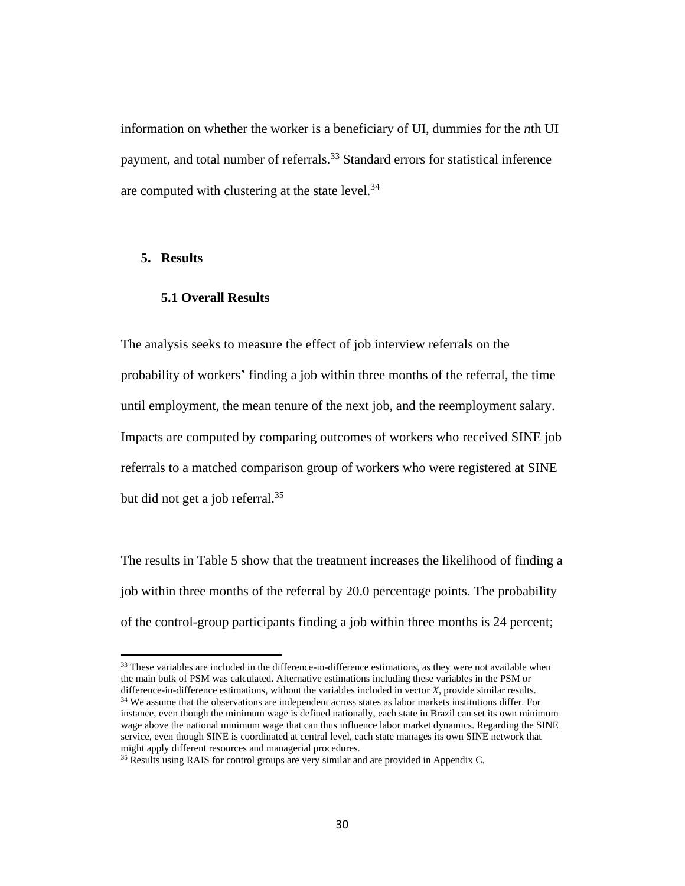information on whether the worker is a beneficiary of UI, dummies for the *n*th UI payment, and total number of referrals.[33] Standard errors for statistical inference are computed with clustering at the state level.[34]

## 5. Results

### 5.1 Overall Results

The analysis seeks to measure the effect of job interview referrals on the probability of workers' finding a job within three months of the referral, the time until employment, the mean tenure of the next job, and the reemployment salary. Impacts are computed by comparing outcomes of workers who received SINE job referrals to a matched comparison group of workers who were registered at SINE but did not get a job referral.[35]

The results in Table 5 show that the treatment increases the likelihood of finding a job within three months of the referral by 20.0 percentage points. The probability of the control-group participants finding a job within three months is 24 percent;

---

[33] These variables are included in the difference-in-difference estimations, as they were not available when the main bulk of PSM was calculated. Alternative estimations including these variables in the PSM or difference-in-difference estimations, without the variables included in vector *X*, provide similar results.

[34] We assume that the observations are independent across states as labor markets institutions differ. For instance, even though the minimum wage is defined nationally, each state in Brazil can set its own minimum wage above the national minimum wage that can thus influence labor market dynamics. Regarding the SINE service, even though SINE is coordinated at central level, each state manages its own SINE network that might apply different resources and managerial procedures.

[35] Results using RAIS for control groups are very similar and are provided in Appendix C.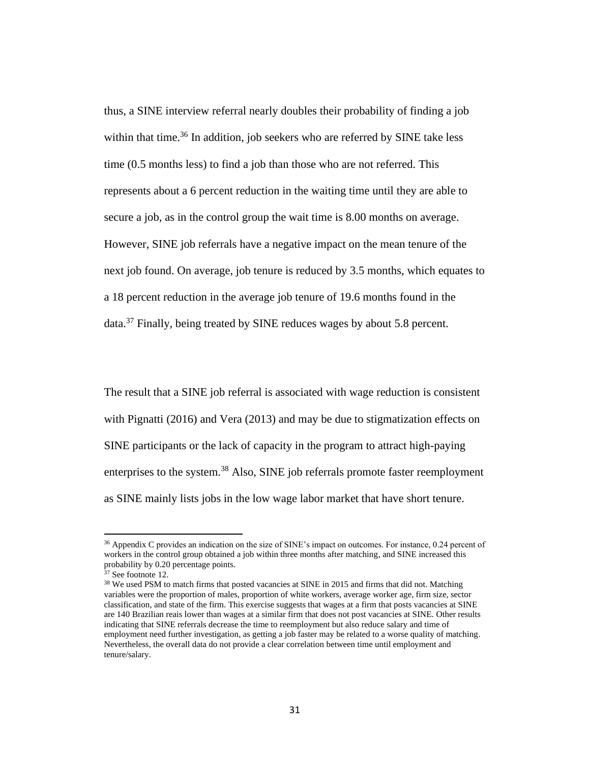thus, a SINE interview referral nearly doubles their probability of finding a job within that time.[36] In addition, job seekers who are referred by SINE take less time (0.5 months less) to find a job than those who are not referred. This represents about a 6 percent reduction in the waiting time until they are able to secure a job, as in the control group the wait time is 8.00 months on average. However, SINE job referrals have a negative impact on the mean tenure of the next job found. On average, job tenure is reduced by 3.5 months, which equates to a 18 percent reduction in the average job tenure of 19.6 months found in the data.[37] Finally, being treated by SINE reduces wages by about 5.8 percent.

The result that a SINE job referral is associated with wage reduction is consistent with Pignatti (2016) and Vera (2013) and may be due to stigmatization effects on SINE participants or the lack of capacity in the program to attract high-paying enterprises to the system.[38] Also, SINE job referrals promote faster reemployment as SINE mainly lists jobs in the low wage labor market that have short tenure.

---

[36] Appendix C provides an indication on the size of SINE's impact on outcomes. For instance, 0.24 percent of workers in the control group obtained a job within three months after matching, and SINE increased this probability by 0.20 percentage points.

[37] See footnote 12.

[38] We used PSM to match firms that posted vacancies at SINE in 2015 and firms that did not. Matching variables were the proportion of males, proportion of white workers, average worker age, firm size, sector classification, and state of the firm. This exercise suggests that wages at a firm that posts vacancies at SINE are 140 Brazilian reais lower than wages at a similar firm that does not post vacancies at SINE. Other results indicating that SINE referrals decrease the time to reemployment but also reduce salary and time of employment need further investigation, as getting a job faster may be related to a worse quality of matching. Nevertheless, the overall data do not provide a clear correlation between time until employment and tenure/salary.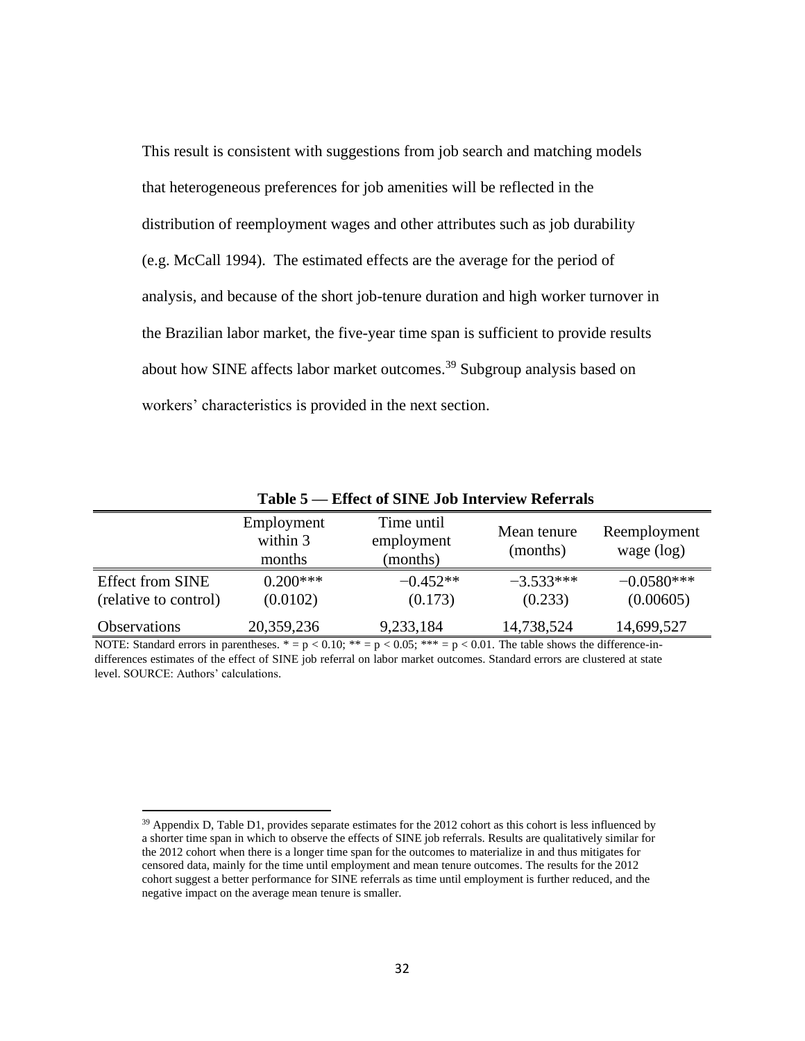This result is consistent with suggestions from job search and matching models that heterogeneous preferences for job amenities will be reflected in the distribution of reemployment wages and other attributes such as job durability (e.g. McCall 1994). The estimated effects are the average for the period of analysis, and because of the short job-tenure duration and high worker turnover in the Brazilian labor market, the five-year time span is sufficient to provide results about how SINE affects labor market outcomes.[39] Subgroup analysis based on workers' characteristics is provided in the next section.

**Table 5 — Effect of SINE Job Interview Referrals**

| | Employment within 3 months | Time until employment (months) | Mean tenure (months) | Reemployment wage (log) |
|---|---|---|---|---|
| Effect from SINE (relative to control) | 0.200*** | −0.452** | −3.533*** | −0.0580*** |
| | (0.0102) | (0.173) | (0.233) | (0.00605) |
| Observations | 20,359,236 | 9,233,184 | 14,738,524 | 14,699,527 |

NOTE: Standard errors in parentheses. * = $p < 0.10$; ** = $p < 0.05$; *** = $p < 0.01$. The table shows the difference-in-differences estimates of the effect of SINE job referral on labor market outcomes. Standard errors are clustered at state level. SOURCE: Authors' calculations.

[39] Appendix D, Table D1, provides separate estimates for the 2012 cohort as this cohort is less influenced by a shorter time span in which to observe the effects of SINE job referrals. Results are qualitatively similar for the 2012 cohort when there is a longer time span for the outcomes to materialize in and thus mitigates for censored data, mainly for the time until employment and mean tenure outcomes. The results for the 2012 cohort suggest a better performance for SINE referrals as time until employment is further reduced, and the negative impact on the average mean tenure is smaller.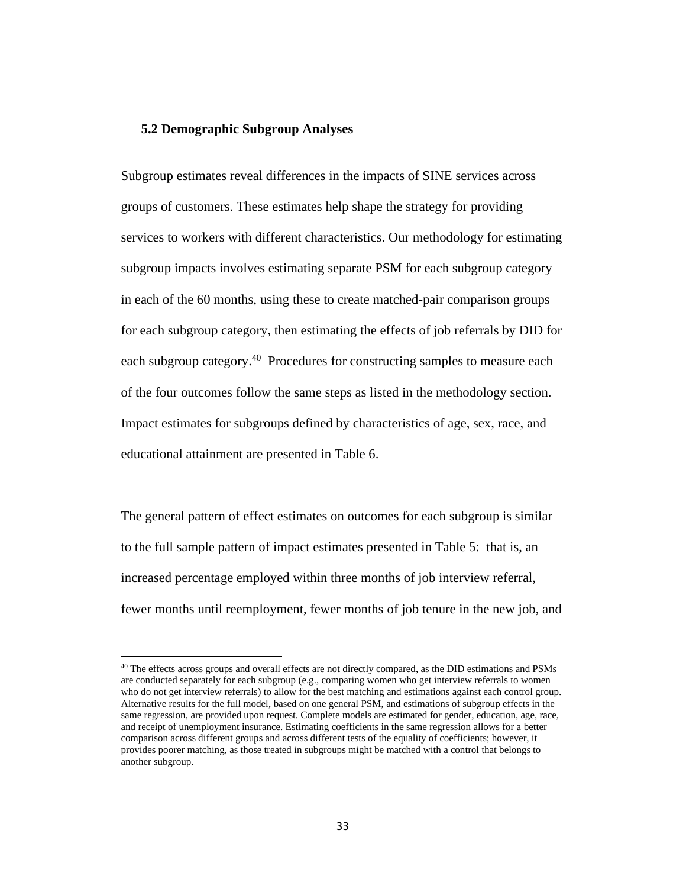### 5.2 Demographic Subgroup Analyses

Subgroup estimates reveal differences in the impacts of SINE services across groups of customers. These estimates help shape the strategy for providing services to workers with different characteristics. Our methodology for estimating subgroup impacts involves estimating separate PSM for each subgroup category in each of the 60 months, using these to create matched-pair comparison groups for each subgroup category, then estimating the effects of job referrals by DID for each subgroup category.[40] Procedures for constructing samples to measure each of the four outcomes follow the same steps as listed in the methodology section. Impact estimates for subgroups defined by characteristics of age, sex, race, and educational attainment are presented in Table 6.

The general pattern of effect estimates on outcomes for each subgroup is similar to the full sample pattern of impact estimates presented in Table 5: that is, an increased percentage employed within three months of job interview referral, fewer months until reemployment, fewer months of job tenure in the new job, and

[40] The effects across groups and overall effects are not directly compared, as the DID estimations and PSMs are conducted separately for each subgroup (e.g., comparing women who get interview referrals to women who do not get interview referrals) to allow for the best matching and estimations against each control group. Alternative results for the full model, based on one general PSM, and estimations of subgroup effects in the same regression, are provided upon request. Complete models are estimated for gender, education, age, race, and receipt of unemployment insurance. Estimating coefficients in the same regression allows for a better comparison across different groups and across different tests of the equality of coefficients; however, it provides poorer matching, as those treated in subgroups might be matched with a control that belongs to another subgroup.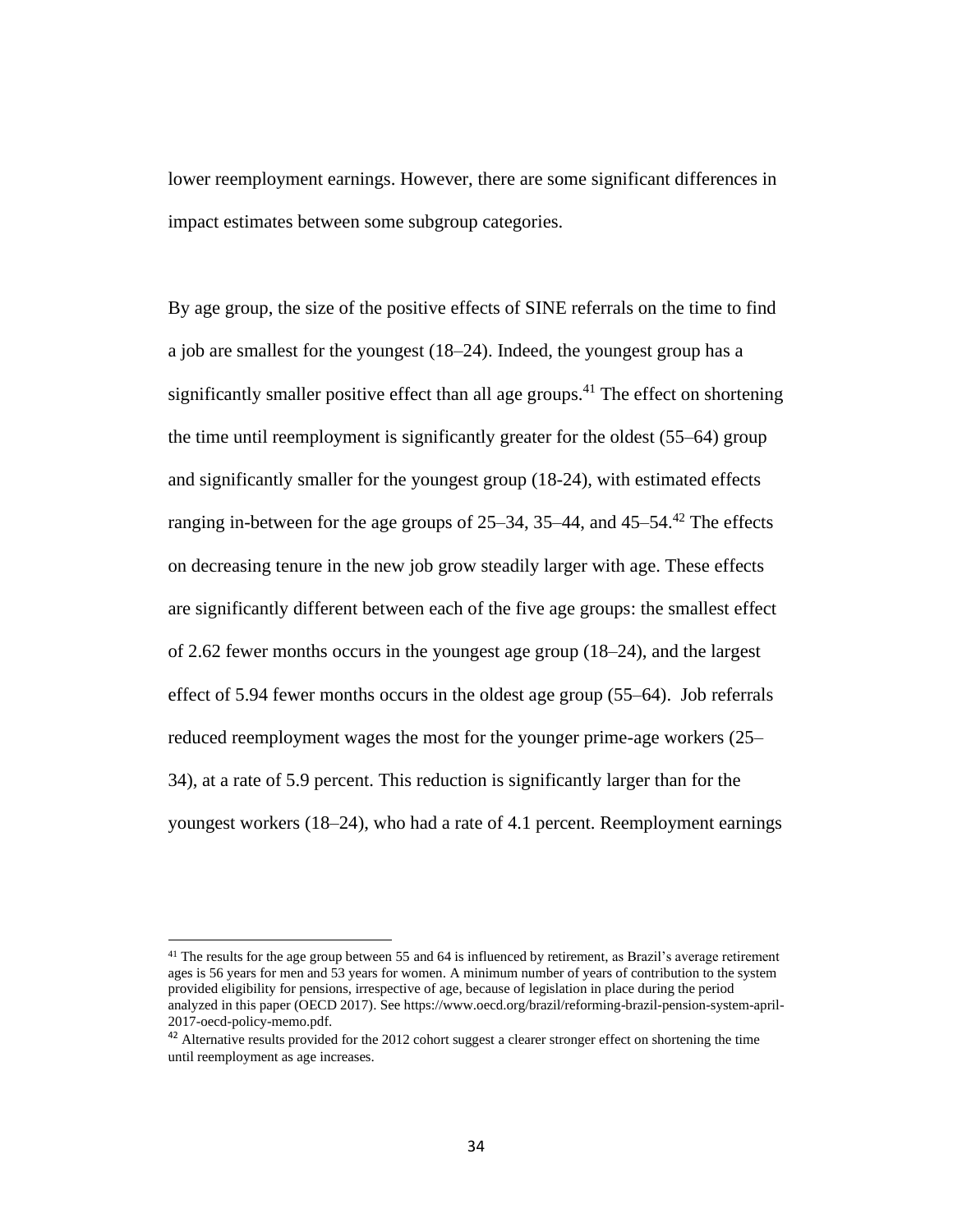lower reemployment earnings. However, there are some significant differences in impact estimates between some subgroup categories.

By age group, the size of the positive effects of SINE referrals on the time to find a job are smallest for the youngest (18–24). Indeed, the youngest group has a significantly smaller positive effect than all age groups.[41] The effect on shortening the time until reemployment is significantly greater for the oldest (55–64) group and significantly smaller for the youngest group (18-24), with estimated effects ranging in-between for the age groups of 25–34, 35–44, and 45–54.[42] The effects on decreasing tenure in the new job grow steadily larger with age. These effects are significantly different between each of the five age groups: the smallest effect of 2.62 fewer months occurs in the youngest age group (18–24), and the largest effect of 5.94 fewer months occurs in the oldest age group (55–64). Job referrals reduced reemployment wages the most for the younger prime-age workers (25–34), at a rate of 5.9 percent. This reduction is significantly larger than for the youngest workers (18–24), who had a rate of 4.1 percent. Reemployment earnings

---

[41] The results for the age group between 55 and 64 is influenced by retirement, as Brazil's average retirement ages is 56 years for men and 53 years for women. A minimum number of years of contribution to the system provided eligibility for pensions, irrespective of age, because of legislation in place during the period analyzed in this paper (OECD 2017). See https://www.oecd.org/brazil/reforming-brazil-pension-system-april-2017-oecd-policy-memo.pdf.

[42] Alternative results provided for the 2012 cohort suggest a clearer stronger effect on shortening the time until reemployment as age increases.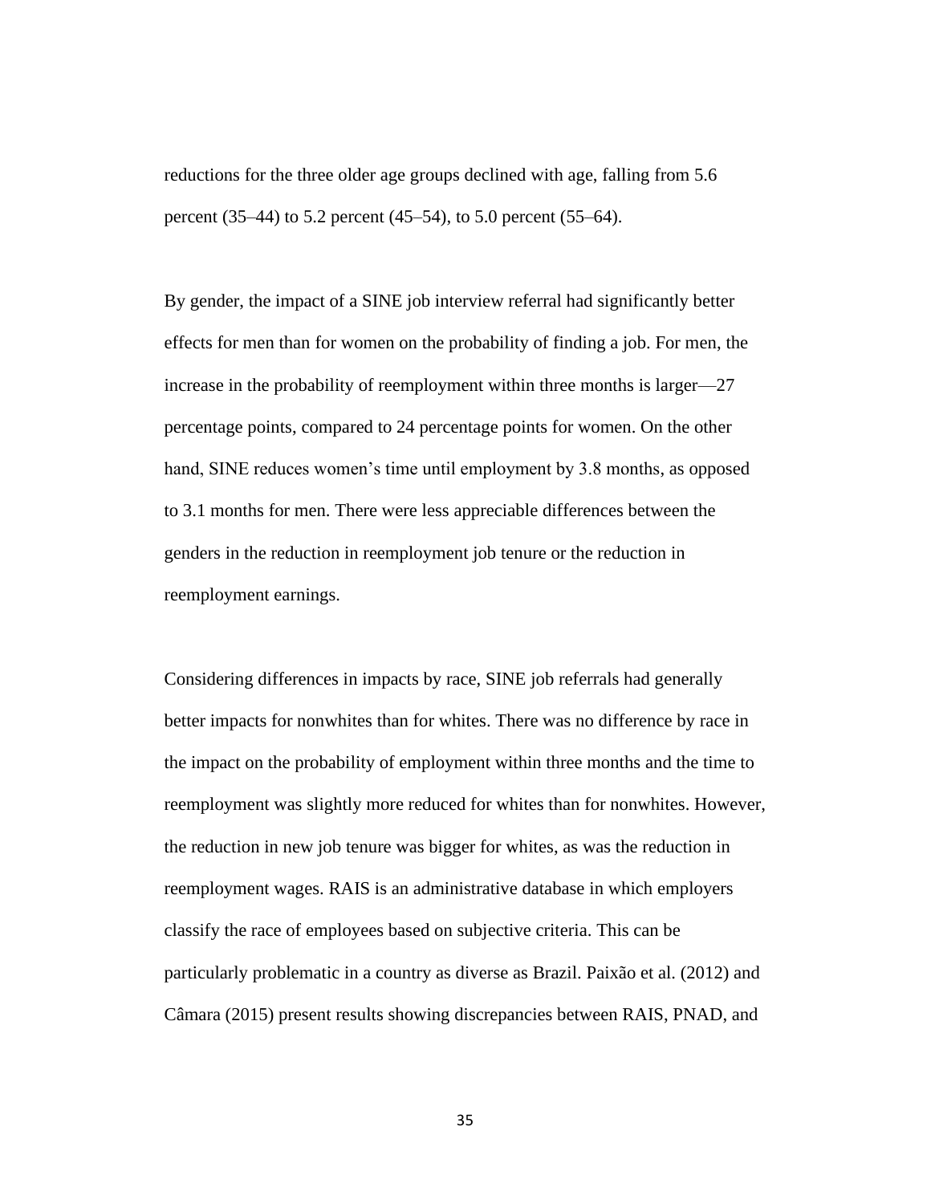reductions for the three older age groups declined with age, falling from 5.6 percent (35–44) to 5.2 percent (45–54), to 5.0 percent (55–64).

By gender, the impact of a SINE job interview referral had significantly better effects for men than for women on the probability of finding a job. For men, the increase in the probability of reemployment within three months is larger—27 percentage points, compared to 24 percentage points for women. On the other hand, SINE reduces women's time until employment by 3.8 months, as opposed to 3.1 months for men. There were less appreciable differences between the genders in the reduction in reemployment job tenure or the reduction in reemployment earnings.

Considering differences in impacts by race, SINE job referrals had generally better impacts for nonwhites than for whites. There was no difference by race in the impact on the probability of employment within three months and the time to reemployment was slightly more reduced for whites than for nonwhites. However, the reduction in new job tenure was bigger for whites, as was the reduction in reemployment wages. RAIS is an administrative database in which employers classify the race of employees based on subjective criteria. This can be particularly problematic in a country as diverse as Brazil. Paixão et al. (2012) and Câmara (2015) present results showing discrepancies between RAIS, PNAD, and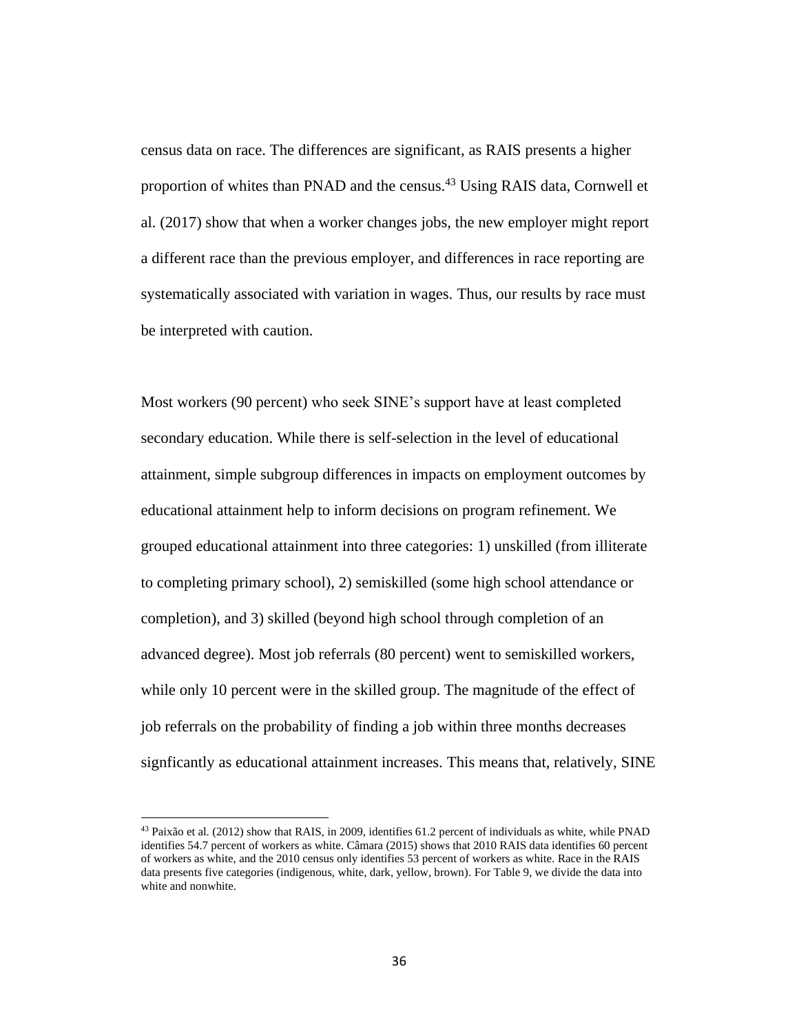census data on race. The differences are significant, as RAIS presents a higher proportion of whites than PNAD and the census.[43] Using RAIS data, Cornwell et al. (2017) show that when a worker changes jobs, the new employer might report a different race than the previous employer, and differences in race reporting are systematically associated with variation in wages. Thus, our results by race must be interpreted with caution.

Most workers (90 percent) who seek SINE's support have at least completed secondary education. While there is self-selection in the level of educational attainment, simple subgroup differences in impacts on employment outcomes by educational attainment help to inform decisions on program refinement. We grouped educational attainment into three categories: 1) unskilled (from illiterate to completing primary school), 2) semiskilled (some high school attendance or completion), and 3) skilled (beyond high school through completion of an advanced degree). Most job referrals (80 percent) went to semiskilled workers, while only 10 percent were in the skilled group. The magnitude of the effect of job referrals on the probability of finding a job within three months decreases signficantly as educational attainment increases. This means that, relatively, SINE

[43] Paixão et al. (2012) show that RAIS, in 2009, identifies 61.2 percent of individuals as white, while PNAD identifies 54.7 percent of workers as white. Câmara (2015) shows that 2010 RAIS data identifies 60 percent of workers as white, and the 2010 census only identifies 53 percent of workers as white. Race in the RAIS data presents five categories (indigenous, white, dark, yellow, brown). For Table 9, we divide the data into white and nonwhite.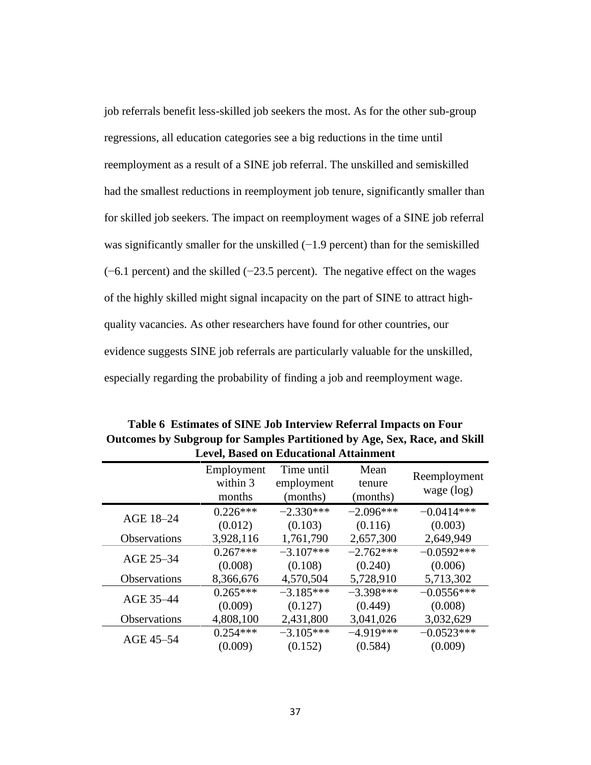job referrals benefit less-skilled job seekers the most. As for the other sub-group regressions, all education categories see a big reductions in the time until reemployment as a result of a SINE job referral. The unskilled and semiskilled had the smallest reductions in reemployment job tenure, significantly smaller than for skilled job seekers. The impact on reemployment wages of a SINE job referral was significantly smaller for the unskilled (−1.9 percent) than for the semiskilled (−6.1 percent) and the skilled (−23.5 percent). The negative effect on the wages of the highly skilled might signal incapacity on the part of SINE to attract high-quality vacancies. As other researchers have found for other countries, our evidence suggests SINE job referrals are particularly valuable for the unskilled, especially regarding the probability of finding a job and reemployment wage.

**Table 6 Estimates of SINE Job Interview Referral Impacts on Four Outcomes by Subgroup for Samples Partitioned by Age, Sex, Race, and Skill Level, Based on Educational Attainment**

| | Employment within 3 months | Time until employment (months) | Mean tenure (months) | Reemployment wage (log) |
|---|---|---|---|---|
| AGE 18–24 | 0.226*** | −2.330*** | −2.096*** | −0.0414*** |
| | (0.012) | (0.103) | (0.116) | (0.003) |
| Observations | 3,928,116 | 1,761,790 | 2,657,300 | 2,649,949 |
| AGE 25–34 | 0.267*** | −3.107*** | −2.762*** | −0.0592*** |
| | (0.008) | (0.108) | (0.240) | (0.006) |
| Observations | 8,366,676 | 4,570,504 | 5,728,910 | 5,713,302 |
| AGE 35–44 | 0.265*** | −3.185*** | −3.398*** | −0.0556*** |
| | (0.009) | (0.127) | (0.449) | (0.008) |
| Observations | 4,808,100 | 2,431,800 | 3,041,026 | 3,032,629 |
| AGE 45–54 | 0.254*** | −3.105*** | −4.919*** | −0.0523*** |
| | (0.009) | (0.152) | (0.584) | (0.009) |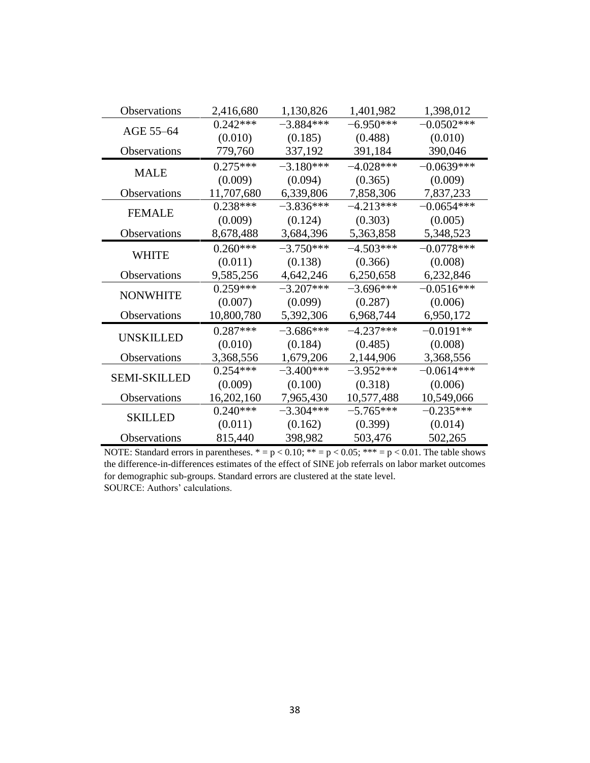| | | | | |
|---|---|---|---|---|
| Observations | 2,416,680 | 1,130,826 | 1,401,982 | 1,398,012 |
| AGE 55–64 | 0.242*** | −3.884*** | −6.950*** | −0.0502*** |
| | (0.010) | (0.185) | (0.488) | (0.010) |
| Observations | 779,760 | 337,192 | 391,184 | 390,046 |
| MALE | 0.275*** | −3.180*** | −4.028*** | −0.0639*** |
| | (0.009) | (0.094) | (0.365) | (0.009) |
| Observations | 11,707,680 | 6,339,806 | 7,858,306 | 7,837,233 |
| FEMALE | 0.238*** | −3.836*** | −4.213*** | −0.0654*** |
| | (0.009) | (0.124) | (0.303) | (0.005) |
| Observations | 8,678,488 | 3,684,396 | 5,363,858 | 5,348,523 |
| WHITE | 0.260*** | −3.750*** | −4.503*** | −0.0778*** |
| | (0.011) | (0.138) | (0.366) | (0.008) |
| Observations | 9,585,256 | 4,642,246 | 6,250,658 | 6,232,846 |
| NONWHITE | 0.259*** | −3.207*** | −3.696*** | −0.0516*** |
| | (0.007) | (0.099) | (0.287) | (0.006) |
| Observations | 10,800,780 | 5,392,306 | 6,968,744 | 6,950,172 |
| UNSKILLED | 0.287*** | −3.686*** | −4.237*** | −0.0191** |
| | (0.010) | (0.184) | (0.485) | (0.008) |
| Observations | 3,368,556 | 1,679,206 | 2,144,906 | 3,368,556 |
| SEMI-SKILLED | 0.254*** | −3.400*** | −3.952*** | −0.0614*** |
| | (0.009) | (0.100) | (0.318) | (0.006) |
| Observations | 16,202,160 | 7,965,430 | 10,577,488 | 10,549,066 |
| SKILLED | 0.240*** | −3.304*** | −5.765*** | −0.235*** |
| | (0.011) | (0.162) | (0.399) | (0.014) |
| Observations | 815,440 | 398,982 | 503,476 | 502,265 |

NOTE: Standard errors in parentheses. * = p < 0.10; ** = p < 0.05; *** = p < 0.01. The table shows the difference-in-differences estimates of the effect of SINE job referrals on labor market outcomes for demographic sub-groups. Standard errors are clustered at the state level.
SOURCE: Authors' calculations.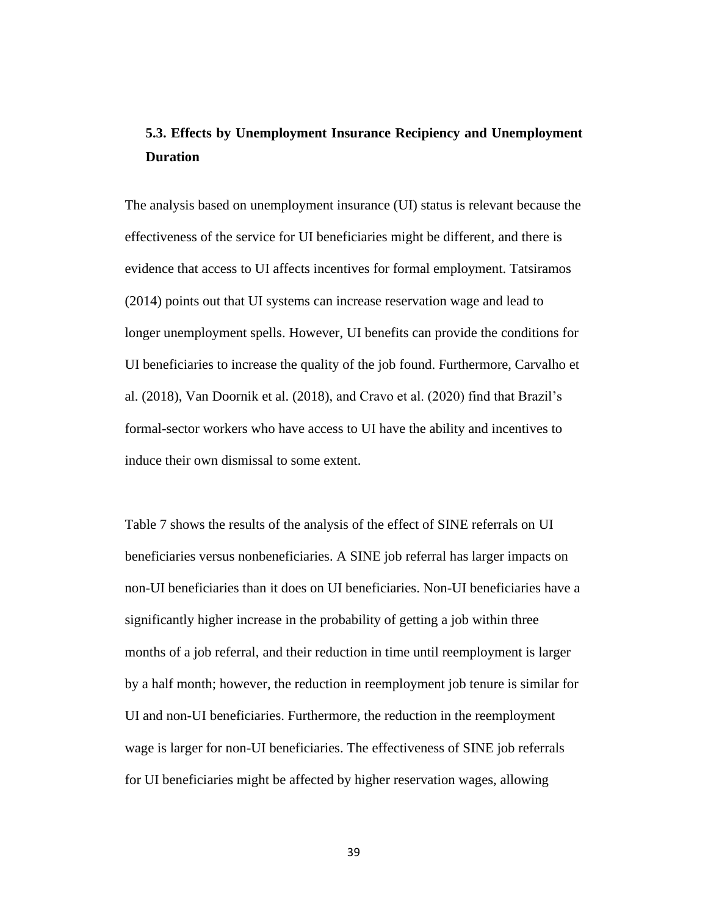### 5.3. Effects by Unemployment Insurance Recipiency and Unemployment Duration

The analysis based on unemployment insurance (UI) status is relevant because the effectiveness of the service for UI beneficiaries might be different, and there is evidence that access to UI affects incentives for formal employment. Tatsiramos (2014) points out that UI systems can increase reservation wage and lead to longer unemployment spells. However, UI benefits can provide the conditions for UI beneficiaries to increase the quality of the job found. Furthermore, Carvalho et al. (2018), Van Doornik et al. (2018), and Cravo et al. (2020) find that Brazil's formal-sector workers who have access to UI have the ability and incentives to induce their own dismissal to some extent.

Table 7 shows the results of the analysis of the effect of SINE referrals on UI beneficiaries versus nonbeneficiaries. A SINE job referral has larger impacts on non-UI beneficiaries than it does on UI beneficiaries. Non-UI beneficiaries have a significantly higher increase in the probability of getting a job within three months of a job referral, and their reduction in time until reemployment is larger by a half month; however, the reduction in reemployment job tenure is similar for UI and non-UI beneficiaries. Furthermore, the reduction in the reemployment wage is larger for non-UI beneficiaries. The effectiveness of SINE job referrals for UI beneficiaries might be affected by higher reservation wages, allowing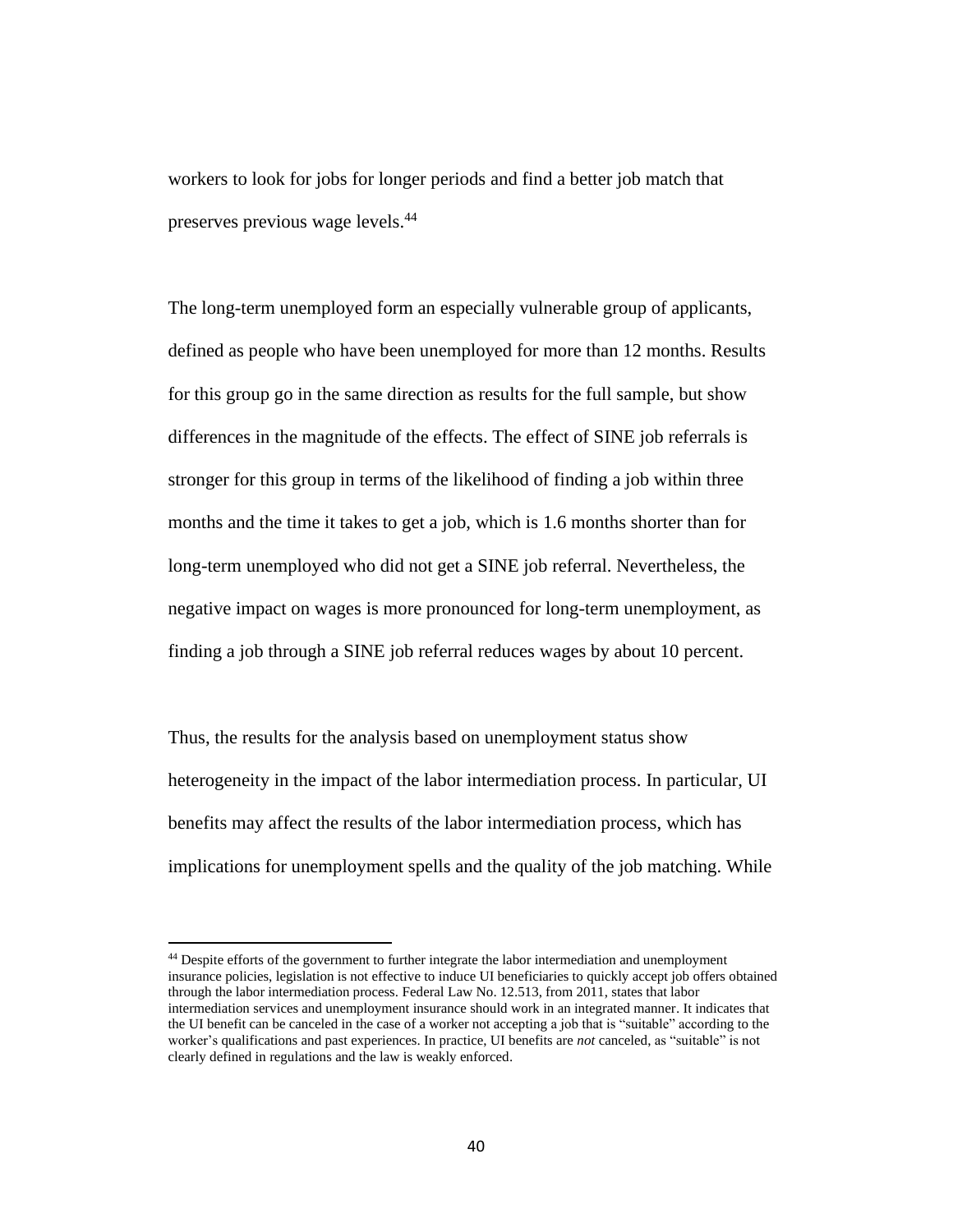workers to look for jobs for longer periods and find a better job match that preserves previous wage levels.[44]

The long-term unemployed form an especially vulnerable group of applicants, defined as people who have been unemployed for more than 12 months. Results for this group go in the same direction as results for the full sample, but show differences in the magnitude of the effects. The effect of SINE job referrals is stronger for this group in terms of the likelihood of finding a job within three months and the time it takes to get a job, which is 1.6 months shorter than for long-term unemployed who did not get a SINE job referral. Nevertheless, the negative impact on wages is more pronounced for long-term unemployment, as finding a job through a SINE job referral reduces wages by about 10 percent.

Thus, the results for the analysis based on unemployment status show heterogeneity in the impact of the labor intermediation process. In particular, UI benefits may affect the results of the labor intermediation process, which has implications for unemployment spells and the quality of the job matching. While

[44] Despite efforts of the government to further integrate the labor intermediation and unemployment insurance policies, legislation is not effective to induce UI beneficiaries to quickly accept job offers obtained through the labor intermediation process. Federal Law No. 12.513, from 2011, states that labor intermediation services and unemployment insurance should work in an integrated manner. It indicates that the UI benefit can be canceled in the case of a worker not accepting a job that is "suitable" according to the worker's qualifications and past experiences. In practice, UI benefits are *not* canceled, as "suitable" is not clearly defined in regulations and the law is weakly enforced.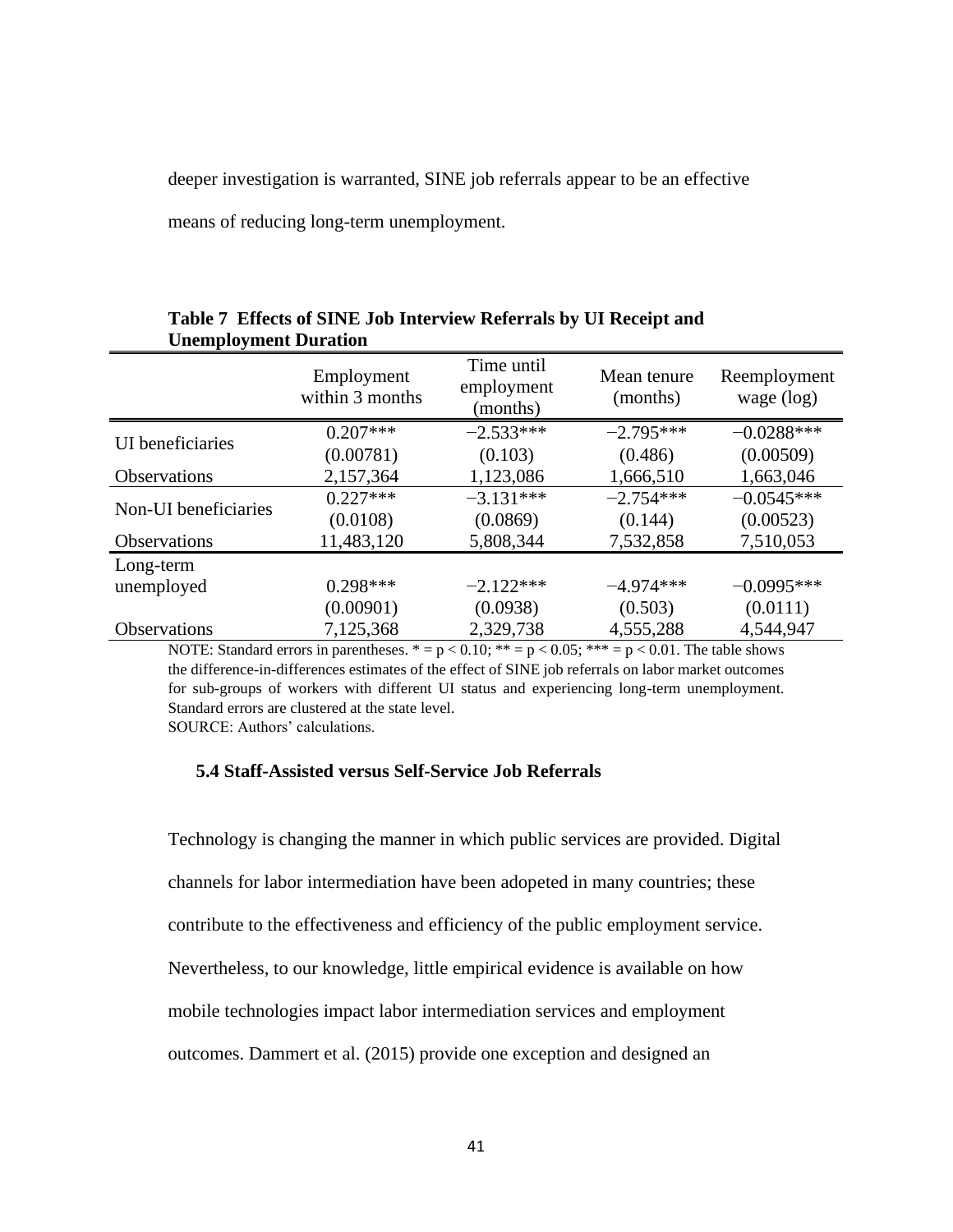deeper investigation is warranted, SINE job referrals appear to be an effective means of reducing long-term unemployment.

**Table 7 Effects of SINE Job Interview Referrals by UI Receipt and Unemployment Duration**

| | Employment within 3 months | Time until employment (months) | Mean tenure (months) | Reemployment wage (log) |
|---|---|---|---|---|
| UI beneficiaries | 0.207*** | −2.533*** | −2.795*** | −0.0288*** |
| | (0.00781) | (0.103) | (0.486) | (0.00509) |
| Observations | 2,157,364 | 1,123,086 | 1,666,510 | 1,663,046 |
| Non-UI beneficiaries | 0.227*** | −3.131*** | −2.754*** | −0.0545*** |
| | (0.0108) | (0.0869) | (0.144) | (0.00523) |
| Observations | 11,483,120 | 5,808,344 | 7,532,858 | 7,510,053 |
| Long-term unemployed | 0.298*** | −2.122*** | −4.974*** | −0.0995*** |
| | (0.00901) | (0.0938) | (0.503) | (0.0111) |
| Observations | 7,125,368 | 2,329,738 | 4,555,288 | 4,544,947 |

NOTE: Standard errors in parentheses. * = $p < 0.10$; ** = $p < 0.05$; *** = $p < 0.01$. The table shows the difference-in-differences estimates of the effect of SINE job referrals on labor market outcomes for sub-groups of workers with different UI status and experiencing long-term unemployment. Standard errors are clustered at the state level.
SOURCE: Authors' calculations.

### 5.4 Staff-Assisted versus Self-Service Job Referrals

Technology is changing the manner in which public services are provided. Digital channels for labor intermediation have been adopeted in many countries; these contribute to the effectiveness and efficiency of the public employment service. Nevertheless, to our knowledge, little empirical evidence is available on how mobile technologies impact labor intermediation services and employment outcomes. Dammert et al. (2015) provide one exception and designed an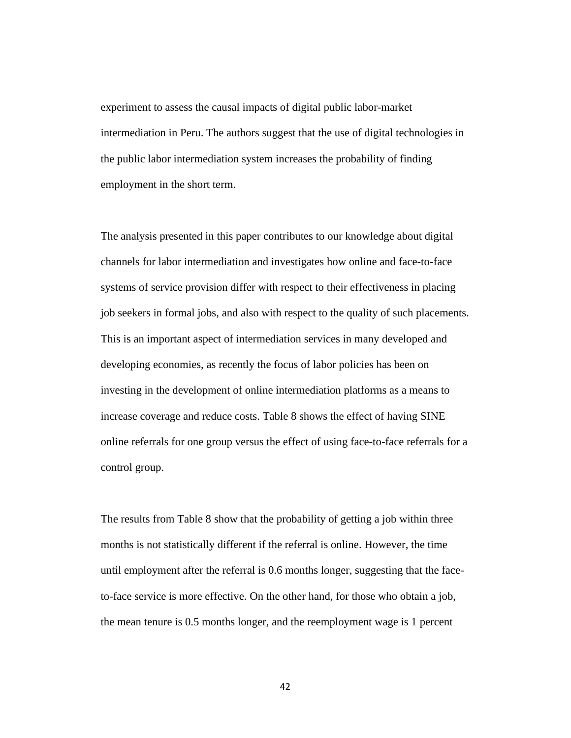experiment to assess the causal impacts of digital public labor-market intermediation in Peru. The authors suggest that the use of digital technologies in the public labor intermediation system increases the probability of finding employment in the short term.

The analysis presented in this paper contributes to our knowledge about digital channels for labor intermediation and investigates how online and face-to-face systems of service provision differ with respect to their effectiveness in placing job seekers in formal jobs, and also with respect to the quality of such placements. This is an important aspect of intermediation services in many developed and developing economies, as recently the focus of labor policies has been on investing in the development of online intermediation platforms as a means to increase coverage and reduce costs. Table 8 shows the effect of having SINE online referrals for one group versus the effect of using face-to-face referrals for a control group.

The results from Table 8 show that the probability of getting a job within three months is not statistically different if the referral is online. However, the time until employment after the referral is 0.6 months longer, suggesting that the face-to-face service is more effective. On the other hand, for those who obtain a job, the mean tenure is 0.5 months longer, and the reemployment wage is 1 percent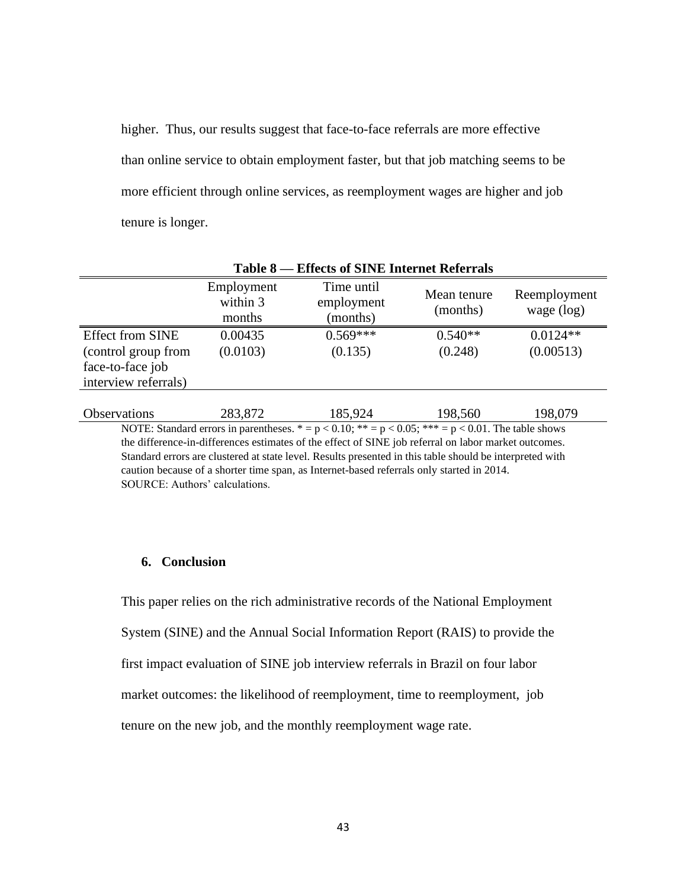higher. Thus, our results suggest that face-to-face referrals are more effective than online service to obtain employment faster, but that job matching seems to be more efficient through online services, as reemployment wages are higher and job tenure is longer.

**Table 8 — Effects of SINE Internet Referrals**

| | Employment within 3 months | Time until employment (months) | Mean tenure (months) | Reemployment wage (log) |
|---|---|---|---|---|
| Effect from SINE (control group from face-to-face job interview referrals) | 0.00435 | 0.569*** | 0.540** | 0.0124** |
| | (0.0103) | (0.135) | (0.248) | (0.00513) |
| Observations | 283,872 | 185,924 | 198,560 | 198,079 |

NOTE: Standard errors in parentheses. * = $p < 0.10$; ** = $p < 0.05$; *** = $p < 0.01$. The table shows the difference-in-differences estimates of the effect of SINE job referral on labor market outcomes. Standard errors are clustered at state level. Results presented in this table should be interpreted with caution because of a shorter time span, as Internet-based referrals only started in 2014.
SOURCE: Authors' calculations.

## 6. Conclusion

This paper relies on the rich administrative records of the National Employment System (SINE) and the Annual Social Information Report (RAIS) to provide the first impact evaluation of SINE job interview referrals in Brazil on four labor market outcomes: the likelihood of reemployment, time to reemployment, job tenure on the new job, and the monthly reemployment wage rate.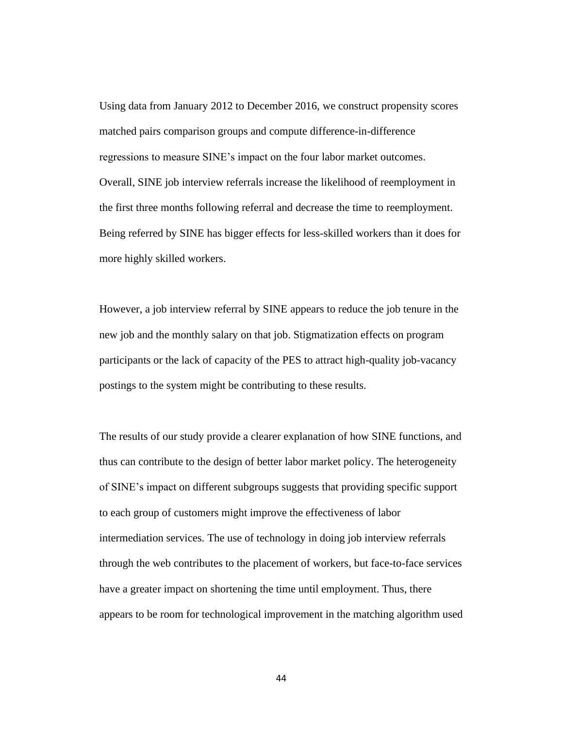Using data from January 2012 to December 2016, we construct propensity scores matched pairs comparison groups and compute difference-in-difference regressions to measure SINE's impact on the four labor market outcomes. Overall, SINE job interview referrals increase the likelihood of reemployment in the first three months following referral and decrease the time to reemployment. Being referred by SINE has bigger effects for less-skilled workers than it does for more highly skilled workers.

However, a job interview referral by SINE appears to reduce the job tenure in the new job and the monthly salary on that job. Stigmatization effects on program participants or the lack of capacity of the PES to attract high-quality job-vacancy postings to the system might be contributing to these results.

The results of our study provide a clearer explanation of how SINE functions, and thus can contribute to the design of better labor market policy. The heterogeneity of SINE's impact on different subgroups suggests that providing specific support to each group of customers might improve the effectiveness of labor intermediation services. The use of technology in doing job interview referrals through the web contributes to the placement of workers, but face-to-face services have a greater impact on shortening the time until employment. Thus, there appears to be room for technological improvement in the matching algorithm used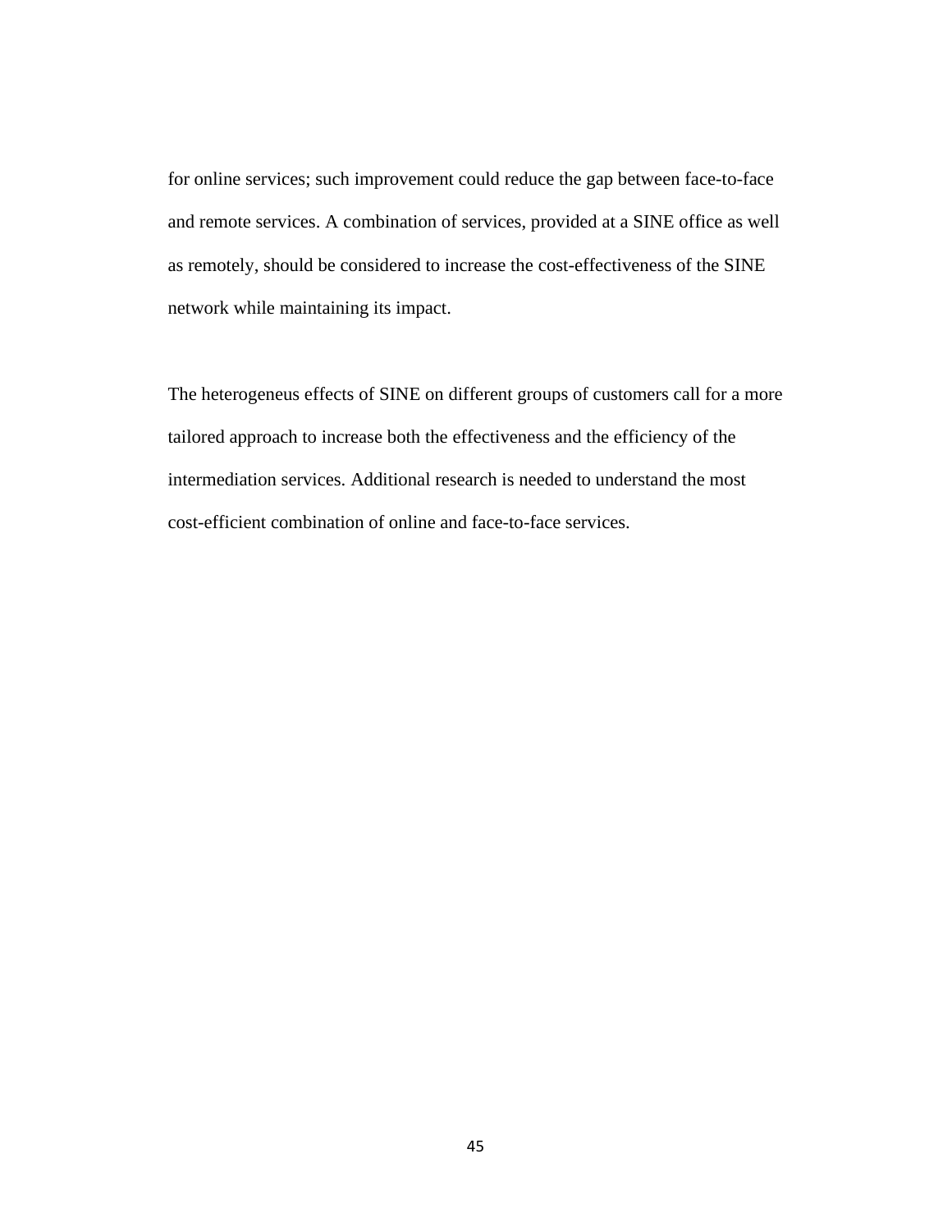for online services; such improvement could reduce the gap between face-to-face and remote services. A combination of services, provided at a SINE office as well as remotely, should be considered to increase the cost-effectiveness of the SINE network while maintaining its impact.

The heterogeneus effects of SINE on different groups of customers call for a more tailored approach to increase both the effectiveness and the efficiency of the intermediation services. Additional research is needed to understand the most cost-efficient combination of online and face-to-face services.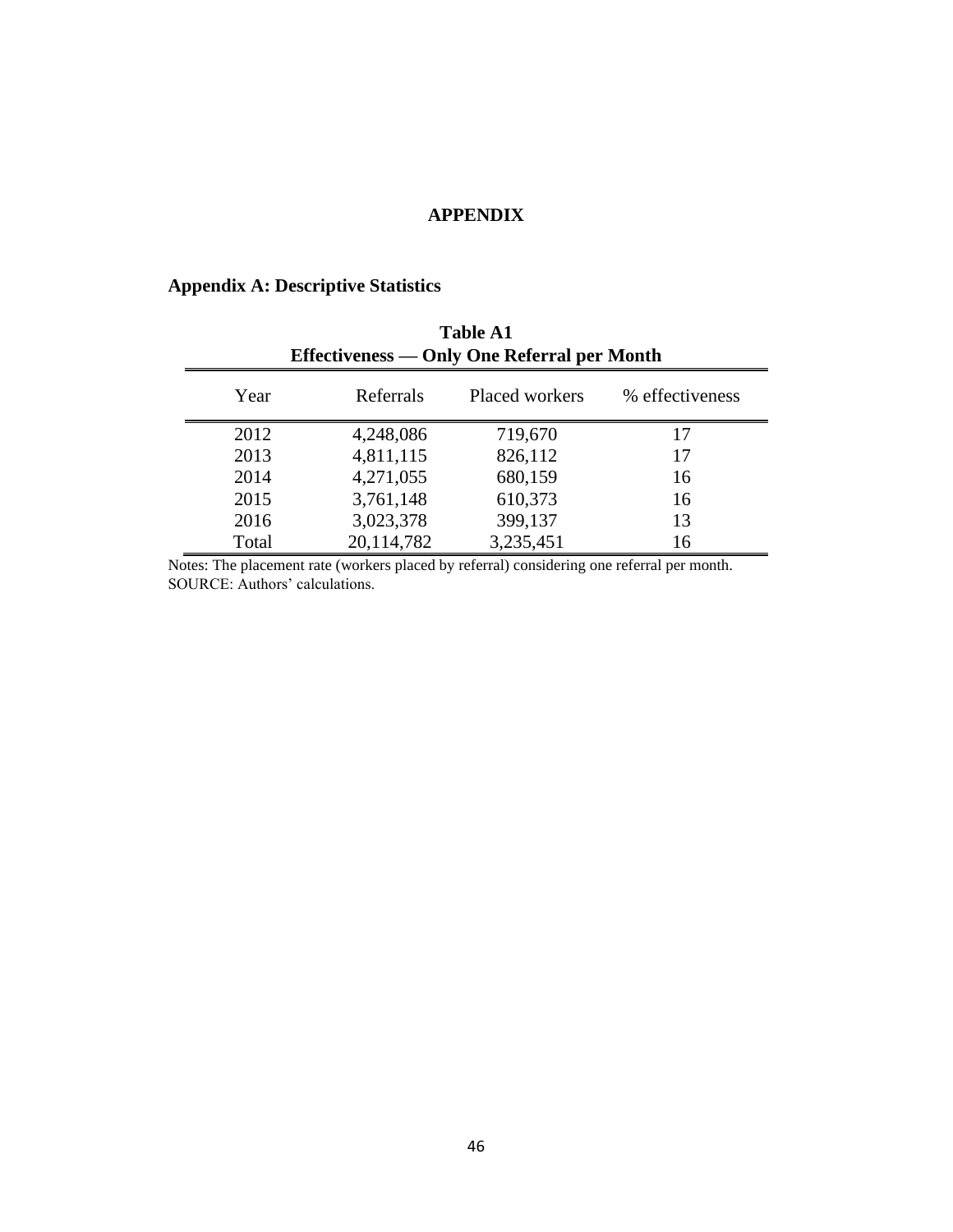# APPENDIX

## Appendix A: Descriptive Statistics

**Table A1**
**Effectiveness — Only One Referral per Month**

| Year | Referrals | Placed workers | % effectiveness |
|---|---|---|---|
| 2012 | 4,248,086 | 719,670 | 17 |
| 2013 | 4,811,115 | 826,112 | 17 |
| 2014 | 4,271,055 | 680,159 | 16 |
| 2015 | 3,761,148 | 610,373 | 16 |
| 2016 | 3,023,378 | 399,137 | 13 |
| Total | 20,114,782 | 3,235,451 | 16 |

Notes: The placement rate (workers placed by referral) considering one referral per month.
SOURCE: Authors' calculations.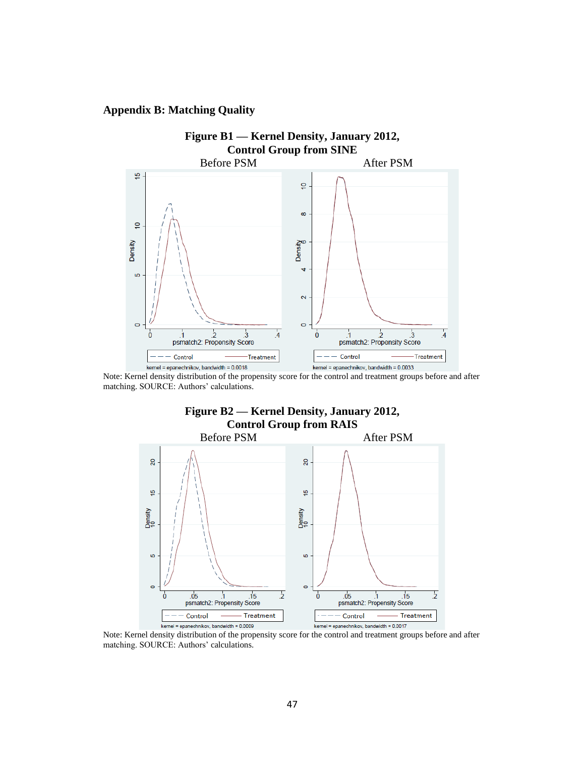## Appendix B: Matching Quality

**Figure B1 — Kernel Density, January 2012, Control Group from SINE**

Before PSM After PSM

Note: Kernel density distribution of the propensity score for the control and treatment groups before and after matching. SOURCE: Authors' calculations.

**Figure B2 — Kernel Density, January 2012, Control Group from RAIS**

Before PSM After PSM

Note: Kernel density distribution of the propensity score for the control and treatment groups before and after matching. SOURCE: Authors' calculations.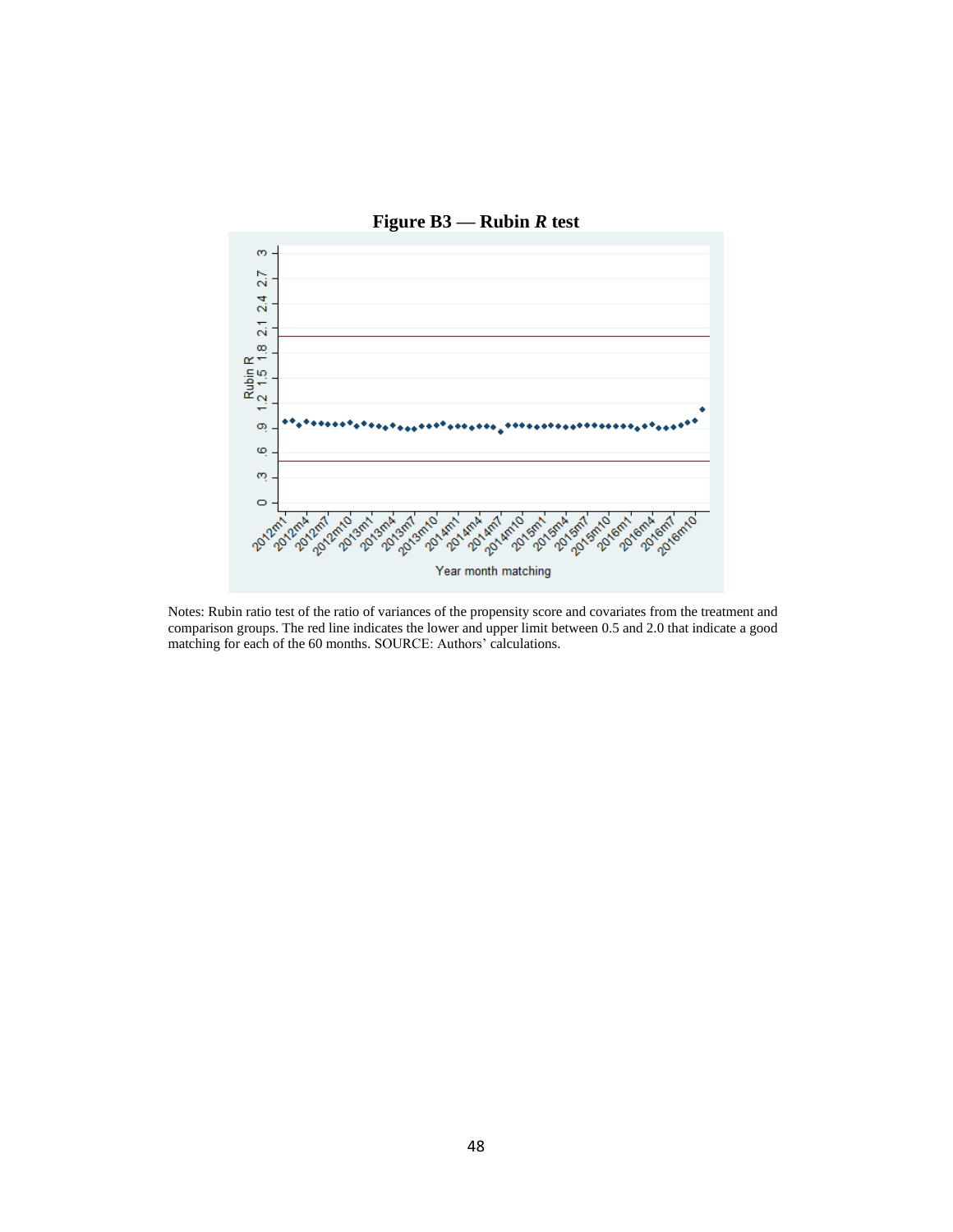**Figure B3 — Rubin *R* test**

Notes: Rubin ratio test of the ratio of variances of the propensity score and covariates from the treatment and comparison groups. The red line indicates the lower and upper limit between 0.5 and 2.0 that indicate a good matching for each of the 60 months. SOURCE: Authors' calculations.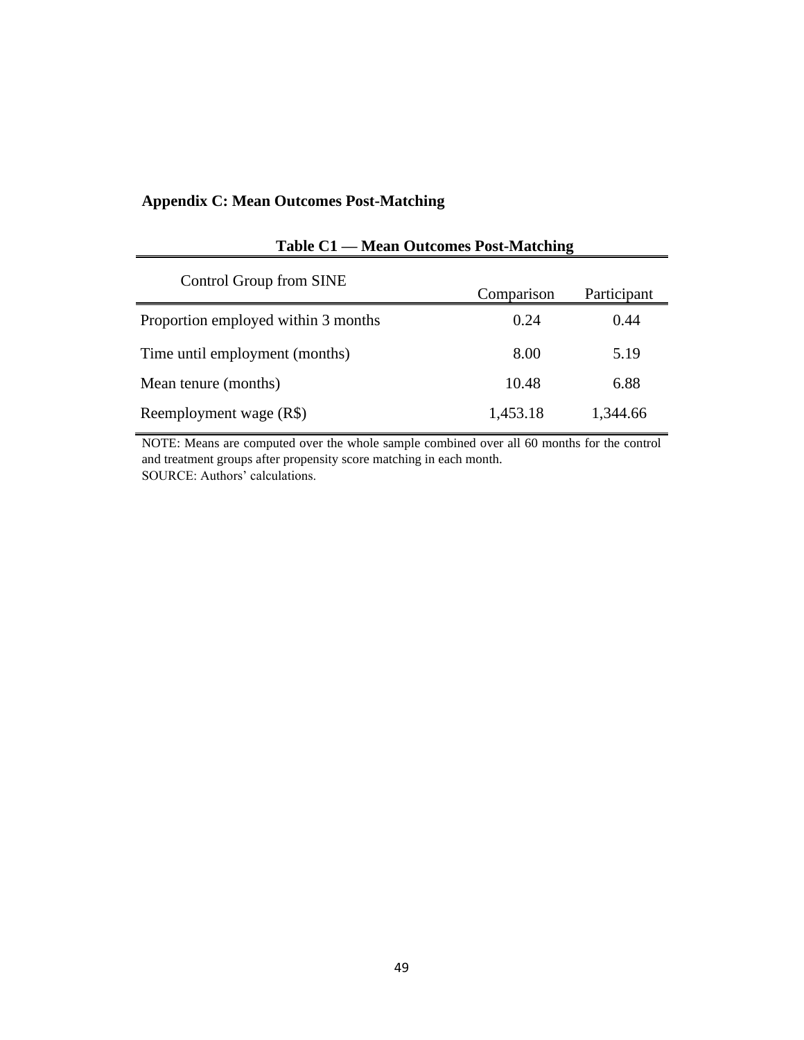## Appendix C: Mean Outcomes Post-Matching

**Table C1 — Mean Outcomes Post-Matching**

| Control Group from SINE | Comparison | Participant |
|---|---|---|
| Proportion employed within 3 months | 0.24 | 0.44 |
| Time until employment (months) | 8.00 | 5.19 |
| Mean tenure (months) | 10.48 | 6.88 |
| Reemployment wage (R$) | 1,453.18 | 1,344.66 |

NOTE: Means are computed over the whole sample combined over all 60 months for the control and treatment groups after propensity score matching in each month.
SOURCE: Authors' calculations.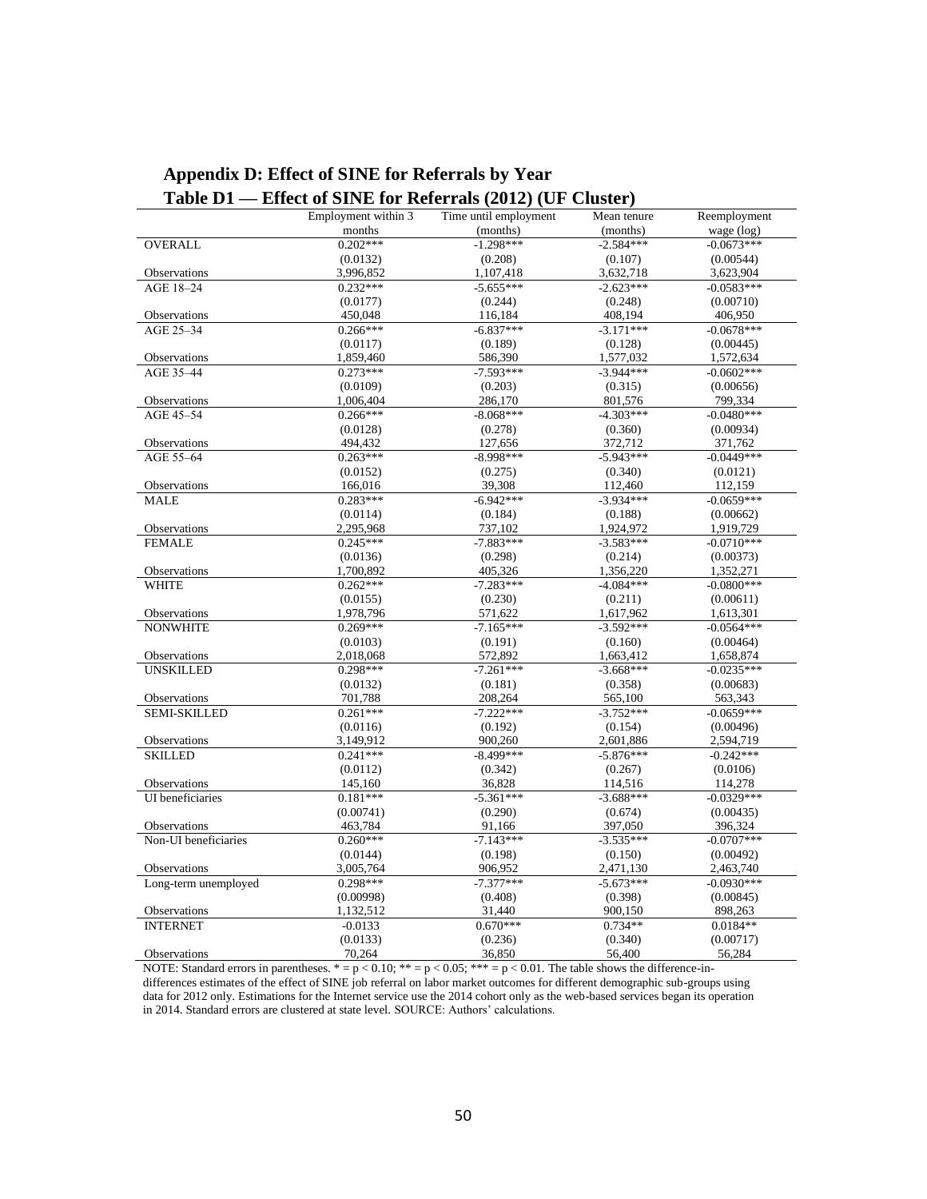## Appendix D: Effect of SINE for Referrals by Year

### Table D1 — Effect of SINE for Referrals (2012) (UF Cluster)

| | Employment within 3 months | Time until employment (months) | Mean tenure (months) | Reemployment wage (log) |
|---|---|---|---|---|
| OVERALL | 0.202*** | -1.298*** | -2.584*** | -0.0673*** |
| | (0.0132) | (0.208) | (0.107) | (0.00544) |
| Observations | 3,996,852 | 1,107,418 | 3,632,718 | 3,623,904 |
| AGE 18–24 | 0.232*** | -5.655*** | -2.623*** | -0.0583*** |
| | (0.0177) | (0.244) | (0.248) | (0.00710) |
| Observations | 450,048 | 116,184 | 408,194 | 406,950 |
| AGE 25–34 | 0.266*** | -6.837*** | -3.171*** | -0.0678*** |
| | (0.0117) | (0.189) | (0.128) | (0.00445) |
| Observations | 1,859,460 | 586,390 | 1,577,032 | 1,572,634 |
| AGE 35–44 | 0.273*** | -7.593*** | -3.944*** | -0.0602*** |
| | (0.0109) | (0.203) | (0.315) | (0.00656) |
| Observations | 1,006,404 | 286,170 | 801,576 | 799,334 |
| AGE 45–54 | 0.266*** | -8.068*** | -4.303*** | -0.0480*** |
| | (0.0128) | (0.278) | (0.360) | (0.00934) |
| Observations | 494,432 | 127,656 | 372,712 | 371,762 |
| AGE 55–64 | 0.263*** | -8.998*** | -5.943*** | -0.0449*** |
| | (0.0152) | (0.275) | (0.340) | (0.0121) |
| Observations | 166,016 | 39,308 | 112,460 | 112,159 |
| MALE | 0.283*** | -6.942*** | -3.934*** | -0.0659*** |
| | (0.0114) | (0.184) | (0.188) | (0.00662) |
| Observations | 2,295,968 | 737,102 | 1,924,972 | 1,919,729 |
| FEMALE | 0.245*** | -7.883*** | -3.583*** | -0.0710*** |
| | (0.0136) | (0.298) | (0.214) | (0.00373) |
| Observations | 1,700,892 | 405,326 | 1,356,220 | 1,352,271 |
| WHITE | 0.262*** | -7.283*** | -4.084*** | -0.0800*** |
| | (0.0155) | (0.230) | (0.211) | (0.00611) |
| Observations | 1,978,796 | 571,622 | 1,617,962 | 1,613,301 |
| NONWHITE | 0.269*** | -7.165*** | -3.592*** | -0.0564*** |
| | (0.0103) | (0.191) | (0.160) | (0.00464) |
| Observations | 2,018,068 | 572,892 | 1,663,412 | 1,658,874 |
| UNSKILLED | 0.298*** | -7.261*** | -3.668*** | -0.0235*** |
| | (0.0132) | (0.181) | (0.358) | (0.00683) |
| Observations | 701,788 | 208,264 | 565,100 | 563,343 |
| SEMI-SKILLED | 0.261*** | -7.222*** | -3.752*** | -0.0659*** |
| | (0.0116) | (0.192) | (0.154) | (0.00496) |
| Observations | 3,149,912 | 900,260 | 2,601,886 | 2,594,719 |
| SKILLED | 0.241*** | -8.499*** | -5.876*** | -0.242*** |
| | (0.0112) | (0.342) | (0.267) | (0.0106) |
| Observations | 145,160 | 36,828 | 114,516 | 114,278 |
| UI beneficiaries | 0.181*** | -5.361*** | -3.688*** | -0.0329*** |
| | (0.00741) | (0.290) | (0.674) | (0.00435) |
| Observations | 463,784 | 91,166 | 397,050 | 396,324 |
| Non-UI beneficiaries | 0.260*** | -7.143*** | -3.535*** | -0.0707*** |
| | (0.0144) | (0.198) | (0.150) | (0.00492) |
| Observations | 3,005,764 | 906,952 | 2,471,130 | 2,463,740 |
| Long-term unemployed | 0.298*** | -7.377*** | -5.673*** | -0.0930*** |
| | (0.00998) | (0.408) | (0.398) | (0.00845) |
| Observations | 1,132,512 | 31,440 | 900,150 | 898,263 |
| INTERNET | -0.0133 | 0.670*** | 0.734** | 0.0184** |
| | (0.0133) | (0.236) | (0.340) | (0.00717) |
| Observations | 70,264 | 36,850 | 56,400 | 56,284 |

NOTE: Standard errors in parentheses. * = p < 0.10; ** = p < 0.05; *** = p < 0.01. The table shows the difference-in-differences estimates of the effect of SINE job referral on labor market outcomes for different demographic sub-groups using data for 2012 only. Estimations for the Internet service use the 2014 cohort only as the web-based services began its operation in 2014. Standard errors are clustered at state level. SOURCE: Authors' calculations.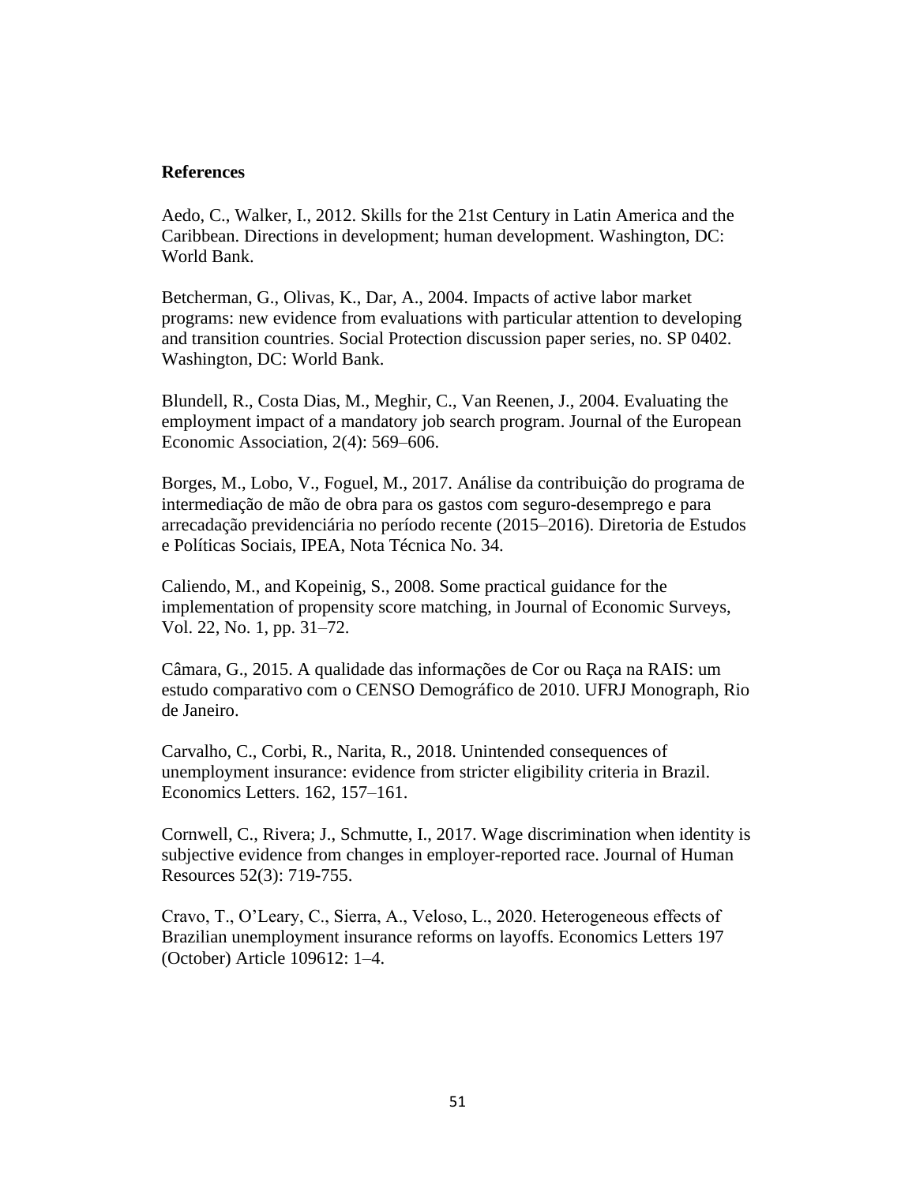**References**

Aedo, C., Walker, I., 2012. Skills for the 21st Century in Latin America and the Caribbean. Directions in development; human development. Washington, DC: World Bank.

Betcherman, G., Olivas, K., Dar, A., 2004. Impacts of active labor market programs: new evidence from evaluations with particular attention to developing and transition countries. Social Protection discussion paper series, no. SP 0402. Washington, DC: World Bank.

Blundell, R., Costa Dias, M., Meghir, C., Van Reenen, J., 2004. Evaluating the employment impact of a mandatory job search program. Journal of the European Economic Association, 2(4): 569–606.

Borges, M., Lobo, V., Foguel, M., 2017. Análise da contribuição do programa de intermediação de mão de obra para os gastos com seguro-desemprego e para arrecadação previdenciária no período recente (2015–2016). Diretoria de Estudos e Políticas Sociais, IPEA, Nota Técnica No. 34.

Caliendo, M., and Kopeinig, S., 2008. Some practical guidance for the implementation of propensity score matching, in Journal of Economic Surveys, Vol. 22, No. 1, pp. 31–72.

Câmara, G., 2015. A qualidade das informações de Cor ou Raça na RAIS: um estudo comparativo com o CENSO Demográfico de 2010. UFRJ Monograph, Rio de Janeiro.

Carvalho, C., Corbi, R., Narita, R., 2018. Unintended consequences of unemployment insurance: evidence from stricter eligibility criteria in Brazil. Economics Letters. 162, 157–161.

Cornwell, C., Rivera; J., Schmutte, I., 2017. Wage discrimination when identity is subjective evidence from changes in employer-reported race. Journal of Human Resources 52(3): 719-755.

Cravo, T., O'Leary, C., Sierra, A., Veloso, L., 2020. Heterogeneous effects of Brazilian unemployment insurance reforms on layoffs. Economics Letters 197 (October) Article 109612: 1–4.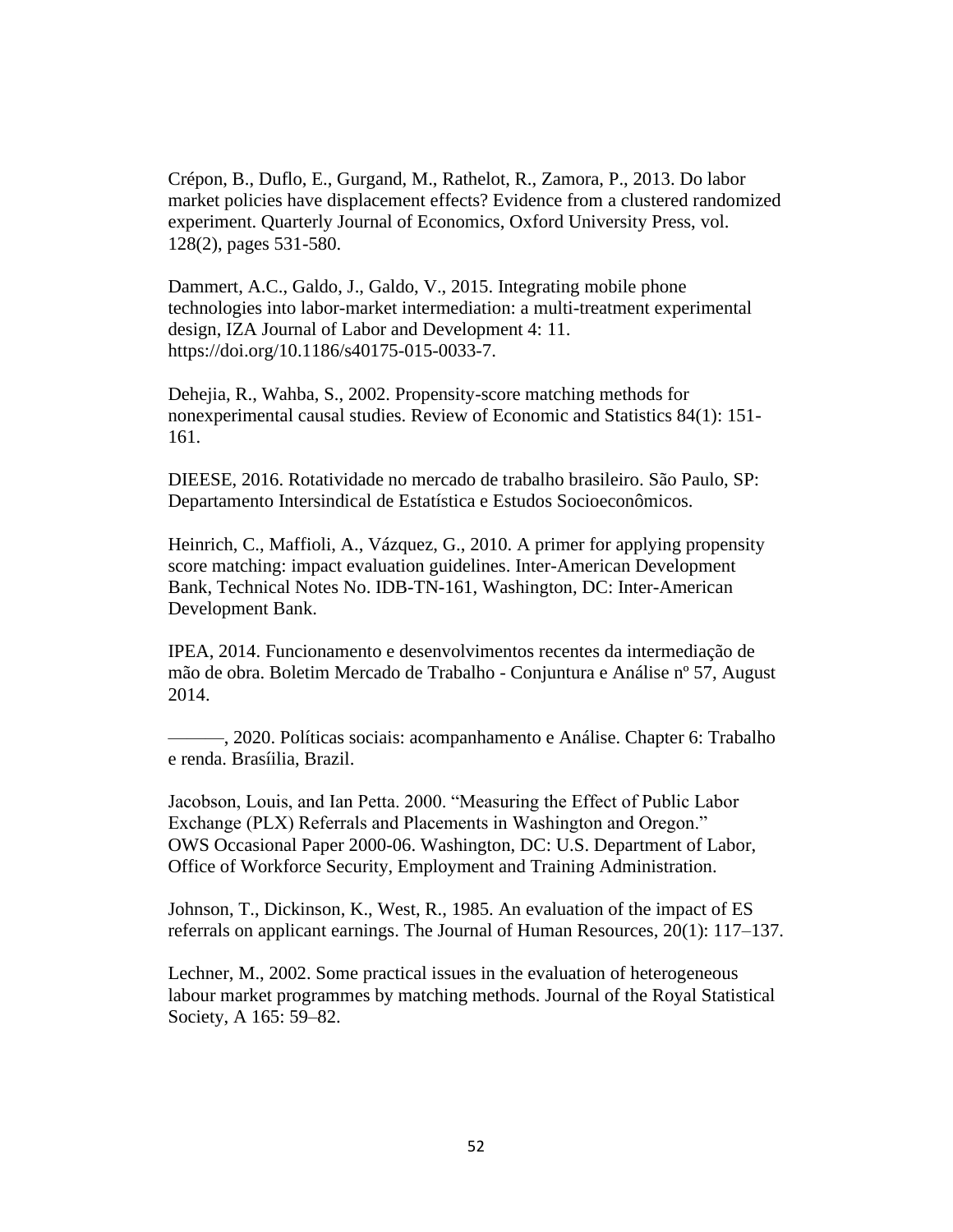Crépon, B., Duflo, E., Gurgand, M., Rathelot, R., Zamora, P., 2013. Do labor market policies have displacement effects? Evidence from a clustered randomized experiment. Quarterly Journal of Economics, Oxford University Press, vol. 128(2), pages 531-580.

Dammert, A.C., Galdo, J., Galdo, V., 2015. Integrating mobile phone technologies into labor-market intermediation: a multi-treatment experimental design, IZA Journal of Labor and Development 4: 11. https://doi.org/10.1186/s40175-015-0033-7.

Dehejia, R., Wahba, S., 2002. Propensity-score matching methods for nonexperimental causal studies. Review of Economic and Statistics 84(1): 151-161.

DIEESE, 2016. Rotatividade no mercado de trabalho brasileiro. São Paulo, SP: Departamento Intersindical de Estatística e Estudos Socioeconômicos.

Heinrich, C., Maffioli, A., Vázquez, G., 2010. A primer for applying propensity score matching: impact evaluation guidelines. Inter-American Development Bank, Technical Notes No. IDB-TN-161, Washington, DC: Inter-American Development Bank.

IPEA, 2014. Funcionamento e desenvolvimentos recentes da intermediação de mão de obra. Boletim Mercado de Trabalho - Conjuntura e Análise nº 57, August 2014.

———, 2020. Políticas sociais: acompanhamento e Análise. Chapter 6: Trabalho e renda. Brasíilia, Brazil.

Jacobson, Louis, and Ian Petta. 2000. "Measuring the Effect of Public Labor Exchange (PLX) Referrals and Placements in Washington and Oregon." OWS Occasional Paper 2000-06. Washington, DC: U.S. Department of Labor, Office of Workforce Security, Employment and Training Administration.

Johnson, T., Dickinson, K., West, R., 1985. An evaluation of the impact of ES referrals on applicant earnings. The Journal of Human Resources, 20(1): 117–137.

Lechner, M., 2002. Some practical issues in the evaluation of heterogeneous labour market programmes by matching methods. Journal of the Royal Statistical Society, A 165: 59–82.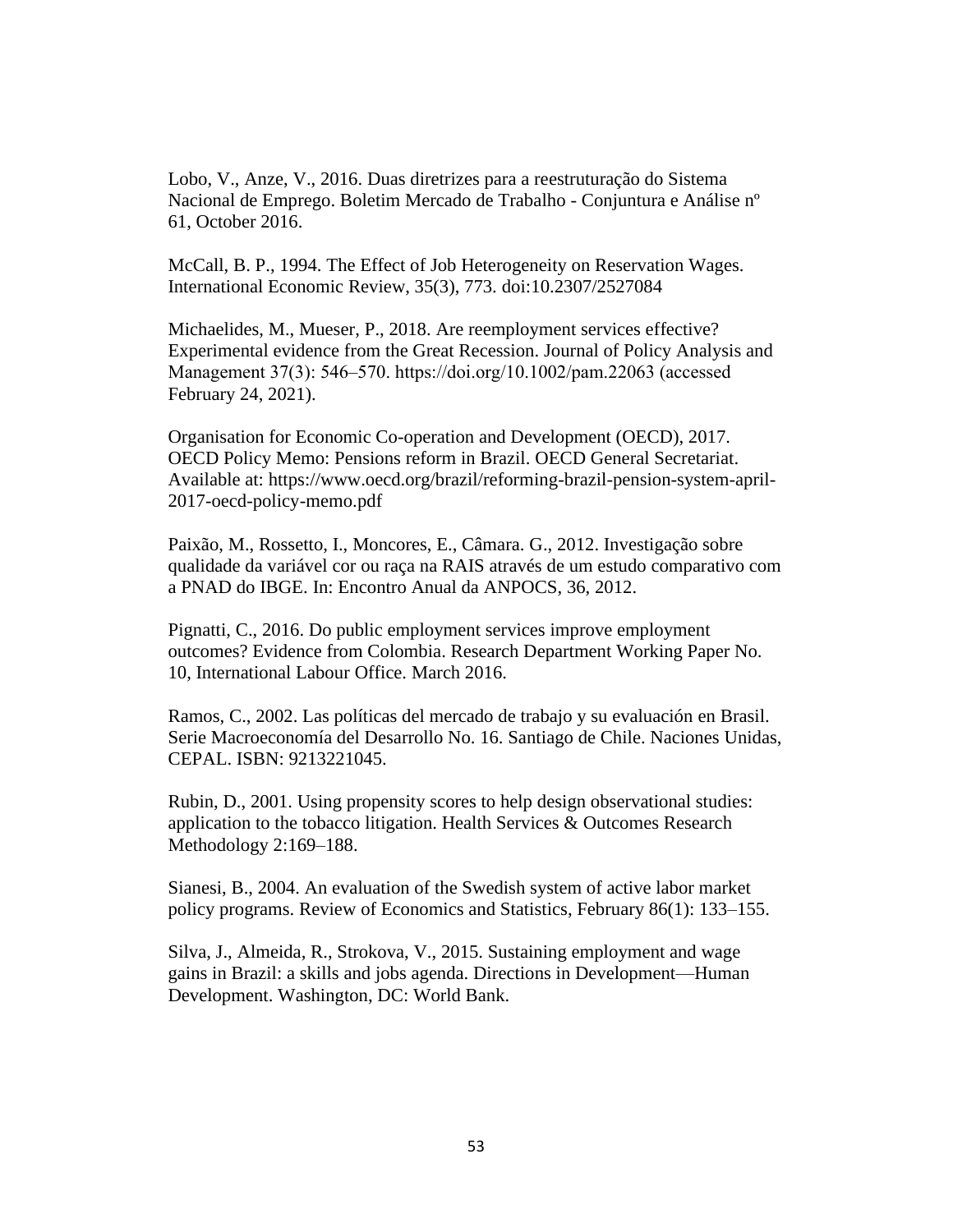Lobo, V., Anze, V., 2016. Duas diretrizes para a reestruturação do Sistema Nacional de Emprego. Boletim Mercado de Trabalho - Conjuntura e Análise nº 61, October 2016.

McCall, B. P., 1994. The Effect of Job Heterogeneity on Reservation Wages. International Economic Review, 35(3), 773. doi:10.2307/2527084

Michaelides, M., Mueser, P., 2018. Are reemployment services effective? Experimental evidence from the Great Recession. Journal of Policy Analysis and Management 37(3): 546–570. https://doi.org/10.1002/pam.22063 (accessed February 24, 2021).

Organisation for Economic Co-operation and Development (OECD), 2017. OECD Policy Memo: Pensions reform in Brazil. OECD General Secretariat. Available at: https://www.oecd.org/brazil/reforming-brazil-pension-system-april-2017-oecd-policy-memo.pdf

Paixão, M., Rossetto, I., Moncores, E., Câmara. G., 2012. Investigação sobre qualidade da variável cor ou raça na RAIS através de um estudo comparativo com a PNAD do IBGE. In: Encontro Anual da ANPOCS, 36, 2012.

Pignatti, C., 2016. Do public employment services improve employment outcomes? Evidence from Colombia. Research Department Working Paper No. 10, International Labour Office. March 2016.

Ramos, C., 2002. Las políticas del mercado de trabajo y su evaluación en Brasil. Serie Macroeconomía del Desarrollo No. 16. Santiago de Chile. Naciones Unidas, CEPAL. ISBN: 9213221045.

Rubin, D., 2001. Using propensity scores to help design observational studies: application to the tobacco litigation. Health Services & Outcomes Research Methodology 2:169–188.

Sianesi, B., 2004. An evaluation of the Swedish system of active labor market policy programs. Review of Economics and Statistics, February 86(1): 133–155.

Silva, J., Almeida, R., Strokova, V., 2015. Sustaining employment and wage gains in Brazil: a skills and jobs agenda. Directions in Development—Human Development. Washington, DC: World Bank.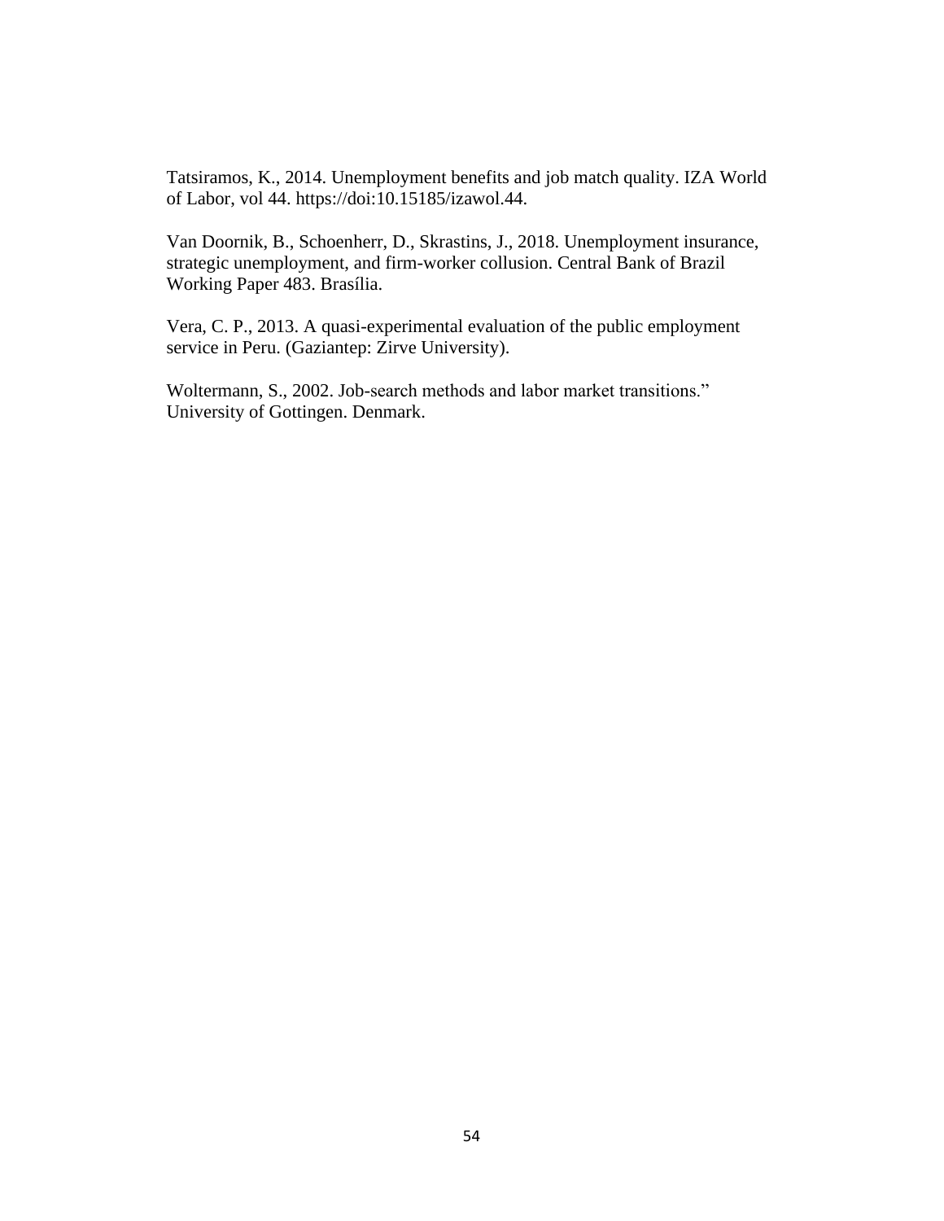Tatsiramos, K., 2014. Unemployment benefits and job match quality. IZA World of Labor, vol 44. https://doi:10.15185/izawol.44.

Van Doornik, B., Schoenherr, D., Skrastins, J., 2018. Unemployment insurance, strategic unemployment, and firm-worker collusion. Central Bank of Brazil Working Paper 483. Brasília.

Vera, C. P., 2013. A quasi-experimental evaluation of the public employment service in Peru. (Gaziantep: Zirve University).

Woltermann, S., 2002. Job-search methods and labor market transitions." University of Gottingen. Denmark.